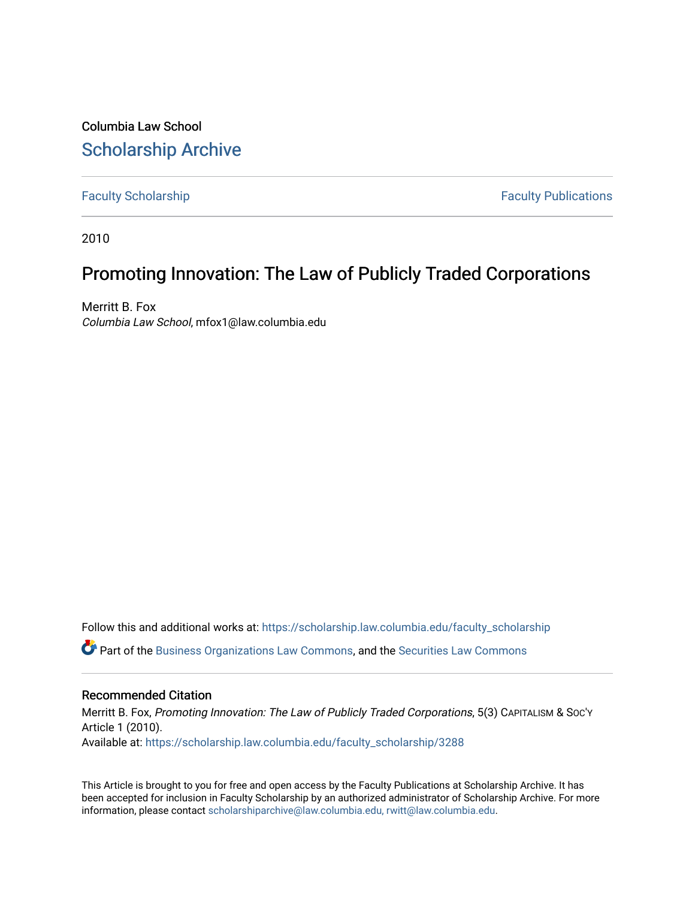Columbia Law School

# Scholarship Archive

Faculty Scholarship | Faculty Publications

2010

# Promoting Innovation: The Law of Publicly Traded Corporations

Merritt B. Fox
*Columbia Law School*, mfox1@law.columbia.edu

Follow this and additional works at: https://scholarship.law.columbia.edu/faculty_scholarship

Part of the Business Organizations Law Commons, and the Securities Law Commons

## Recommended Citation

Merritt B. Fox, *Promoting Innovation: The Law of Publicly Traded Corporations*, 5(3) CAPITALISM & SOC'Y Article 1 (2010).
Available at: https://scholarship.law.columbia.edu/faculty_scholarship/3288

This Article is brought to you for free and open access by the Faculty Publications at Scholarship Archive. It has been accepted for inclusion in Faculty Scholarship by an authorized administrator of Scholarship Archive. For more information, please contact scholarshiparchive@law.columbia.edu, rwitt@law.columbia.edu.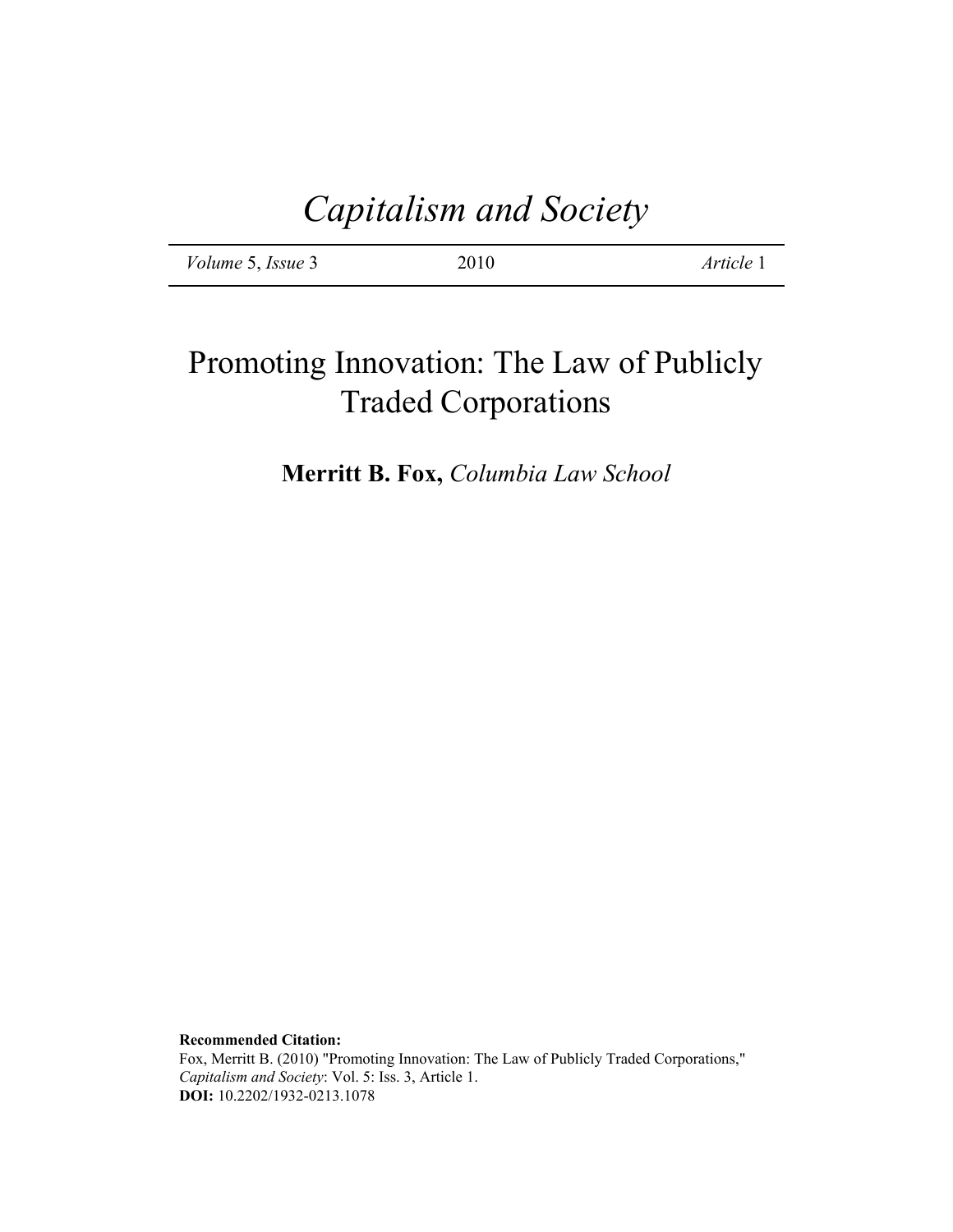# Capitalism and Society

*Volume* 5, *Issue* 3 | 2010 | *Article* 1

## Promoting Innovation: The Law of Publicly Traded Corporations

**Merritt B. Fox,** *Columbia Law School*

**Recommended Citation:**
Fox, Merritt B. (2010) "Promoting Innovation: The Law of Publicly Traded Corporations," *Capitalism and Society*: Vol. 5: Iss. 3, Article 1.
**DOI:** 10.2202/1932-0213.1078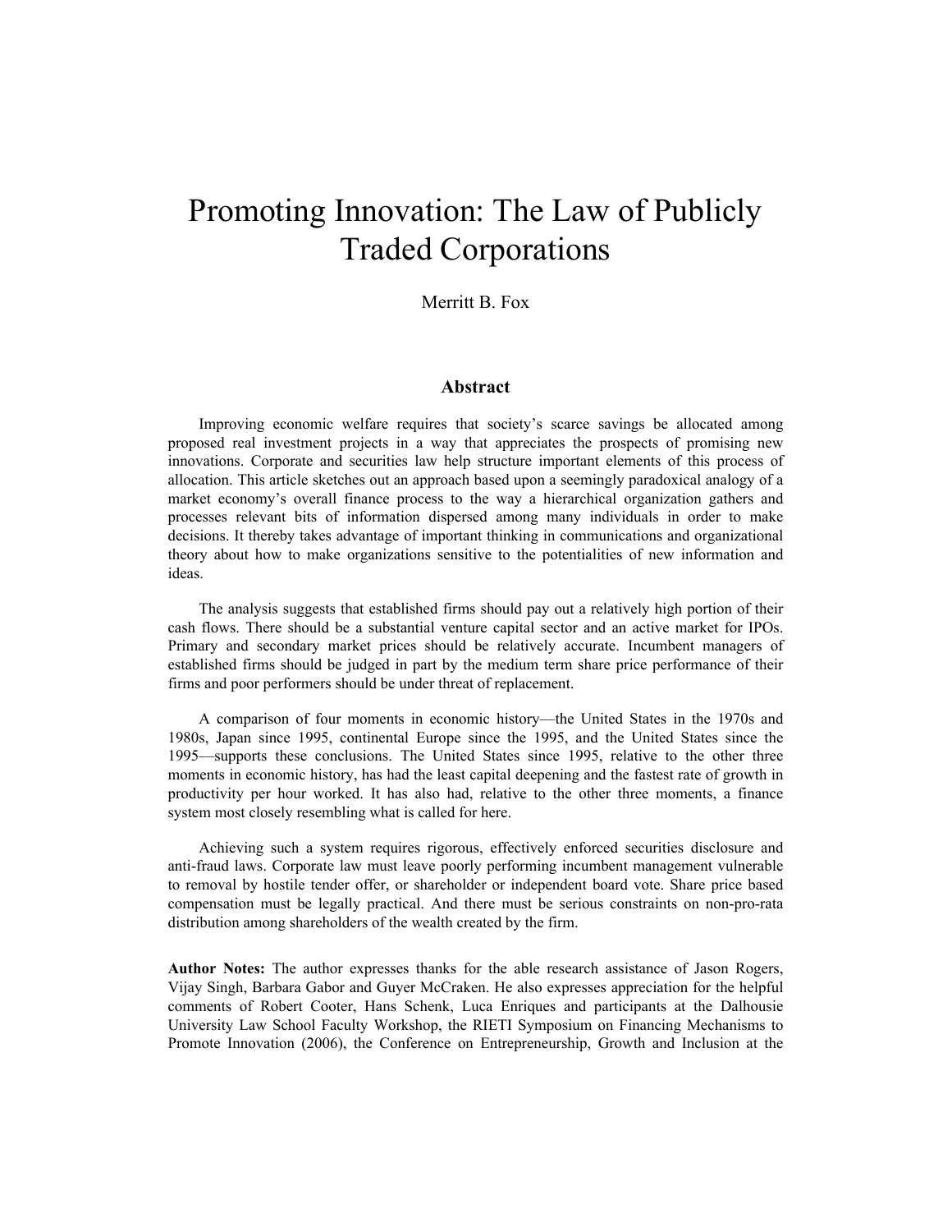# Promoting Innovation: The Law of Publicly Traded Corporations

Merritt B. Fox

## Abstract

Improving economic welfare requires that society's scarce savings be allocated among proposed real investment projects in a way that appreciates the prospects of promising new innovations. Corporate and securities law help structure important elements of this process of allocation. This article sketches out an approach based upon a seemingly paradoxical analogy of a market economy's overall finance process to the way a hierarchical organization gathers and processes relevant bits of information dispersed among many individuals in order to make decisions. It thereby takes advantage of important thinking in communications and organizational theory about how to make organizations sensitive to the potentialities of new information and ideas.

The analysis suggests that established firms should pay out a relatively high portion of their cash flows. There should be a substantial venture capital sector and an active market for IPOs. Primary and secondary market prices should be relatively accurate. Incumbent managers of established firms should be judged in part by the medium term share price performance of their firms and poor performers should be under threat of replacement.

A comparison of four moments in economic history—the United States in the 1970s and 1980s, Japan since 1995, continental Europe since the 1995, and the United States since the 1995—supports these conclusions. The United States since 1995, relative to the other three moments in economic history, has had the least capital deepening and the fastest rate of growth in productivity per hour worked. It has also had, relative to the other three moments, a finance system most closely resembling what is called for here.

Achieving such a system requires rigorous, effectively enforced securities disclosure and anti-fraud laws. Corporate law must leave poorly performing incumbent management vulnerable to removal by hostile tender offer, or shareholder or independent board vote. Share price based compensation must be legally practical. And there must be serious constraints on non-pro-rata distribution among shareholders of the wealth created by the firm.

**Author Notes:** The author expresses thanks for the able research assistance of Jason Rogers, Vijay Singh, Barbara Gabor and Guyer McCraken. He also expresses appreciation for the helpful comments of Robert Cooter, Hans Schenk, Luca Enriques and participants at the Dalhousie University Law School Faculty Workshop, the RIETI Symposium on Financing Mechanisms to Promote Innovation (2006), the Conference on Entrepreneurship, Growth and Inclusion at the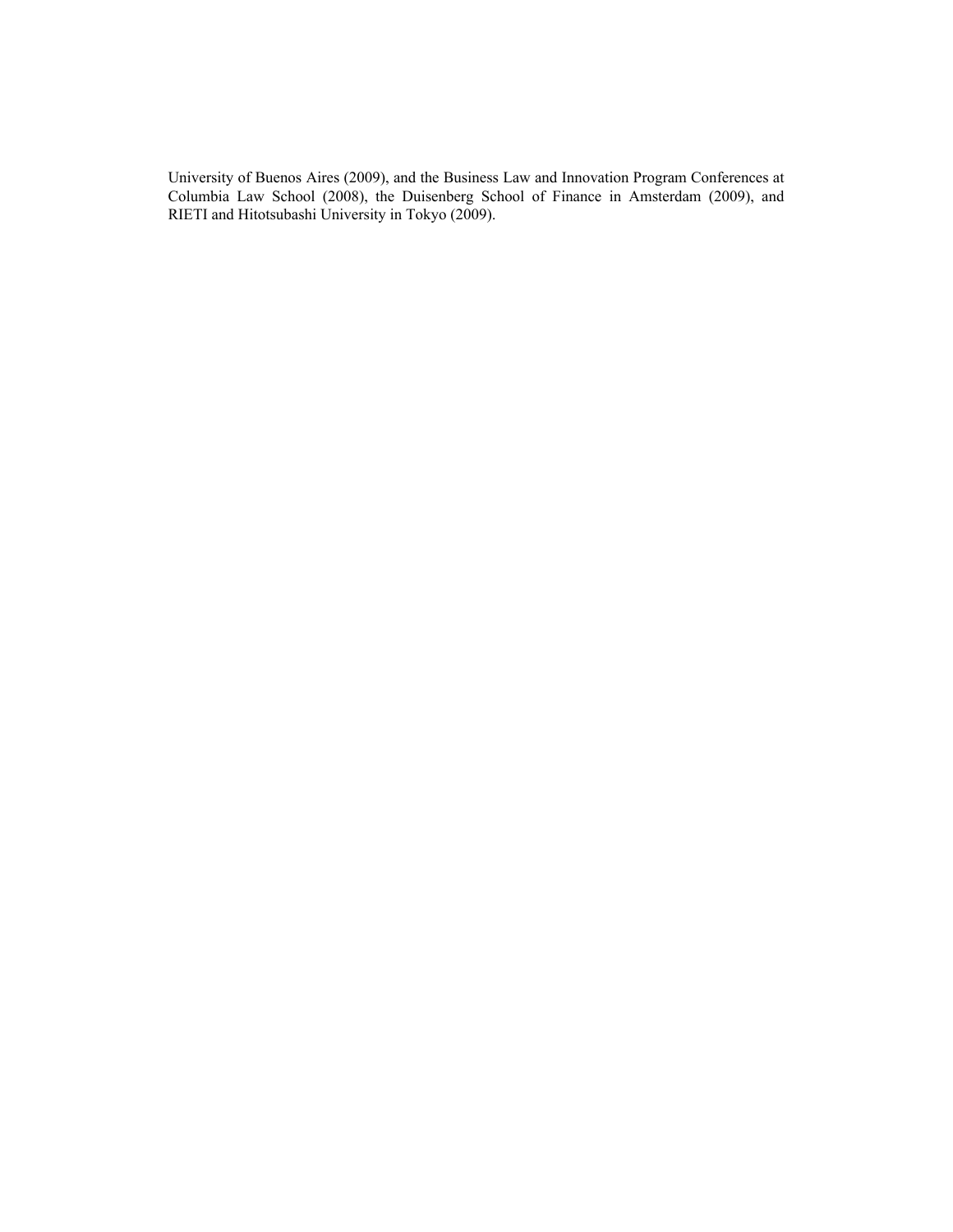University of Buenos Aires (2009), and the Business Law and Innovation Program Conferences at Columbia Law School (2008), the Duisenberg School of Finance in Amsterdam (2009), and RIETI and Hitotsubashi University in Tokyo (2009).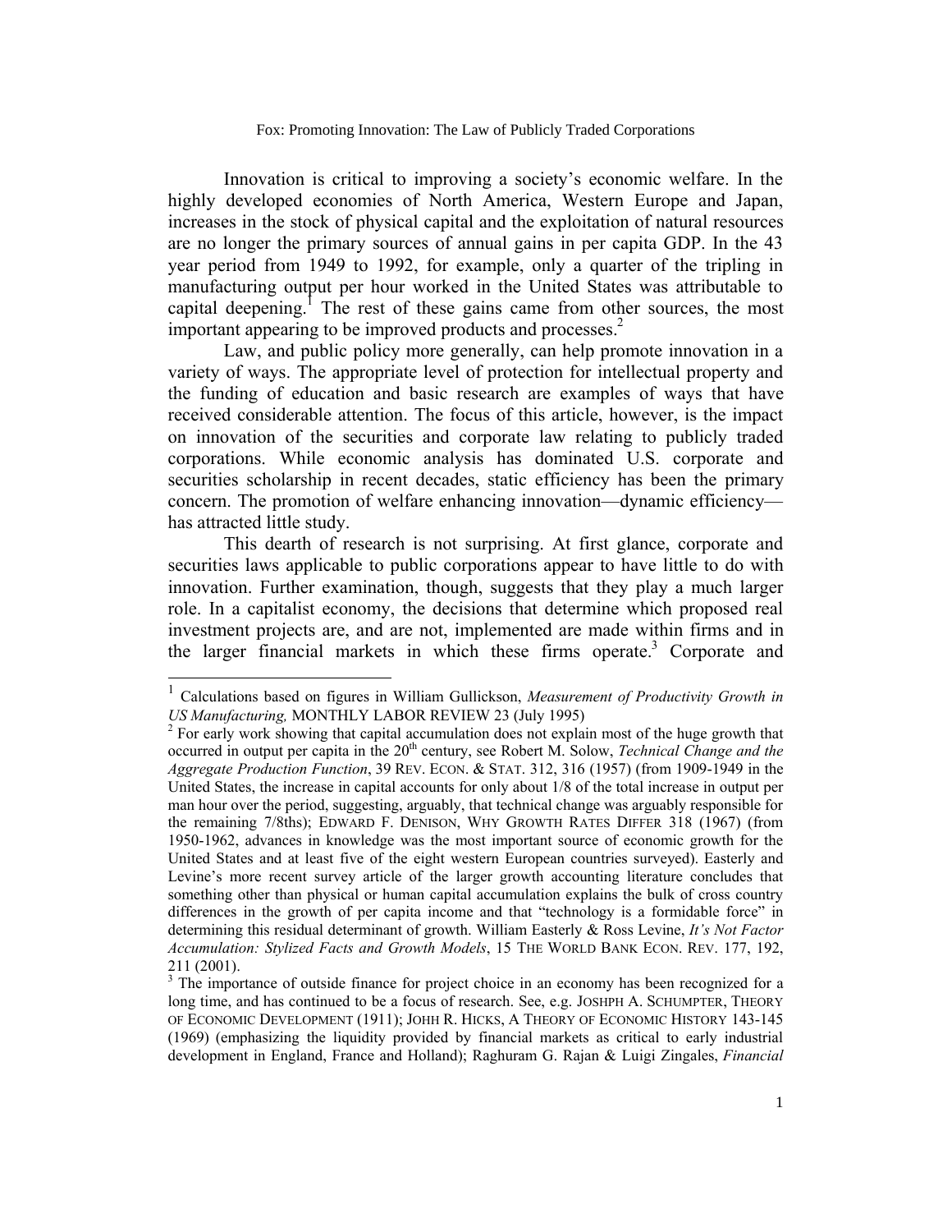Innovation is critical to improving a society's economic welfare. In the highly developed economies of North America, Western Europe and Japan, increases in the stock of physical capital and the exploitation of natural resources are no longer the primary sources of annual gains in per capita GDP. In the 43 year period from 1949 to 1992, for example, only a quarter of the tripling in manufacturing output per hour worked in the United States was attributable to capital deepening.[1] The rest of these gains came from other sources, the most important appearing to be improved products and processes.[2]

Law, and public policy more generally, can help promote innovation in a variety of ways. The appropriate level of protection for intellectual property and the funding of education and basic research are examples of ways that have received considerable attention. The focus of this article, however, is the impact on innovation of the securities and corporate law relating to publicly traded corporations. While economic analysis has dominated U.S. corporate and securities scholarship in recent decades, static efficiency has been the primary concern. The promotion of welfare enhancing innovation—dynamic efficiency—has attracted little study.

This dearth of research is not surprising. At first glance, corporate and securities laws applicable to public corporations appear to have little to do with innovation. Further examination, though, suggests that they play a much larger role. In a capitalist economy, the decisions that determine which proposed real investment projects are, and are not, implemented are made within firms and in the larger financial markets in which these firms operate.[3] Corporate and

---

[1] Calculations based on figures in William Gullickson, *Measurement of Productivity Growth in US Manufacturing,* MONTHLY LABOR REVIEW 23 (July 1995)

[2] For early work showing that capital accumulation does not explain most of the huge growth that occurred in output per capita in the 20th century, see Robert M. Solow, *Technical Change and the Aggregate Production Function*, 39 REV. ECON. & STAT. 312, 316 (1957) (from 1909-1949 in the United States, the increase in capital accounts for only about 1/8 of the total increase in output per man hour over the period, suggesting, arguably, that technical change was arguably responsible for the remaining 7/8ths); EDWARD F. DENISON, WHY GROWTH RATES DIFFER 318 (1967) (from 1950-1962, advances in knowledge was the most important source of economic growth for the United States and at least five of the eight western European countries surveyed). Easterly and Levine's more recent survey article of the larger growth accounting literature concludes that something other than physical or human capital accumulation explains the bulk of cross country differences in the growth of per capita income and that "technology is a formidable force" in determining this residual determinant of growth. William Easterly & Ross Levine, *It's Not Factor Accumulation: Stylized Facts and Growth Models*, 15 THE WORLD BANK ECON. REV. 177, 192, 211 (2001).

[3] The importance of outside finance for project choice in an economy has been recognized for a long time, and has continued to be a focus of research. See, e.g. JOSHPH A. SCHUMPTER, THEORY OF ECONOMIC DEVELOPMENT (1911); JOHH R. HICKS, A THEORY OF ECONOMIC HISTORY 143-145 (1969) (emphasizing the liquidity provided by financial markets as critical to early industrial development in England, France and Holland); Raghuram G. Rajan & Luigi Zingales, *Financial*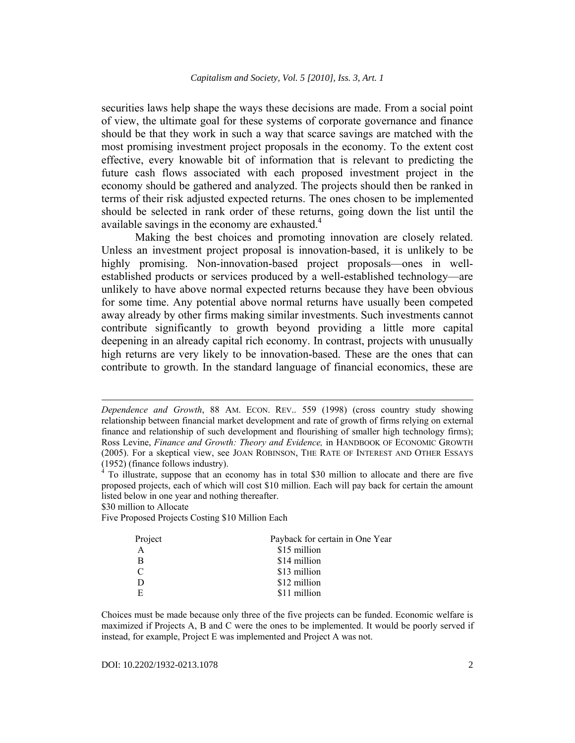securities laws help shape the ways these decisions are made. From a social point of view, the ultimate goal for these systems of corporate governance and finance should be that they work in such a way that scarce savings are matched with the most promising investment project proposals in the economy. To the extent cost effective, every knowable bit of information that is relevant to predicting the future cash flows associated with each proposed investment project in the economy should be gathered and analyzed. The projects should then be ranked in terms of their risk adjusted expected returns. The ones chosen to be implemented should be selected in rank order of these returns, going down the list until the available savings in the economy are exhausted.[4]

Making the best choices and promoting innovation are closely related. Unless an investment project proposal is innovation-based, it is unlikely to be highly promising. Non-innovation-based project proposals—ones in well-established products or services produced by a well-established technology—are unlikely to have above normal expected returns because they have been obvious for some time. Any potential above normal returns have usually been competed away already by other firms making similar investments. Such investments cannot contribute significantly to growth beyond providing a little more capital deepening in an already capital rich economy. In contrast, projects with unusually high returns are very likely to be innovation-based. These are the ones that can contribute to growth. In the standard language of financial economics, these are

---

*Dependence and Growth*, 88 AM. ECON. REV.. 559 (1998) (cross country study showing relationship between financial market development and rate of growth of firms relying on external finance and relationship of such development and flourishing of smaller high technology firms); Ross Levine, *Finance and Growth: Theory and Evidence,* in HANDBOOK OF ECONOMIC GROWTH (2005). For a skeptical view, see JOAN ROBINSON, THE RATE OF INTEREST AND OTHER ESSAYS (1952) (finance follows industry).

[4] To illustrate, suppose that an economy has in total $30 million to allocate and there are five proposed projects, each of which will cost $10 million. Each will pay back for certain the amount listed below in one year and nothing thereafter.

$30 million to Allocate

Five Proposed Projects Costing $10 Million Each

| Project | Payback for certain in One Year |
|---|---|
| A | $15 million |
| B | $14 million |
| C | $13 million |
| D | $12 million |
| E | $11 million |

Choices must be made because only three of the five projects can be funded. Economic welfare is maximized if Projects A, B and C were the ones to be implemented. It would be poorly served if instead, for example, Project E was implemented and Project A was not.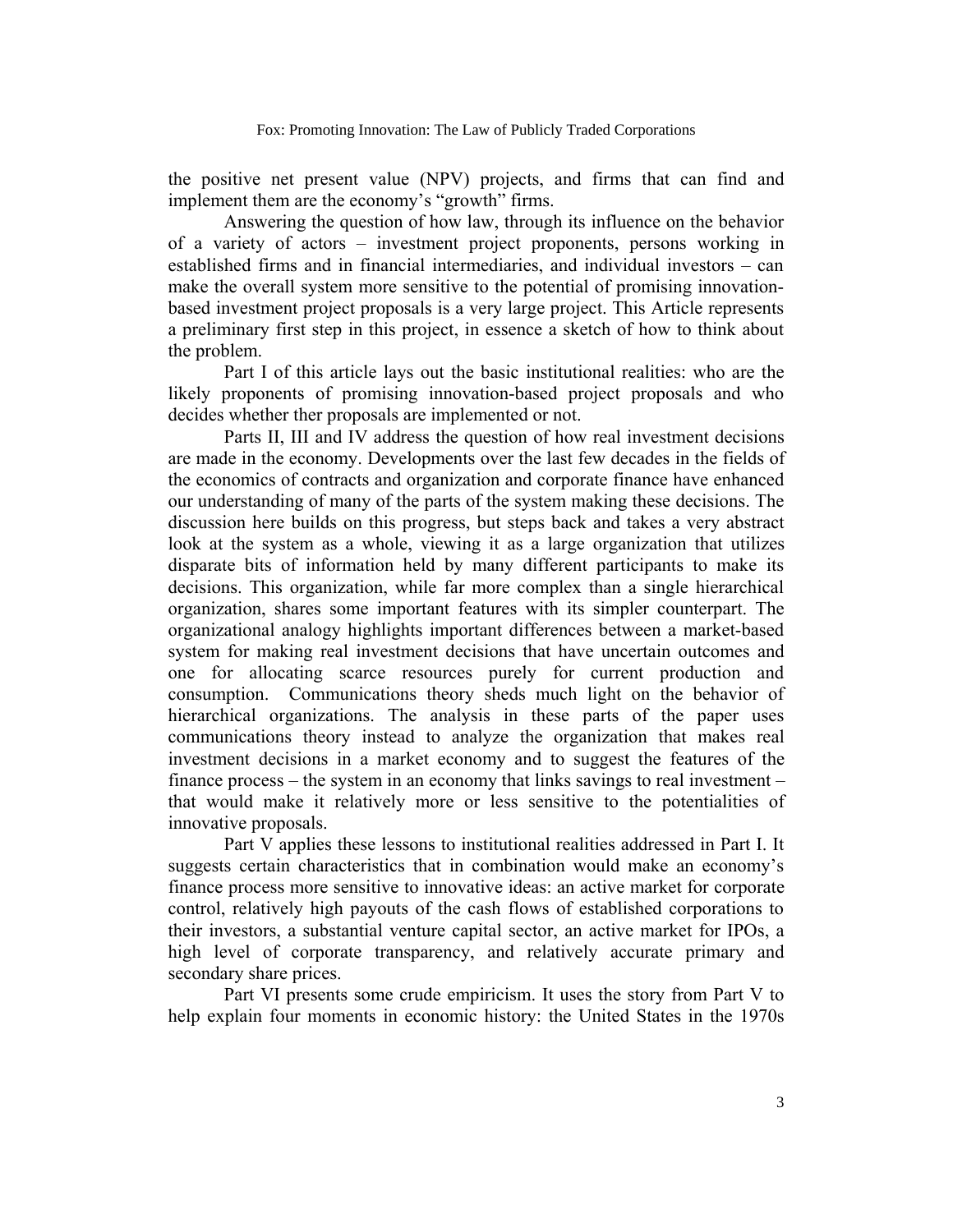the positive net present value (NPV) projects, and firms that can find and implement them are the economy's "growth" firms.

Answering the question of how law, through its influence on the behavior of a variety of actors – investment project proponents, persons working in established firms and in financial intermediaries, and individual investors – can make the overall system more sensitive to the potential of promising innovation-based investment project proposals is a very large project. This Article represents a preliminary first step in this project, in essence a sketch of how to think about the problem.

Part I of this article lays out the basic institutional realities: who are the likely proponents of promising innovation-based project proposals and who decides whether ther proposals are implemented or not.

Parts II, III and IV address the question of how real investment decisions are made in the economy. Developments over the last few decades in the fields of the economics of contracts and organization and corporate finance have enhanced our understanding of many of the parts of the system making these decisions. The discussion here builds on this progress, but steps back and takes a very abstract look at the system as a whole, viewing it as a large organization that utilizes disparate bits of information held by many different participants to make its decisions. This organization, while far more complex than a single hierarchical organization, shares some important features with its simpler counterpart. The organizational analogy highlights important differences between a market-based system for making real investment decisions that have uncertain outcomes and one for allocating scarce resources purely for current production and consumption. Communications theory sheds much light on the behavior of hierarchical organizations. The analysis in these parts of the paper uses communications theory instead to analyze the organization that makes real investment decisions in a market economy and to suggest the features of the finance process – the system in an economy that links savings to real investment – that would make it relatively more or less sensitive to the potentialities of innovative proposals.

Part V applies these lessons to institutional realities addressed in Part I. It suggests certain characteristics that in combination would make an economy's finance process more sensitive to innovative ideas: an active market for corporate control, relatively high payouts of the cash flows of established corporations to their investors, a substantial venture capital sector, an active market for IPOs, a high level of corporate transparency, and relatively accurate primary and secondary share prices.

Part VI presents some crude empiricism. It uses the story from Part V to help explain four moments in economic history: the United States in the 1970s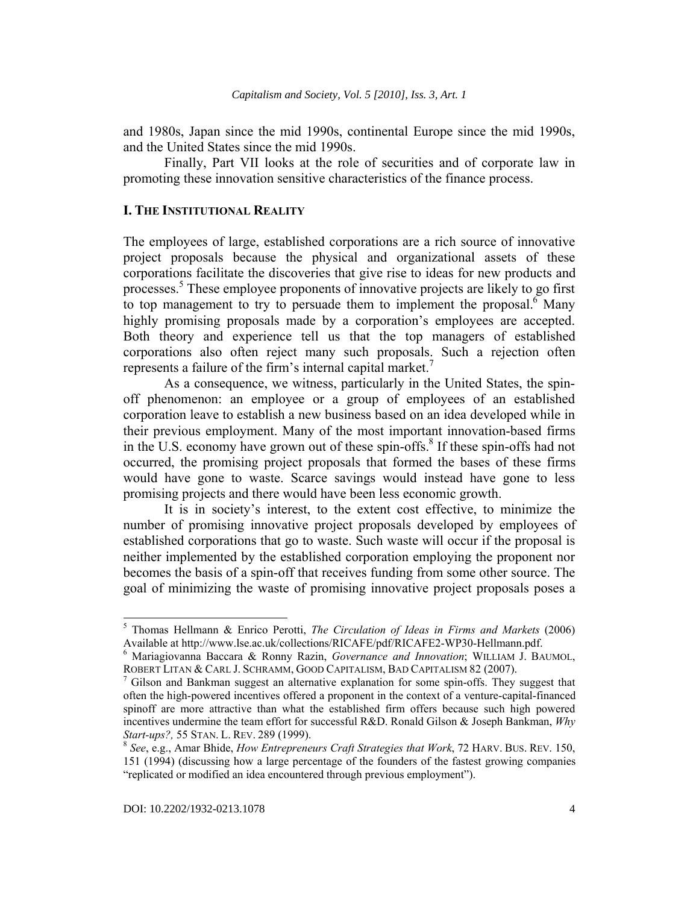and 1980s, Japan since the mid 1990s, continental Europe since the mid 1990s, and the United States since the mid 1990s.

Finally, Part VII looks at the role of securities and of corporate law in promoting these innovation sensitive characteristics of the finance process.

## I. THE INSTITUTIONAL REALITY

The employees of large, established corporations are a rich source of innovative project proposals because the physical and organizational assets of these corporations facilitate the discoveries that give rise to ideas for new products and processes.[5] These employee proponents of innovative projects are likely to go first to top management to try to persuade them to implement the proposal.[6] Many highly promising proposals made by a corporation's employees are accepted. Both theory and experience tell us that the top managers of established corporations also often reject many such proposals. Such a rejection often represents a failure of the firm's internal capital market.[7]

As a consequence, we witness, particularly in the United States, the spin-off phenomenon: an employee or a group of employees of an established corporation leave to establish a new business based on an idea developed while in their previous employment. Many of the most important innovation-based firms in the U.S. economy have grown out of these spin-offs.[8] If these spin-offs had not occurred, the promising project proposals that formed the bases of these firms would have gone to waste. Scarce savings would instead have gone to less promising projects and there would have been less economic growth.

It is in society's interest, to the extent cost effective, to minimize the number of promising innovative project proposals developed by employees of established corporations that go to waste. Such waste will occur if the proposal is neither implemented by the established corporation employing the proponent nor becomes the basis of a spin-off that receives funding from some other source. The goal of minimizing the waste of promising innovative project proposals poses a

---

[5] Thomas Hellmann & Enrico Perotti, *The Circulation of Ideas in Firms and Markets* (2006) Available at http://www.lse.ac.uk/collections/RICAFE/pdf/RICAFE2-WP30-Hellmann.pdf.

[6] Mariagiovanna Baccara & Ronny Razin, *Governance and Innovation*; WILLIAM J. BAUMOL, ROBERT LITAN & CARL J. SCHRAMM, GOOD CAPITALISM, BAD CAPITALISM 82 (2007).

[7] Gilson and Bankman suggest an alternative explanation for some spin-offs. They suggest that often the high-powered incentives offered a proponent in the context of a venture-capital-financed spinoff are more attractive than what the established firm offers because such high powered incentives undermine the team effort for successful R&D. Ronald Gilson & Joseph Bankman, *Why Start-ups?,* 55 STAN. L. REV. 289 (1999).

[8] *See*, e.g., Amar Bhide, *How Entrepreneurs Craft Strategies that Work*, 72 HARV. BUS. REV. 150, 151 (1994) (discussing how a large percentage of the founders of the fastest growing companies "replicated or modified an idea encountered through previous employment").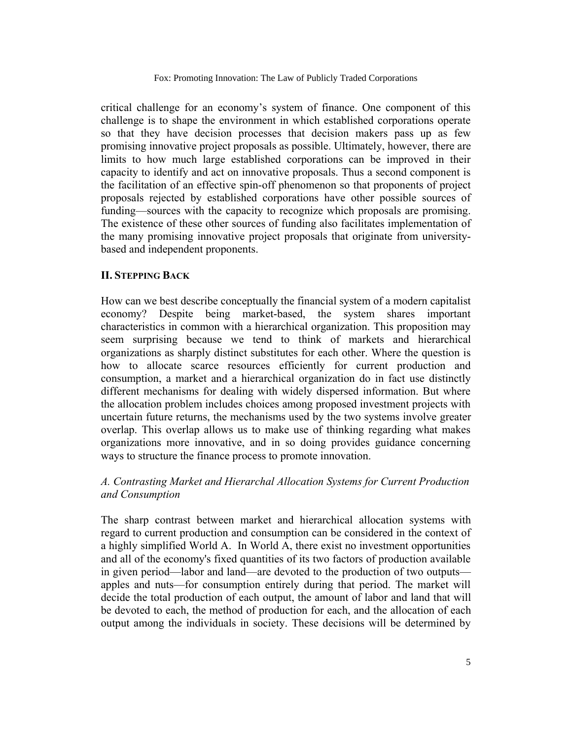critical challenge for an economy's system of finance. One component of this challenge is to shape the environment in which established corporations operate so that they have decision processes that decision makers pass up as few promising innovative project proposals as possible. Ultimately, however, there are limits to how much large established corporations can be improved in their capacity to identify and act on innovative proposals. Thus a second component is the facilitation of an effective spin-off phenomenon so that proponents of project proposals rejected by established corporations have other possible sources of funding—sources with the capacity to recognize which proposals are promising. The existence of these other sources of funding also facilitates implementation of the many promising innovative project proposals that originate from university-based and independent proponents.

## II. STEPPING BACK

How can we best describe conceptually the financial system of a modern capitalist economy? Despite being market-based, the system shares important characteristics in common with a hierarchical organization. This proposition may seem surprising because we tend to think of markets and hierarchical organizations as sharply distinct substitutes for each other. Where the question is how to allocate scarce resources efficiently for current production and consumption, a market and a hierarchical organization do in fact use distinctly different mechanisms for dealing with widely dispersed information. But where the allocation problem includes choices among proposed investment projects with uncertain future returns, the mechanisms used by the two systems involve greater overlap. This overlap allows us to make use of thinking regarding what makes organizations more innovative, and in so doing provides guidance concerning ways to structure the finance process to promote innovation.

### *A. Contrasting Market and Hierarchal Allocation Systems for Current Production and Consumption*

The sharp contrast between market and hierarchical allocation systems with regard to current production and consumption can be considered in the context of a highly simplified World A. In World A, there exist no investment opportunities and all of the economy's fixed quantities of its two factors of production available in given period—labor and land—are devoted to the production of two outputs—apples and nuts—for consumption entirely during that period. The market will decide the total production of each output, the amount of labor and land that will be devoted to each, the method of production for each, and the allocation of each output among the individuals in society. These decisions will be determined by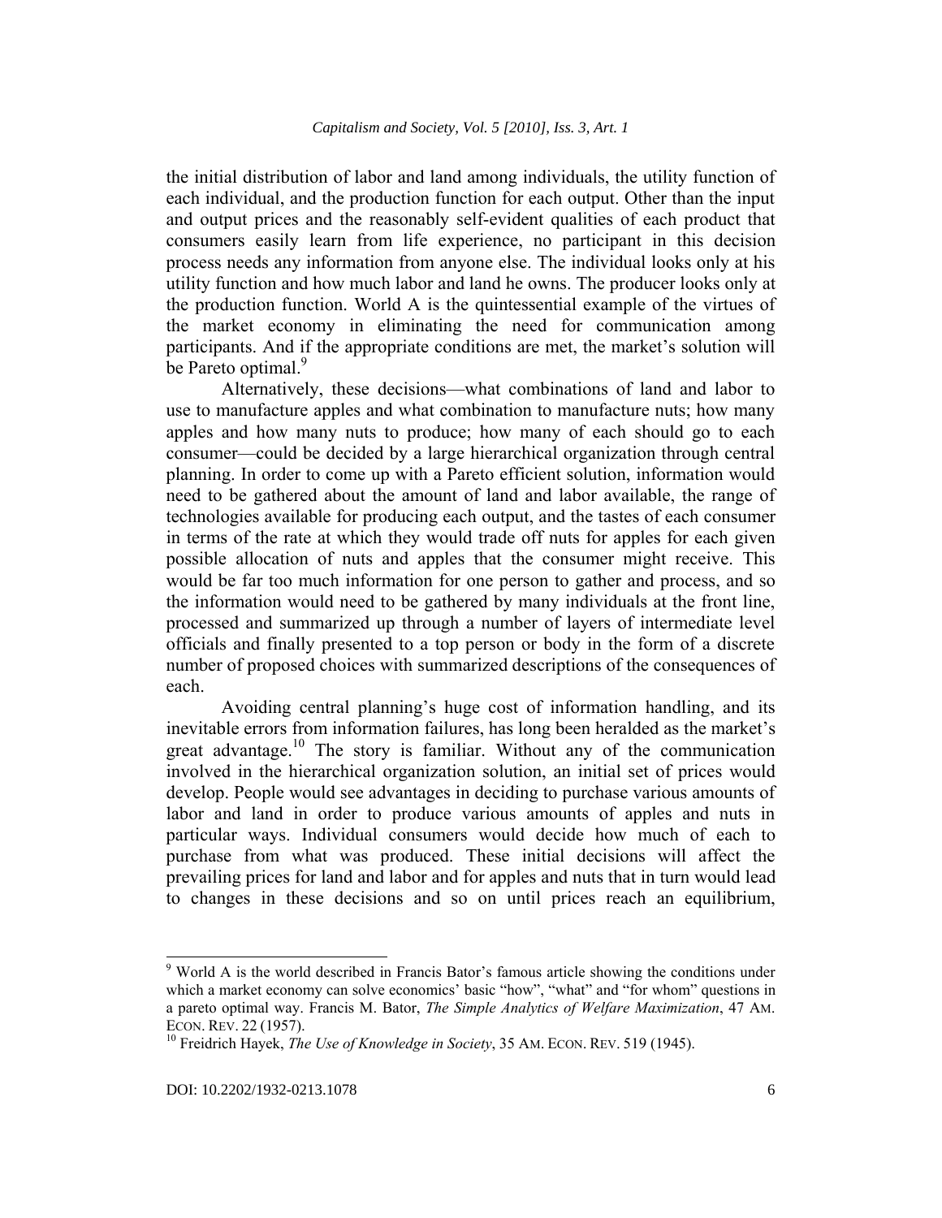the initial distribution of labor and land among individuals, the utility function of each individual, and the production function for each output. Other than the input and output prices and the reasonably self-evident qualities of each product that consumers easily learn from life experience, no participant in this decision process needs any information from anyone else. The individual looks only at his utility function and how much labor and land he owns. The producer looks only at the production function. World A is the quintessential example of the virtues of the market economy in eliminating the need for communication among participants. And if the appropriate conditions are met, the market's solution will be Pareto optimal.[9]

Alternatively, these decisions—what combinations of land and labor to use to manufacture apples and what combination to manufacture nuts; how many apples and how many nuts to produce; how many of each should go to each consumer—could be decided by a large hierarchical organization through central planning. In order to come up with a Pareto efficient solution, information would need to be gathered about the amount of land and labor available, the range of technologies available for producing each output, and the tastes of each consumer in terms of the rate at which they would trade off nuts for apples for each given possible allocation of nuts and apples that the consumer might receive. This would be far too much information for one person to gather and process, and so the information would need to be gathered by many individuals at the front line, processed and summarized up through a number of layers of intermediate level officials and finally presented to a top person or body in the form of a discrete number of proposed choices with summarized descriptions of the consequences of each.

Avoiding central planning's huge cost of information handling, and its inevitable errors from information failures, has long been heralded as the market's great advantage.[10] The story is familiar. Without any of the communication involved in the hierarchical organization solution, an initial set of prices would develop. People would see advantages in deciding to purchase various amounts of labor and land in order to produce various amounts of apples and nuts in particular ways. Individual consumers would decide how much of each to purchase from what was produced. These initial decisions will affect the prevailing prices for land and labor and for apples and nuts that in turn would lead to changes in these decisions and so on until prices reach an equilibrium,

---

[9] World A is the world described in Francis Bator's famous article showing the conditions under which a market economy can solve economics' basic "how", "what" and "for whom" questions in a pareto optimal way. Francis M. Bator, *The Simple Analytics of Welfare Maximization*, 47 AM. ECON. REV. 22 (1957).

[10] Freidrich Hayek, *The Use of Knowledge in Society*, 35 AM. ECON. REV. 519 (1945).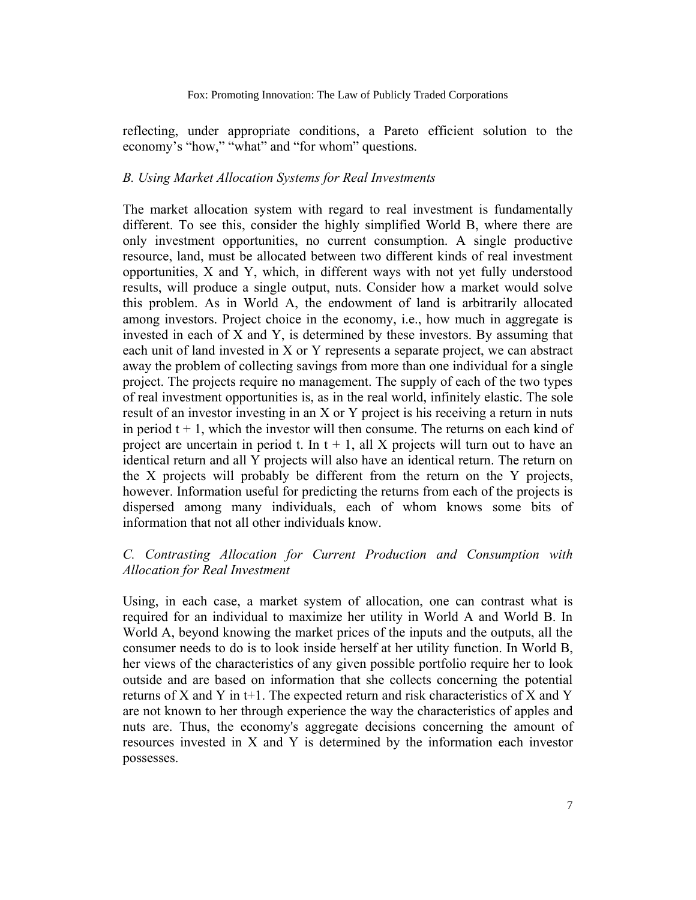reflecting, under appropriate conditions, a Pareto efficient solution to the economy's "how," "what" and "for whom" questions.

### *B. Using Market Allocation Systems for Real Investments*

The market allocation system with regard to real investment is fundamentally different. To see this, consider the highly simplified World B, where there are only investment opportunities, no current consumption. A single productive resource, land, must be allocated between two different kinds of real investment opportunities, X and Y, which, in different ways with not yet fully understood results, will produce a single output, nuts. Consider how a market would solve this problem. As in World A, the endowment of land is arbitrarily allocated among investors. Project choice in the economy, i.e., how much in aggregate is invested in each of X and Y, is determined by these investors. By assuming that each unit of land invested in X or Y represents a separate project, we can abstract away the problem of collecting savings from more than one individual for a single project. The projects require no management. The supply of each of the two types of real investment opportunities is, as in the real world, infinitely elastic. The sole result of an investor investing in an X or Y project is his receiving a return in nuts in period $t + 1$, which the investor will then consume. The returns on each kind of project are uncertain in period t. In $t + 1$, all X projects will turn out to have an identical return and all Y projects will also have an identical return. The return on the X projects will probably be different from the return on the Y projects, however. Information useful for predicting the returns from each of the projects is dispersed among many individuals, each of whom knows some bits of information that not all other individuals know.

### *C. Contrasting Allocation for Current Production and Consumption with Allocation for Real Investment*

Using, in each case, a market system of allocation, one can contrast what is required for an individual to maximize her utility in World A and World B. In World A, beyond knowing the market prices of the inputs and the outputs, all the consumer needs to do is to look inside herself at her utility function. In World B, her views of the characteristics of any given possible portfolio require her to look outside and are based on information that she collects concerning the potential returns of X and Y in $t+1$. The expected return and risk characteristics of X and Y are not known to her through experience the way the characteristics of apples and nuts are. Thus, the economy's aggregate decisions concerning the amount of resources invested in X and Y is determined by the information each investor possesses.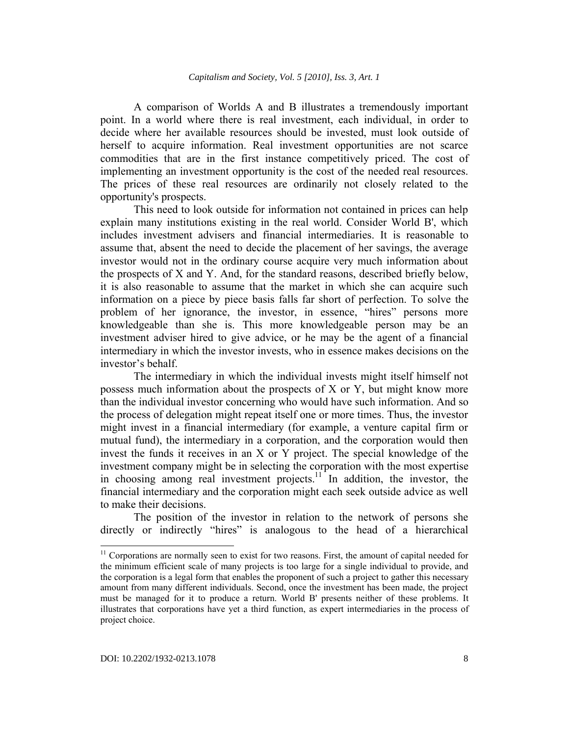A comparison of Worlds A and B illustrates a tremendously important point. In a world where there is real investment, each individual, in order to decide where her available resources should be invested, must look outside of herself to acquire information. Real investment opportunities are not scarce commodities that are in the first instance competitively priced. The cost of implementing an investment opportunity is the cost of the needed real resources. The prices of these real resources are ordinarily not closely related to the opportunity's prospects.

This need to look outside for information not contained in prices can help explain many institutions existing in the real world. Consider World B', which includes investment advisers and financial intermediaries. It is reasonable to assume that, absent the need to decide the placement of her savings, the average investor would not in the ordinary course acquire very much information about the prospects of X and Y. And, for the standard reasons, described briefly below, it is also reasonable to assume that the market in which she can acquire such information on a piece by piece basis falls far short of perfection. To solve the problem of her ignorance, the investor, in essence, "hires" persons more knowledgeable than she is. This more knowledgeable person may be an investment adviser hired to give advice, or he may be the agent of a financial intermediary in which the investor invests, who in essence makes decisions on the investor's behalf.

The intermediary in which the individual invests might itself himself not possess much information about the prospects of X or Y, but might know more than the individual investor concerning who would have such information. And so the process of delegation might repeat itself one or more times. Thus, the investor might invest in a financial intermediary (for example, a venture capital firm or mutual fund), the intermediary in a corporation, and the corporation would then invest the funds it receives in an X or Y project. The special knowledge of the investment company might be in selecting the corporation with the most expertise in choosing among real investment projects.[11] In addition, the investor, the financial intermediary and the corporation might each seek outside advice as well to make their decisions.

The position of the investor in relation to the network of persons she directly or indirectly "hires" is analogous to the head of a hierarchical

---

[11] Corporations are normally seen to exist for two reasons. First, the amount of capital needed for the minimum efficient scale of many projects is too large for a single individual to provide, and the corporation is a legal form that enables the proponent of such a project to gather this necessary amount from many different individuals. Second, once the investment has been made, the project must be managed for it to produce a return. World B' presents neither of these problems. It illustrates that corporations have yet a third function, as expert intermediaries in the process of project choice.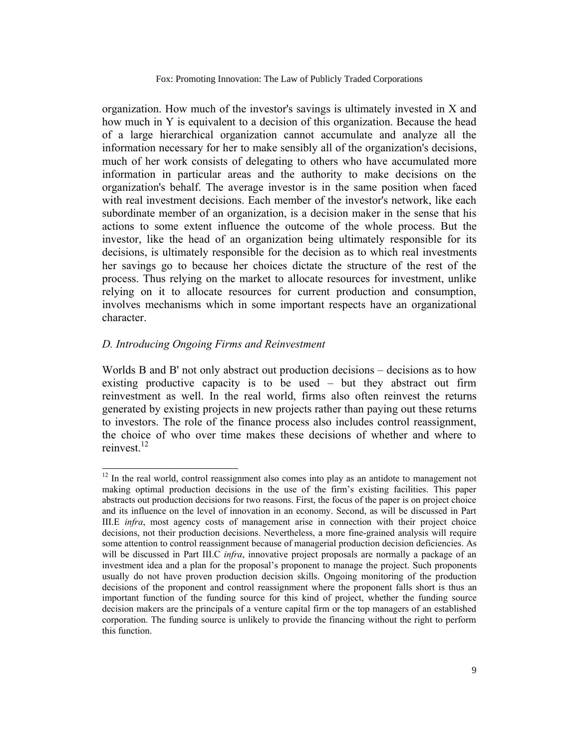organization. How much of the investor's savings is ultimately invested in X and how much in Y is equivalent to a decision of this organization. Because the head of a large hierarchical organization cannot accumulate and analyze all the information necessary for her to make sensibly all of the organization's decisions, much of her work consists of delegating to others who have accumulated more information in particular areas and the authority to make decisions on the organization's behalf. The average investor is in the same position when faced with real investment decisions. Each member of the investor's network, like each subordinate member of an organization, is a decision maker in the sense that his actions to some extent influence the outcome of the whole process. But the investor, like the head of an organization being ultimately responsible for its decisions, is ultimately responsible for the decision as to which real investments her savings go to because her choices dictate the structure of the rest of the process. Thus relying on the market to allocate resources for investment, unlike relying on it to allocate resources for current production and consumption, involves mechanisms which in some important respects have an organizational character.

### *D. Introducing Ongoing Firms and Reinvestment*

Worlds B and B' not only abstract out production decisions – decisions as to how existing productive capacity is to be used – but they abstract out firm reinvestment as well. In the real world, firms also often reinvest the returns generated by existing projects in new projects rather than paying out these returns to investors. The role of the finance process also includes control reassignment, the choice of who over time makes these decisions of whether and where to reinvest.[12]

---

[12] In the real world, control reassignment also comes into play as an antidote to management not making optimal production decisions in the use of the firm's existing facilities. This paper abstracts out production decisions for two reasons. First, the focus of the paper is on project choice and its influence on the level of innovation in an economy. Second, as will be discussed in Part III.E *infra*, most agency costs of management arise in connection with their project choice decisions, not their production decisions. Nevertheless, a more fine-grained analysis will require some attention to control reassignment because of managerial production decision deficiencies. As will be discussed in Part III.C *infra*, innovative project proposals are normally a package of an investment idea and a plan for the proposal's proponent to manage the project. Such proponents usually do not have proven production decision skills. Ongoing monitoring of the production decisions of the proponent and control reassignment where the proponent falls short is thus an important function of the funding source for this kind of project, whether the funding source decision makers are the principals of a venture capital firm or the top managers of an established corporation. The funding source is unlikely to provide the financing without the right to perform this function.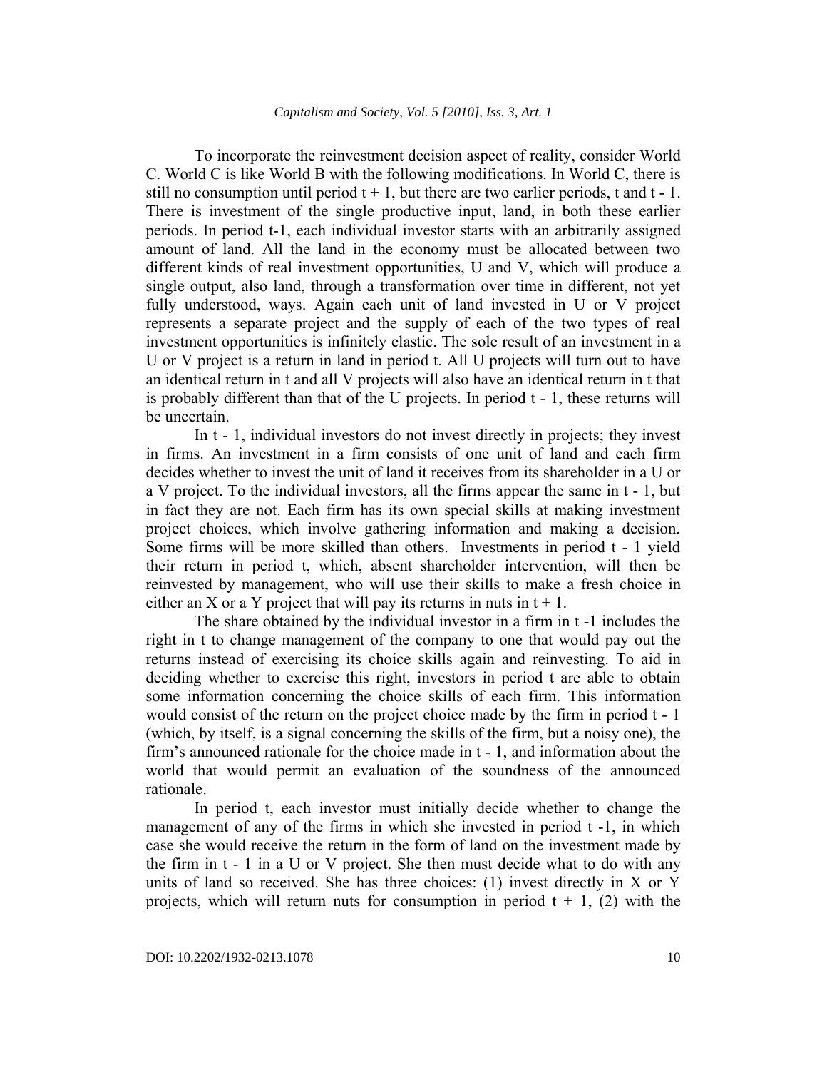To incorporate the reinvestment decision aspect of reality, consider World C. World C is like World B with the following modifications. In World C, there is still no consumption until period $t + 1$, but there are two earlier periods, $t$ and $t - 1$. There is investment of the single productive input, land, in both these earlier periods. In period $t-1$, each individual investor starts with an arbitrarily assigned amount of land. All the land in the economy must be allocated between two different kinds of real investment opportunities, U and V, which will produce a single output, also land, through a transformation over time in different, not yet fully understood, ways. Again each unit of land invested in U or V project represents a separate project and the supply of each of the two types of real investment opportunities is infinitely elastic. The sole result of an investment in a U or V project is a return in land in period t. All U projects will turn out to have an identical return in t and all V projects will also have an identical return in t that is probably different than that of the U projects. In period $t - 1$, these returns will be uncertain.

In $t - 1$, individual investors do not invest directly in projects; they invest in firms. An investment in a firm consists of one unit of land and each firm decides whether to invest the unit of land it receives from its shareholder in a U or a V project. To the individual investors, all the firms appear the same in $t - 1$, but in fact they are not. Each firm has its own special skills at making investment project choices, which involve gathering information and making a decision. Some firms will be more skilled than others. Investments in period $t - 1$ yield their return in period t, which, absent shareholder intervention, will then be reinvested by management, who will use their skills to make a fresh choice in either an X or a Y project that will pay its returns in nuts in $t + 1$.

The share obtained by the individual investor in a firm in $t -1$ includes the right in t to change management of the company to one that would pay out the returns instead of exercising its choice skills again and reinvesting. To aid in deciding whether to exercise this right, investors in period t are able to obtain some information concerning the choice skills of each firm. This information would consist of the return on the project choice made by the firm in period $t - 1$ (which, by itself, is a signal concerning the skills of the firm, but a noisy one), the firm's announced rationale for the choice made in $t - 1$, and information about the world that would permit an evaluation of the soundness of the announced rationale.

In period t, each investor must initially decide whether to change the management of any of the firms in which she invested in period $t -1$, in which case she would receive the return in the form of land on the investment made by the firm in $t - 1$ in a U or V project. She then must decide what to do with any units of land so received. She has three choices: (1) invest directly in X or Y projects, which will return nuts for consumption in period $t + 1$, (2) with the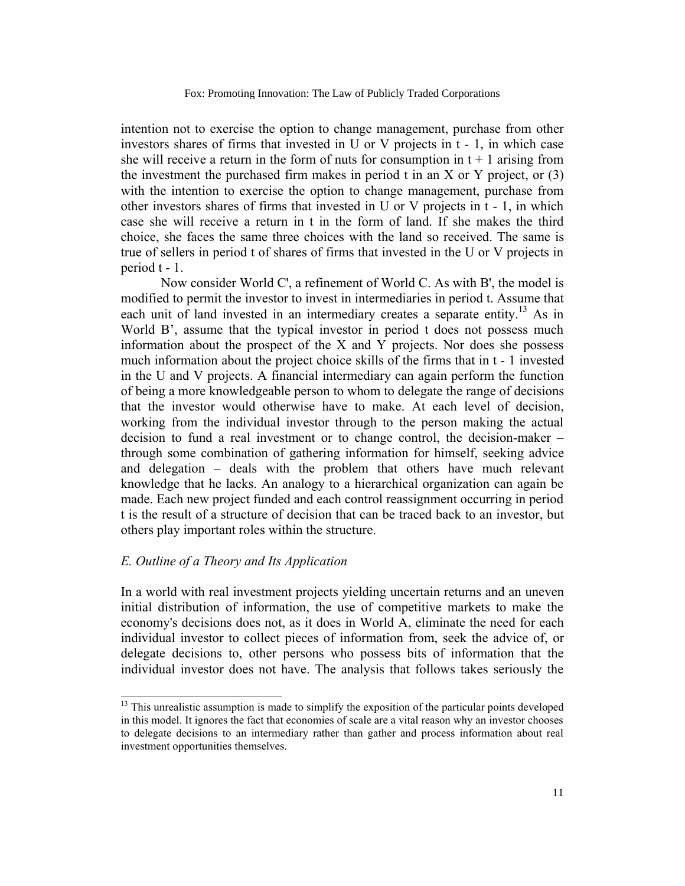intention not to exercise the option to change management, purchase from other investors shares of firms that invested in U or V projects in t - 1, in which case she will receive a return in the form of nuts for consumption in t + 1 arising from the investment the purchased firm makes in period t in an X or Y project, or (3) with the intention to exercise the option to change management, purchase from other investors shares of firms that invested in U or V projects in t - 1, in which case she will receive a return in t in the form of land. If she makes the third choice, she faces the same three choices with the land so received. The same is true of sellers in period t of shares of firms that invested in the U or V projects in period t - 1.

Now consider World C', a refinement of World C. As with B', the model is modified to permit the investor to invest in intermediaries in period t. Assume that each unit of land invested in an intermediary creates a separate entity.[13] As in World B', assume that the typical investor in period t does not possess much information about the prospect of the X and Y projects. Nor does she possess much information about the project choice skills of the firms that in t - 1 invested in the U and V projects. A financial intermediary can again perform the function of being a more knowledgeable person to whom to delegate the range of decisions that the investor would otherwise have to make. At each level of decision, working from the individual investor through to the person making the actual decision to fund a real investment or to change control, the decision-maker – through some combination of gathering information for himself, seeking advice and delegation – deals with the problem that others have much relevant knowledge that he lacks. An analogy to a hierarchical organization can again be made. Each new project funded and each control reassignment occurring in period t is the result of a structure of decision that can be traced back to an investor, but others play important roles within the structure.

### *E. Outline of a Theory and Its Application*

In a world with real investment projects yielding uncertain returns and an uneven initial distribution of information, the use of competitive markets to make the economy's decisions does not, as it does in World A, eliminate the need for each individual investor to collect pieces of information from, seek the advice of, or delegate decisions to, other persons who possess bits of information that the individual investor does not have. The analysis that follows takes seriously the

[13] This unrealistic assumption is made to simplify the exposition of the particular points developed in this model. It ignores the fact that economies of scale are a vital reason why an investor chooses to delegate decisions to an intermediary rather than gather and process information about real investment opportunities themselves.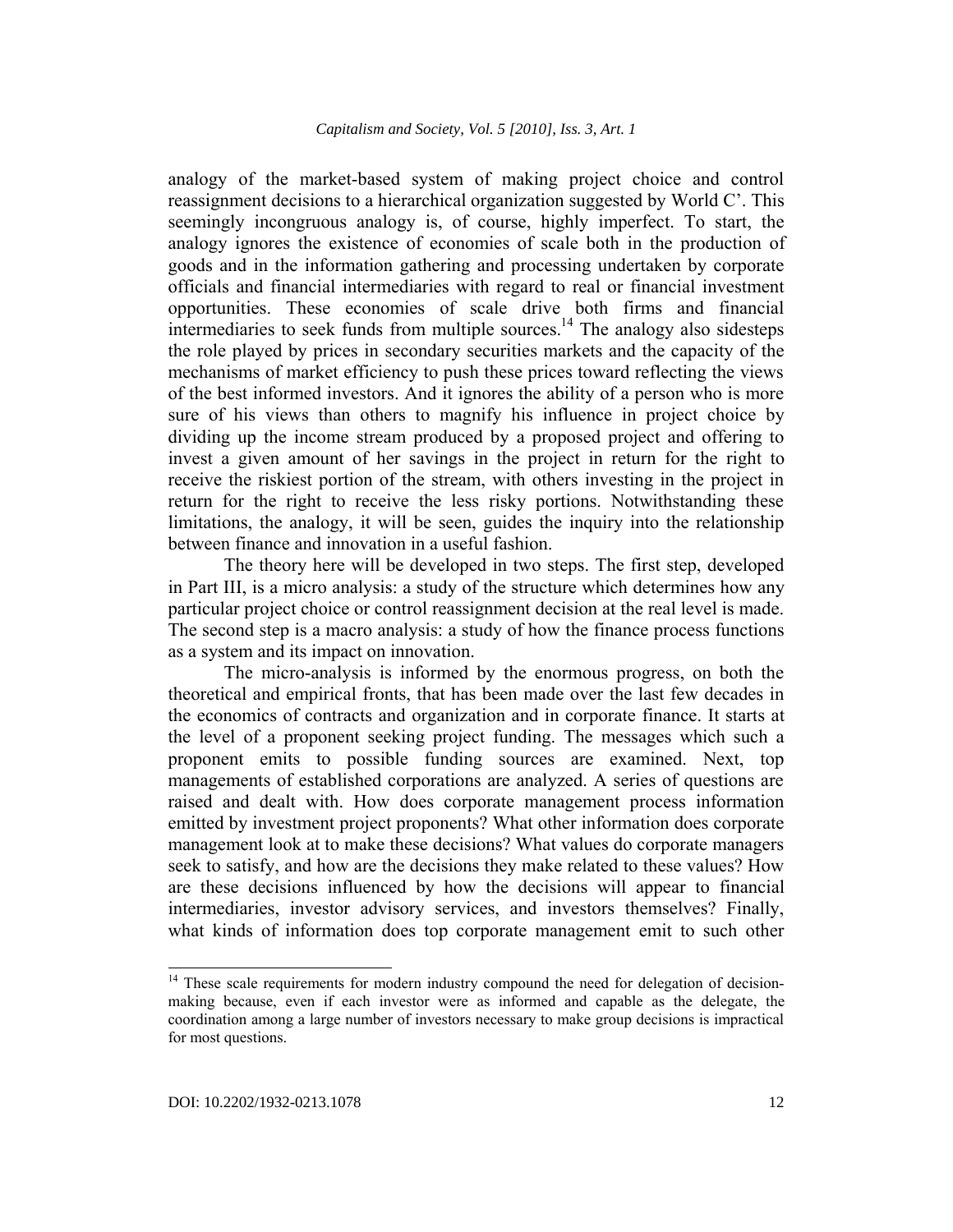analogy of the market-based system of making project choice and control reassignment decisions to a hierarchical organization suggested by World C'. This seemingly incongruous analogy is, of course, highly imperfect. To start, the analogy ignores the existence of economies of scale both in the production of goods and in the information gathering and processing undertaken by corporate officials and financial intermediaries with regard to real or financial investment opportunities. These economies of scale drive both firms and financial intermediaries to seek funds from multiple sources.[14] The analogy also sidesteps the role played by prices in secondary securities markets and the capacity of the mechanisms of market efficiency to push these prices toward reflecting the views of the best informed investors. And it ignores the ability of a person who is more sure of his views than others to magnify his influence in project choice by dividing up the income stream produced by a proposed project and offering to invest a given amount of her savings in the project in return for the right to receive the riskiest portion of the stream, with others investing in the project in return for the right to receive the less risky portions. Notwithstanding these limitations, the analogy, it will be seen, guides the inquiry into the relationship between finance and innovation in a useful fashion.

The theory here will be developed in two steps. The first step, developed in Part III, is a micro analysis: a study of the structure which determines how any particular project choice or control reassignment decision at the real level is made. The second step is a macro analysis: a study of how the finance process functions as a system and its impact on innovation.

The micro-analysis is informed by the enormous progress, on both the theoretical and empirical fronts, that has been made over the last few decades in the economics of contracts and organization and in corporate finance. It starts at the level of a proponent seeking project funding. The messages which such a proponent emits to possible funding sources are examined. Next, top managements of established corporations are analyzed. A series of questions are raised and dealt with. How does corporate management process information emitted by investment project proponents? What other information does corporate management look at to make these decisions? What values do corporate managers seek to satisfy, and how are the decisions they make related to these values? How are these decisions influenced by how the decisions will appear to financial intermediaries, investor advisory services, and investors themselves? Finally, what kinds of information does top corporate management emit to such other

[14] These scale requirements for modern industry compound the need for delegation of decision-making because, even if each investor were as informed and capable as the delegate, the coordination among a large number of investors necessary to make group decisions is impractical for most questions.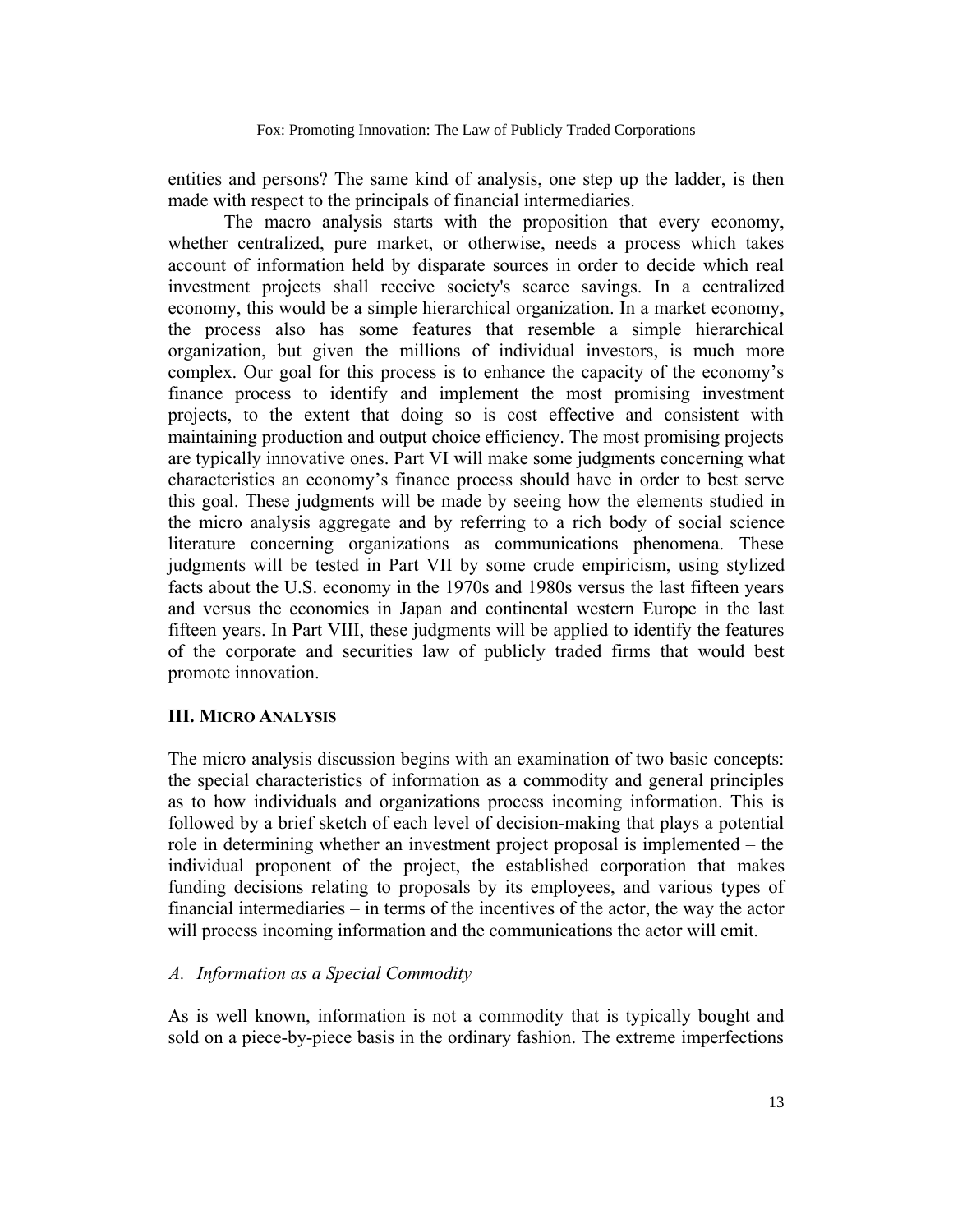entities and persons? The same kind of analysis, one step up the ladder, is then made with respect to the principals of financial intermediaries.

The macro analysis starts with the proposition that every economy, whether centralized, pure market, or otherwise, needs a process which takes account of information held by disparate sources in order to decide which real investment projects shall receive society's scarce savings. In a centralized economy, this would be a simple hierarchical organization. In a market economy, the process also has some features that resemble a simple hierarchical organization, but given the millions of individual investors, is much more complex. Our goal for this process is to enhance the capacity of the economy's finance process to identify and implement the most promising investment projects, to the extent that doing so is cost effective and consistent with maintaining production and output choice efficiency. The most promising projects are typically innovative ones. Part VI will make some judgments concerning what characteristics an economy's finance process should have in order to best serve this goal. These judgments will be made by seeing how the elements studied in the micro analysis aggregate and by referring to a rich body of social science literature concerning organizations as communications phenomena. These judgments will be tested in Part VII by some crude empiricism, using stylized facts about the U.S. economy in the 1970s and 1980s versus the last fifteen years and versus the economies in Japan and continental western Europe in the last fifteen years. In Part VIII, these judgments will be applied to identify the features of the corporate and securities law of publicly traded firms that would best promote innovation.

## III. MICRO ANALYSIS

The micro analysis discussion begins with an examination of two basic concepts: the special characteristics of information as a commodity and general principles as to how individuals and organizations process incoming information. This is followed by a brief sketch of each level of decision-making that plays a potential role in determining whether an investment project proposal is implemented – the individual proponent of the project, the established corporation that makes funding decisions relating to proposals by its employees, and various types of financial intermediaries – in terms of the incentives of the actor, the way the actor will process incoming information and the communications the actor will emit.

### *A. Information as a Special Commodity*

As is well known, information is not a commodity that is typically bought and sold on a piece-by-piece basis in the ordinary fashion. The extreme imperfections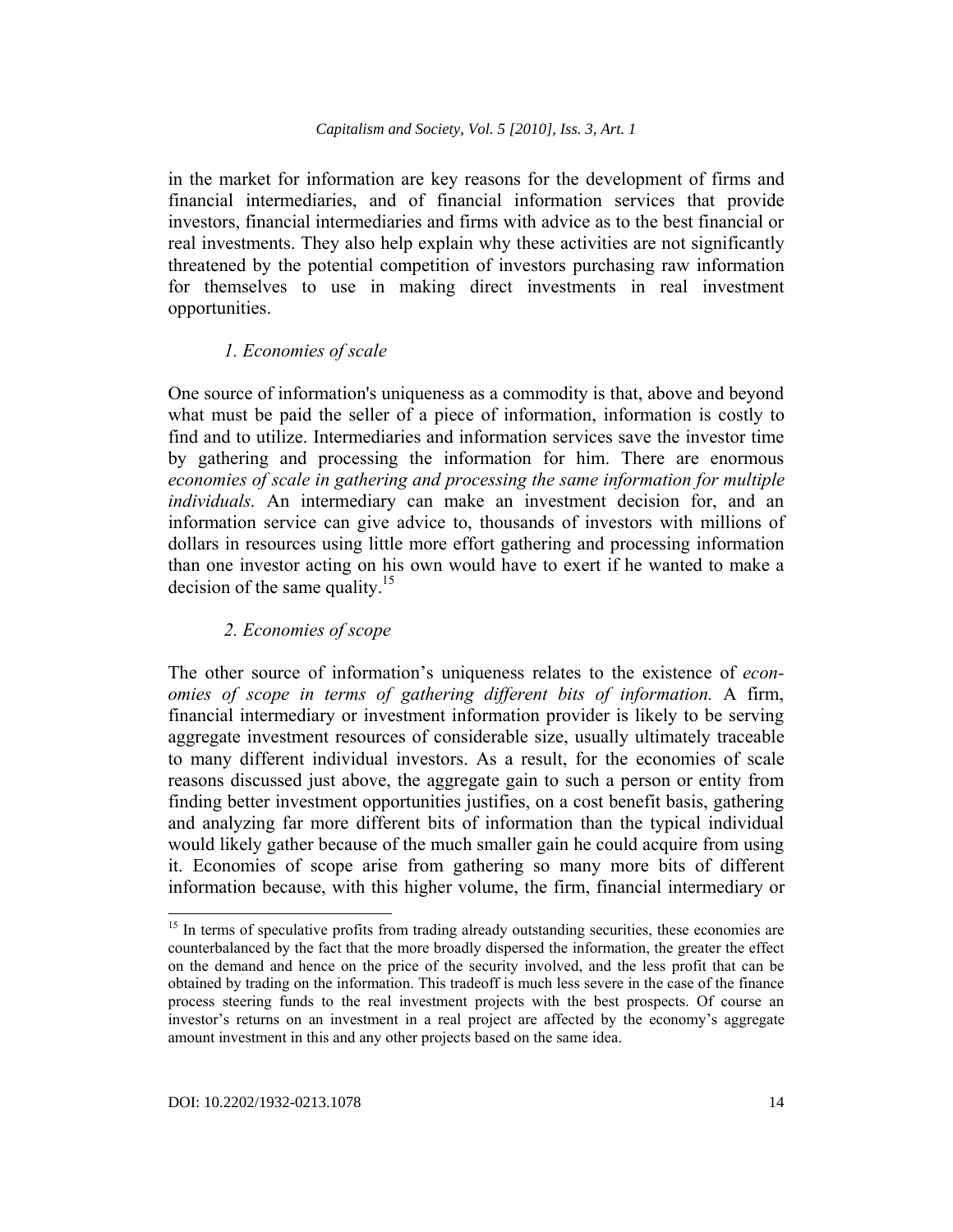in the market for information are key reasons for the development of firms and financial intermediaries, and of financial information services that provide investors, financial intermediaries and firms with advice as to the best financial or real investments. They also help explain why these activities are not significantly threatened by the potential competition of investors purchasing raw information for themselves to use in making direct investments in real investment opportunities.

### *1. Economies of scale*

One source of information's uniqueness as a commodity is that, above and beyond what must be paid the seller of a piece of information, information is costly to find and to utilize. Intermediaries and information services save the investor time by gathering and processing the information for him. There are enormous *economies of scale in gathering and processing the same information for multiple individuals.* An intermediary can make an investment decision for, and an information service can give advice to, thousands of investors with millions of dollars in resources using little more effort gathering and processing information than one investor acting on his own would have to exert if he wanted to make a decision of the same quality.[15]

### *2. Economies of scope*

The other source of information's uniqueness relates to the existence of *economies of scope in terms of gathering different bits of information.* A firm, financial intermediary or investment information provider is likely to be serving aggregate investment resources of considerable size, usually ultimately traceable to many different individual investors. As a result, for the economies of scale reasons discussed just above, the aggregate gain to such a person or entity from finding better investment opportunities justifies, on a cost benefit basis, gathering and analyzing far more different bits of information than the typical individual would likely gather because of the much smaller gain he could acquire from using it. Economies of scope arise from gathering so many more bits of different information because, with this higher volume, the firm, financial intermediary or

---

[15] In terms of speculative profits from trading already outstanding securities, these economies are counterbalanced by the fact that the more broadly dispersed the information, the greater the effect on the demand and hence on the price of the security involved, and the less profit that can be obtained by trading on the information. This tradeoff is much less severe in the case of the finance process steering funds to the real investment projects with the best prospects. Of course an investor's returns on an investment in a real project are affected by the economy's aggregate amount investment in this and any other projects based on the same idea.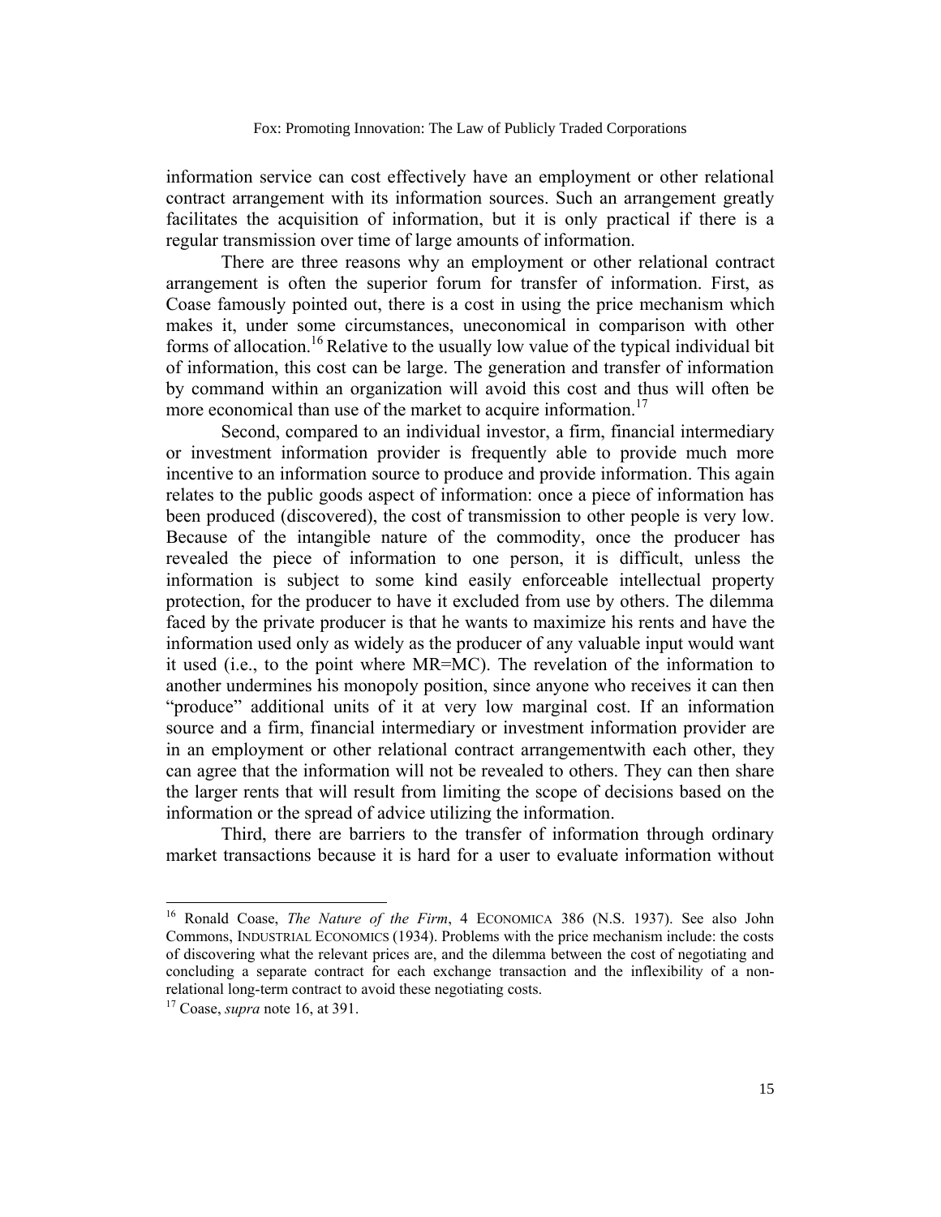information service can cost effectively have an employment or other relational contract arrangement with its information sources. Such an arrangement greatly facilitates the acquisition of information, but it is only practical if there is a regular transmission over time of large amounts of information.

There are three reasons why an employment or other relational contract arrangement is often the superior forum for transfer of information. First, as Coase famously pointed out, there is a cost in using the price mechanism which makes it, under some circumstances, uneconomical in comparison with other forms of allocation.[16] Relative to the usually low value of the typical individual bit of information, this cost can be large. The generation and transfer of information by command within an organization will avoid this cost and thus will often be more economical than use of the market to acquire information.[17]

Second, compared to an individual investor, a firm, financial intermediary or investment information provider is frequently able to provide much more incentive to an information source to produce and provide information. This again relates to the public goods aspect of information: once a piece of information has been produced (discovered), the cost of transmission to other people is very low. Because of the intangible nature of the commodity, once the producer has revealed the piece of information to one person, it is difficult, unless the information is subject to some kind easily enforceable intellectual property protection, for the producer to have it excluded from use by others. The dilemma faced by the private producer is that he wants to maximize his rents and have the information used only as widely as the producer of any valuable input would want it used (i.e., to the point where MR=MC). The revelation of the information to another undermines his monopoly position, since anyone who receives it can then "produce" additional units of it at very low marginal cost. If an information source and a firm, financial intermediary or investment information provider are in an employment or other relational contract arrangementwith each other, they can agree that the information will not be revealed to others. They can then share the larger rents that will result from limiting the scope of decisions based on the information or the spread of advice utilizing the information.

Third, there are barriers to the transfer of information through ordinary market transactions because it is hard for a user to evaluate information without

[16] Ronald Coase, *The Nature of the Firm*, 4 ECONOMICA 386 (N.S. 1937). See also John Commons, INDUSTRIAL ECONOMICS (1934). Problems with the price mechanism include: the costs of discovering what the relevant prices are, and the dilemma between the cost of negotiating and concluding a separate contract for each exchange transaction and the inflexibility of a non-relational long-term contract to avoid these negotiating costs.

[17] Coase, *supra* note 16, at 391.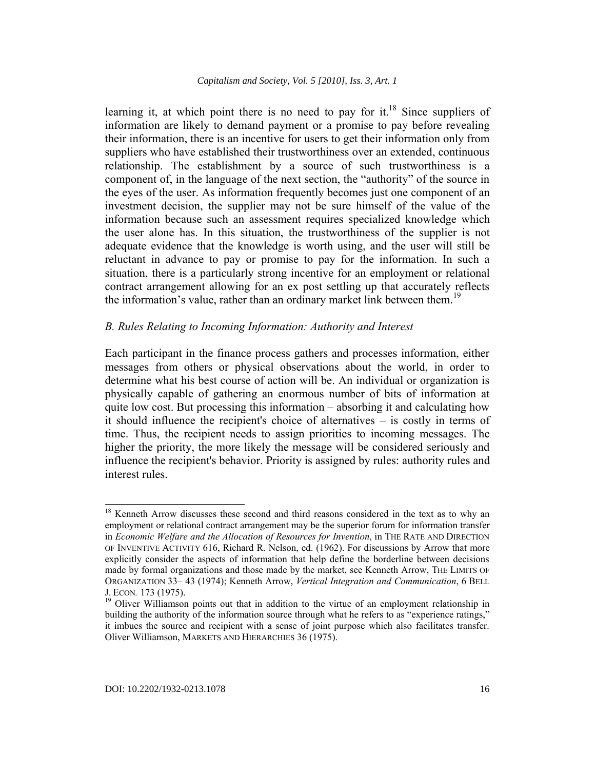learning it, at which point there is no need to pay for it.[18] Since suppliers of information are likely to demand payment or a promise to pay before revealing their information, there is an incentive for users to get their information only from suppliers who have established their trustworthiness over an extended, continuous relationship. The establishment by a source of such trustworthiness is a component of, in the language of the next section, the "authority" of the source in the eyes of the user. As information frequently becomes just one component of an investment decision, the supplier may not be sure himself of the value of the information because such an assessment requires specialized knowledge which the user alone has. In this situation, the trustworthiness of the supplier is not adequate evidence that the knowledge is worth using, and the user will still be reluctant in advance to pay or promise to pay for the information. In such a situation, there is a particularly strong incentive for an employment or relational contract arrangement allowing for an ex post settling up that accurately reflects the information's value, rather than an ordinary market link between them.[19]

### *B. Rules Relating to Incoming Information: Authority and Interest*

Each participant in the finance process gathers and processes information, either messages from others or physical observations about the world, in order to determine what his best course of action will be. An individual or organization is physically capable of gathering an enormous number of bits of information at quite low cost. But processing this information – absorbing it and calculating how it should influence the recipient's choice of alternatives – is costly in terms of time. Thus, the recipient needs to assign priorities to incoming messages. The higher the priority, the more likely the message will be considered seriously and influence the recipient's behavior. Priority is assigned by rules: authority rules and interest rules.

---

[18] Kenneth Arrow discusses these second and third reasons considered in the text as to why an employment or relational contract arrangement may be the superior forum for information transfer in *Economic Welfare and the Allocation of Resources for Invention*, in THE RATE AND DIRECTION OF INVENTIVE ACTIVITY 616, Richard R. Nelson, ed. (1962). For discussions by Arrow that more explicitly consider the aspects of information that help define the borderline between decisions made by formal organizations and those made by the market, see Kenneth Arrow, THE LIMITS OF ORGANIZATION 33– 43 (1974); Kenneth Arrow, *Vertical Integration and Communication*, 6 BELL J. ECON. 173 (1975).

[19] Oliver Williamson points out that in addition to the virtue of an employment relationship in building the authority of the information source through what he refers to as "experience ratings," it imbues the source and recipient with a sense of joint purpose which also facilitates transfer. Oliver Williamson, MARKETS AND HIERARCHIES 36 (1975).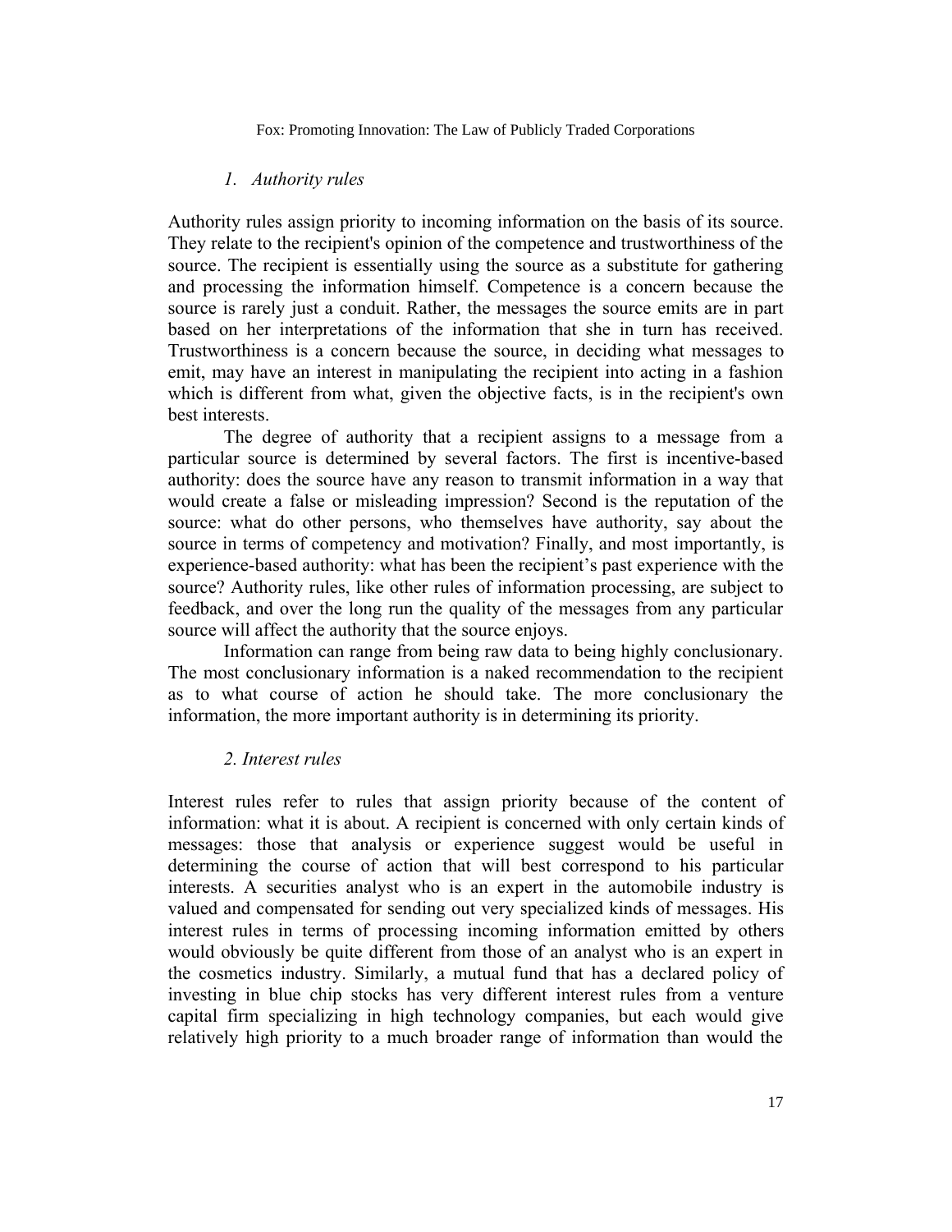### *1. Authority rules*

Authority rules assign priority to incoming information on the basis of its source. They relate to the recipient's opinion of the competence and trustworthiness of the source. The recipient is essentially using the source as a substitute for gathering and processing the information himself. Competence is a concern because the source is rarely just a conduit. Rather, the messages the source emits are in part based on her interpretations of the information that she in turn has received. Trustworthiness is a concern because the source, in deciding what messages to emit, may have an interest in manipulating the recipient into acting in a fashion which is different from what, given the objective facts, is in the recipient's own best interests.

The degree of authority that a recipient assigns to a message from a particular source is determined by several factors. The first is incentive-based authority: does the source have any reason to transmit information in a way that would create a false or misleading impression? Second is the reputation of the source: what do other persons, who themselves have authority, say about the source in terms of competency and motivation? Finally, and most importantly, is experience-based authority: what has been the recipient's past experience with the source? Authority rules, like other rules of information processing, are subject to feedback, and over the long run the quality of the messages from any particular source will affect the authority that the source enjoys.

Information can range from being raw data to being highly conclusionary. The most conclusionary information is a naked recommendation to the recipient as to what course of action he should take. The more conclusionary the information, the more important authority is in determining its priority.

### *2. Interest rules*

Interest rules refer to rules that assign priority because of the content of information: what it is about. A recipient is concerned with only certain kinds of messages: those that analysis or experience suggest would be useful in determining the course of action that will best correspond to his particular interests. A securities analyst who is an expert in the automobile industry is valued and compensated for sending out very specialized kinds of messages. His interest rules in terms of processing incoming information emitted by others would obviously be quite different from those of an analyst who is an expert in the cosmetics industry. Similarly, a mutual fund that has a declared policy of investing in blue chip stocks has very different interest rules from a venture capital firm specializing in high technology companies, but each would give relatively high priority to a much broader range of information than would the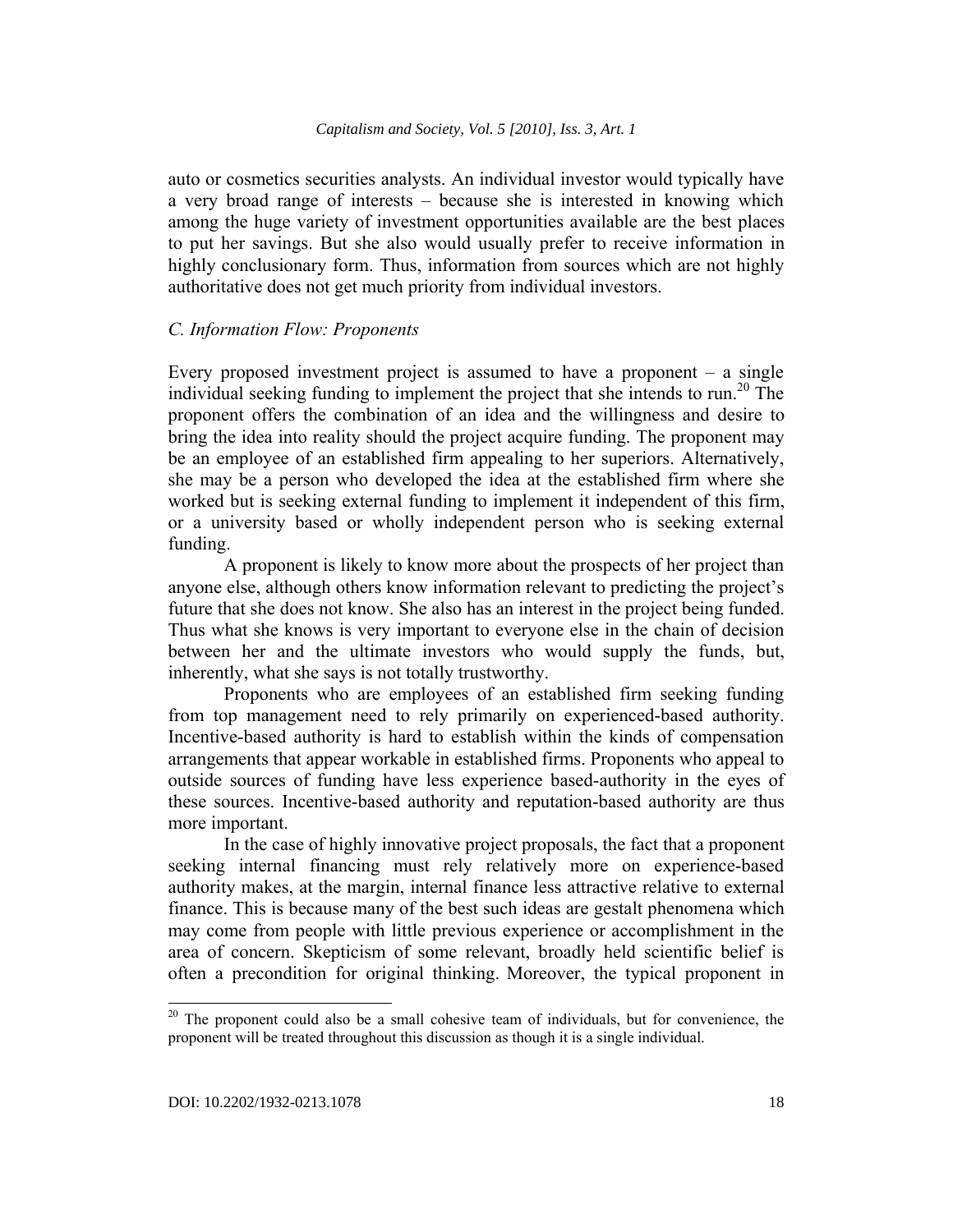auto or cosmetics securities analysts. An individual investor would typically have a very broad range of interests – because she is interested in knowing which among the huge variety of investment opportunities available are the best places to put her savings. But she also would usually prefer to receive information in highly conclusionary form. Thus, information from sources which are not highly authoritative does not get much priority from individual investors.

### *C. Information Flow: Proponents*

Every proposed investment project is assumed to have a proponent – a single individual seeking funding to implement the project that she intends to run.[20] The proponent offers the combination of an idea and the willingness and desire to bring the idea into reality should the project acquire funding. The proponent may be an employee of an established firm appealing to her superiors. Alternatively, she may be a person who developed the idea at the established firm where she worked but is seeking external funding to implement it independent of this firm, or a university based or wholly independent person who is seeking external funding.

A proponent is likely to know more about the prospects of her project than anyone else, although others know information relevant to predicting the project's future that she does not know. She also has an interest in the project being funded. Thus what she knows is very important to everyone else in the chain of decision between her and the ultimate investors who would supply the funds, but, inherently, what she says is not totally trustworthy.

Proponents who are employees of an established firm seeking funding from top management need to rely primarily on experienced-based authority. Incentive-based authority is hard to establish within the kinds of compensation arrangements that appear workable in established firms. Proponents who appeal to outside sources of funding have less experience based-authority in the eyes of these sources. Incentive-based authority and reputation-based authority are thus more important.

In the case of highly innovative project proposals, the fact that a proponent seeking internal financing must rely relatively more on experience-based authority makes, at the margin, internal finance less attractive relative to external finance. This is because many of the best such ideas are gestalt phenomena which may come from people with little previous experience or accomplishment in the area of concern. Skepticism of some relevant, broadly held scientific belief is often a precondition for original thinking. Moreover, the typical proponent in

---

[20] The proponent could also be a small cohesive team of individuals, but for convenience, the proponent will be treated throughout this discussion as though it is a single individual.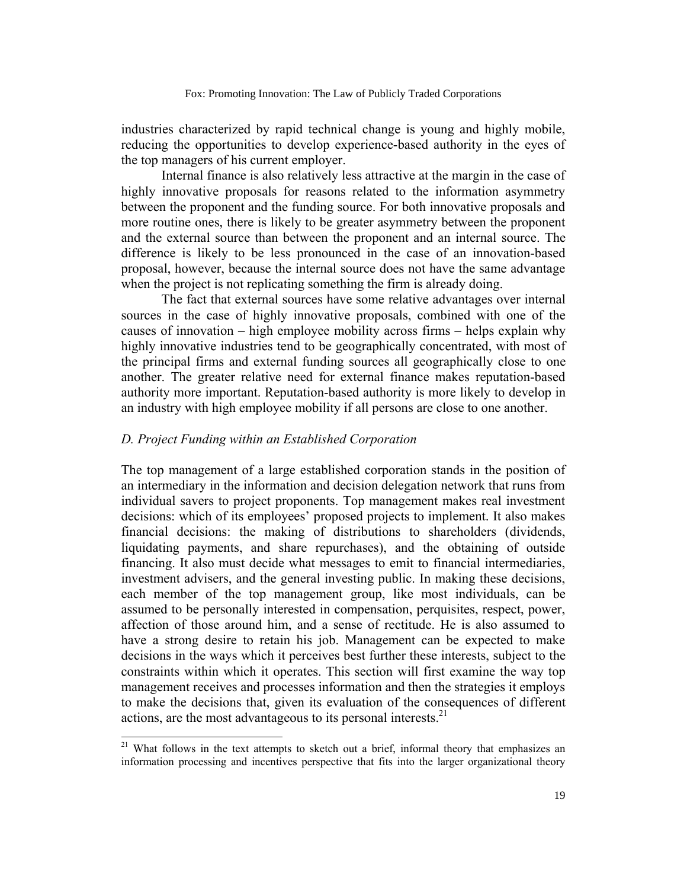industries characterized by rapid technical change is young and highly mobile, reducing the opportunities to develop experience-based authority in the eyes of the top managers of his current employer.

Internal finance is also relatively less attractive at the margin in the case of highly innovative proposals for reasons related to the information asymmetry between the proponent and the funding source. For both innovative proposals and more routine ones, there is likely to be greater asymmetry between the proponent and the external source than between the proponent and an internal source. The difference is likely to be less pronounced in the case of an innovation-based proposal, however, because the internal source does not have the same advantage when the project is not replicating something the firm is already doing.

The fact that external sources have some relative advantages over internal sources in the case of highly innovative proposals, combined with one of the causes of innovation – high employee mobility across firms – helps explain why highly innovative industries tend to be geographically concentrated, with most of the principal firms and external funding sources all geographically close to one another. The greater relative need for external finance makes reputation-based authority more important. Reputation-based authority is more likely to develop in an industry with high employee mobility if all persons are close to one another.

### *D. Project Funding within an Established Corporation*

The top management of a large established corporation stands in the position of an intermediary in the information and decision delegation network that runs from individual savers to project proponents. Top management makes real investment decisions: which of its employees' proposed projects to implement. It also makes financial decisions: the making of distributions to shareholders (dividends, liquidating payments, and share repurchases), and the obtaining of outside financing. It also must decide what messages to emit to financial intermediaries, investment advisers, and the general investing public. In making these decisions, each member of the top management group, like most individuals, can be assumed to be personally interested in compensation, perquisites, respect, power, affection of those around him, and a sense of rectitude. He is also assumed to have a strong desire to retain his job. Management can be expected to make decisions in the ways which it perceives best further these interests, subject to the constraints within which it operates. This section will first examine the way top management receives and processes information and then the strategies it employs to make the decisions that, given its evaluation of the consequences of different actions, are the most advantageous to its personal interests.[21]

[21] What follows in the text attempts to sketch out a brief, informal theory that emphasizes an information processing and incentives perspective that fits into the larger organizational theory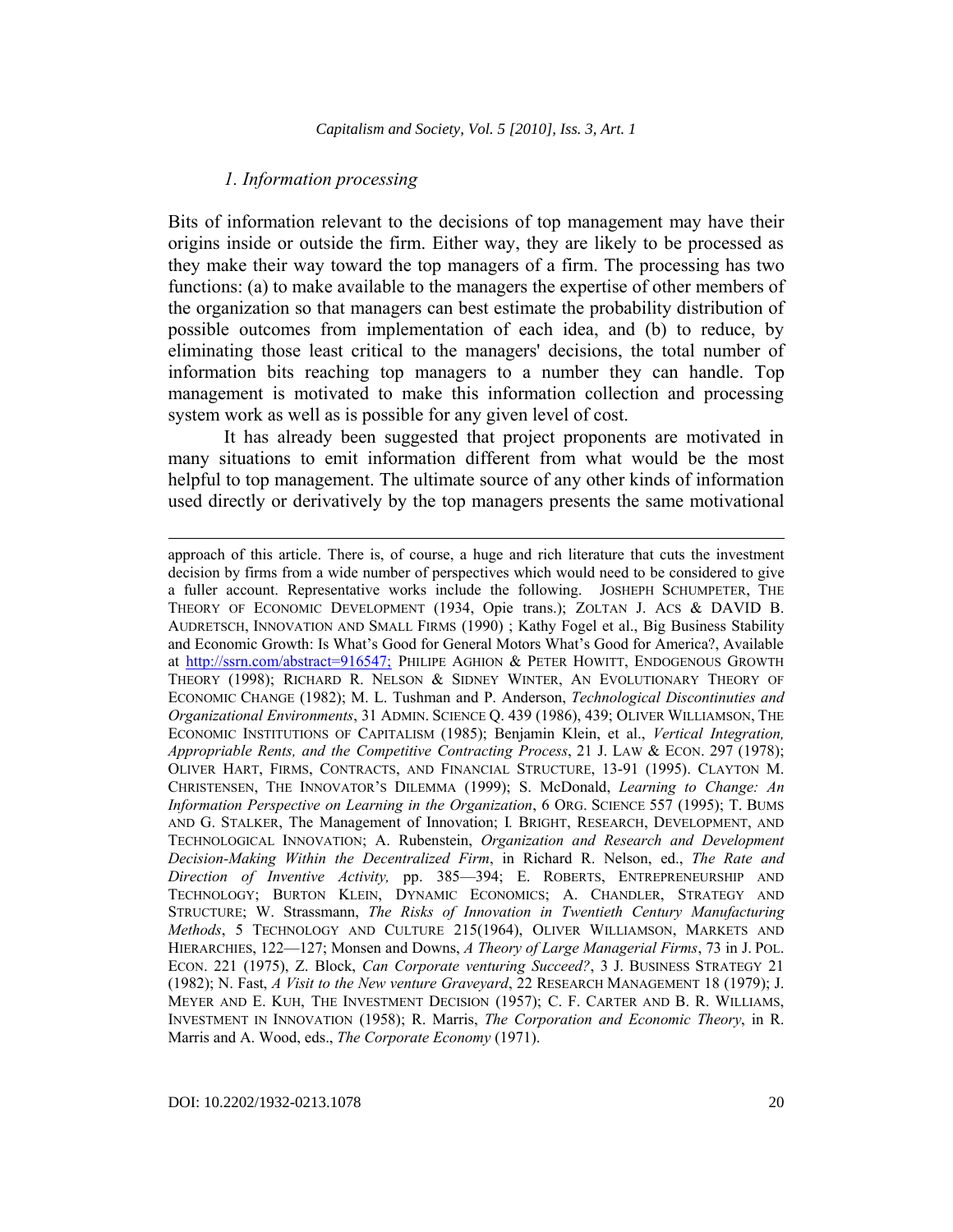### *1. Information processing*

Bits of information relevant to the decisions of top management may have their origins inside or outside the firm. Either way, they are likely to be processed as they make their way toward the top managers of a firm. The processing has two functions: (a) to make available to the managers the expertise of other members of the organization so that managers can best estimate the probability distribution of possible outcomes from implementation of each idea, and (b) to reduce, by eliminating those least critical to the managers' decisions, the total number of information bits reaching top managers to a number they can handle. Top management is motivated to make this information collection and processing system work as well as is possible for any given level of cost.

It has already been suggested that project proponents are motivated in many situations to emit information different from what would be the most helpful to top management. The ultimate source of any other kinds of information used directly or derivatively by the top managers presents the same motivational

---

approach of this article. There is, of course, a huge and rich literature that cuts the investment decision by firms from a wide number of perspectives which would need to be considered to give a fuller account. Representative works include the following. JOSEPH SCHUMPETER, THE THEORY OF ECONOMIC DEVELOPMENT (1934, Opie trans.); ZOLTAN J. ACS & DAVID B. AUDRETSCH, INNOVATION AND SMALL FIRMS (1990) ; Kathy Fogel et al., Big Business Stability and Economic Growth: Is What's Good for General Motors What's Good for America?, Available at http://ssrn.com/abstract=916547; PHILIPE AGHION & PETER HOWITT, ENDOGENOUS GROWTH THEORY (1998); RICHARD R. NELSON & SIDNEY WINTER, AN EVOLUTIONARY THEORY OF ECONOMIC CHANGE (1982); M. L. Tushman and P. Anderson, *Technological Discontinuities and Organizational Environments*, 31 ADMIN. SCIENCE Q. 439 (1986), 439; OLIVER WILLIAMSON, THE ECONOMIC INSTITUTIONS OF CAPITALISM (1985); Benjamin Klein, et al., *Vertical Integration, Appropriable Rents, and the Competitive Contracting Process*, 21 J. LAW & ECON. 297 (1978); OLIVER HART, FIRMS, CONTRACTS, AND FINANCIAL STRUCTURE, 13-91 (1995). CLAYTON M. CHRISTENSEN, THE INNOVATOR'S DILEMMA (1999); S. McDonald, *Learning to Change: An Information Perspective on Learning in the Organization*, 6 ORG. SCIENCE 557 (1995); T. BUMS AND G. STALKER, The Management of Innovation; I. BRIGHT, RESEARCH, DEVELOPMENT, AND TECHNOLOGICAL INNOVATION; A. Rubenstein, *Organization and Research and Development Decision-Making Within the Decentralized Firm*, in Richard R. Nelson, ed., *The Rate and Direction of Inventive Activity,* pp. 385—394; E. ROBERTS, ENTREPRENEURSHIP AND TECHNOLOGY; BURTON KLEIN, DYNAMIC ECONOMICS; A. CHANDLER, STRATEGY AND STRUCTURE; W. Strassmann, *The Risks of Innovation in Twentieth Century Manufacturing Methods*, 5 TECHNOLOGY AND CULTURE 215(1964), OLIVER WILLIAMSON, MARKETS AND HIERARCHIES, 122—127; Monsen and Downs, *A Theory of Large Managerial Firms*, 73 in J. POL. ECON. 221 (1975), Z. Block, *Can Corporate venturing Succeed?*, 3 J. BUSINESS STRATEGY 21 (1982); N. Fast, *A Visit to the New venture Graveyard*, 22 RESEARCH MANAGEMENT 18 (1979); J. MEYER AND E. KUH, THE INVESTMENT DECISION (1957); C. F. CARTER AND B. R. WILLIAMS, INVESTMENT IN INNOVATION (1958); R. Marris, *The Corporation and Economic Theory*, in R. Marris and A. Wood, eds., *The Corporate Economy* (1971).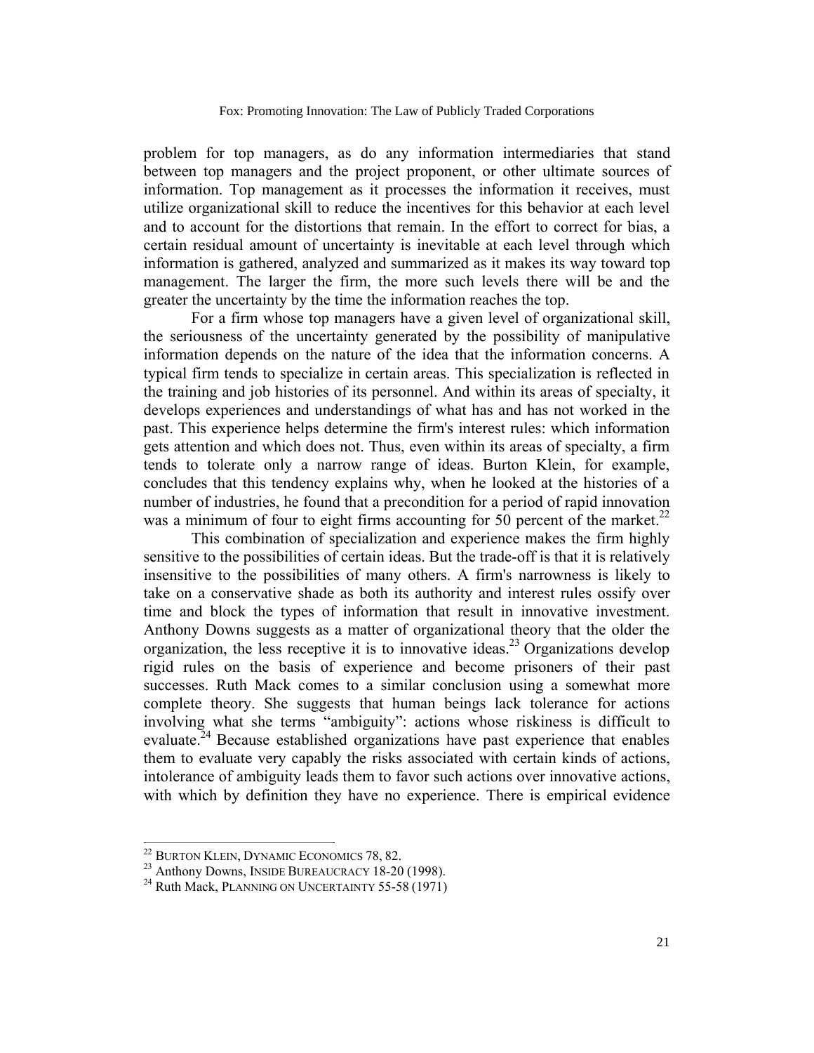problem for top managers, as do any information intermediaries that stand between top managers and the project proponent, or other ultimate sources of information. Top management as it processes the information it receives, must utilize organizational skill to reduce the incentives for this behavior at each level and to account for the distortions that remain. In the effort to correct for bias, a certain residual amount of uncertainty is inevitable at each level through which information is gathered, analyzed and summarized as it makes its way toward top management. The larger the firm, the more such levels there will be and the greater the uncertainty by the time the information reaches the top.

For a firm whose top managers have a given level of organizational skill, the seriousness of the uncertainty generated by the possibility of manipulative information depends on the nature of the idea that the information concerns. A typical firm tends to specialize in certain areas. This specialization is reflected in the training and job histories of its personnel. And within its areas of specialty, it develops experiences and understandings of what has and has not worked in the past. This experience helps determine the firm's interest rules: which information gets attention and which does not. Thus, even within its areas of specialty, a firm tends to tolerate only a narrow range of ideas. Burton Klein, for example, concludes that this tendency explains why, when he looked at the histories of a number of industries, he found that a precondition for a period of rapid innovation was a minimum of four to eight firms accounting for 50 percent of the market.[22]

This combination of specialization and experience makes the firm highly sensitive to the possibilities of certain ideas. But the trade-off is that it is relatively insensitive to the possibilities of many others. A firm's narrowness is likely to take on a conservative shade as both its authority and interest rules ossify over time and block the types of information that result in innovative investment. Anthony Downs suggests as a matter of organizational theory that the older the organization, the less receptive it is to innovative ideas.[23] Organizations develop rigid rules on the basis of experience and become prisoners of their past successes. Ruth Mack comes to a similar conclusion using a somewhat more complete theory. She suggests that human beings lack tolerance for actions involving what she terms "ambiguity": actions whose riskiness is difficult to evaluate.[24] Because established organizations have past experience that enables them to evaluate very capably the risks associated with certain kinds of actions, intolerance of ambiguity leads them to favor such actions over innovative actions, with which by definition they have no experience. There is empirical evidence

---

[22] BURTON KLEIN, DYNAMIC ECONOMICS 78, 82.

[23] Anthony Downs, INSIDE BUREAUCRACY 18-20 (1998).

[24] Ruth Mack, PLANNING ON UNCERTAINTY 55-58 (1971)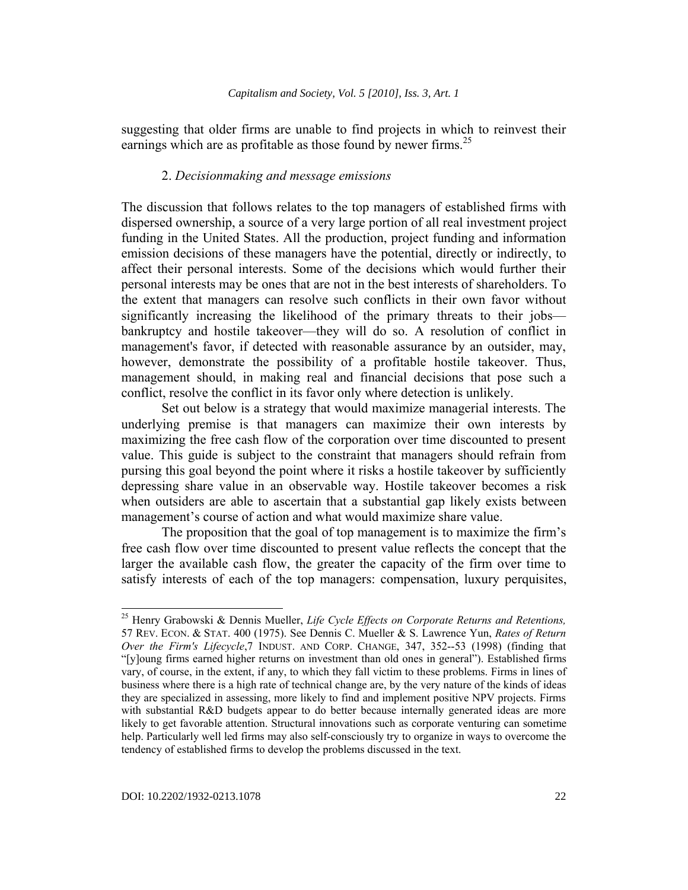suggesting that older firms are unable to find projects in which to reinvest their earnings which are as profitable as those found by newer firms.[25]

### 2. *Decisionmaking and message emissions*

The discussion that follows relates to the top managers of established firms with dispersed ownership, a source of a very large portion of all real investment project funding in the United States. All the production, project funding and information emission decisions of these managers have the potential, directly or indirectly, to affect their personal interests. Some of the decisions which would further their personal interests may be ones that are not in the best interests of shareholders. To the extent that managers can resolve such conflicts in their own favor without significantly increasing the likelihood of the primary threats to their jobs—bankruptcy and hostile takeover—they will do so. A resolution of conflict in management's favor, if detected with reasonable assurance by an outsider, may, however, demonstrate the possibility of a profitable hostile takeover. Thus, management should, in making real and financial decisions that pose such a conflict, resolve the conflict in its favor only where detection is unlikely.

Set out below is a strategy that would maximize managerial interests. The underlying premise is that managers can maximize their own interests by maximizing the free cash flow of the corporation over time discounted to present value. This guide is subject to the constraint that managers should refrain from pursing this goal beyond the point where it risks a hostile takeover by sufficiently depressing share value in an observable way. Hostile takeover becomes a risk when outsiders are able to ascertain that a substantial gap likely exists between management's course of action and what would maximize share value.

The proposition that the goal of top management is to maximize the firm's free cash flow over time discounted to present value reflects the concept that the larger the available cash flow, the greater the capacity of the firm over time to satisfy interests of each of the top managers: compensation, luxury perquisites,

---

[25] Henry Grabowski & Dennis Mueller, *Life Cycle Effects on Corporate Returns and Retentions,* 57 REV. ECON. & STAT. 400 (1975). See Dennis C. Mueller & S. Lawrence Yun, *Rates of Return Over the Firm's Lifecycle*,7 INDUST. AND CORP. CHANGE, 347, 352--53 (1998) (finding that "[y]oung firms earned higher returns on investment than old ones in general"). Established firms vary, of course, in the extent, if any, to which they fall victim to these problems. Firms in lines of business where there is a high rate of technical change are, by the very nature of the kinds of ideas they are specialized in assessing, more likely to find and implement positive NPV projects. Firms with substantial R&D budgets appear to do better because internally generated ideas are more likely to get favorable attention. Structural innovations such as corporate venturing can sometime help. Particularly well led firms may also self-consciously try to organize in ways to overcome the tendency of established firms to develop the problems discussed in the text.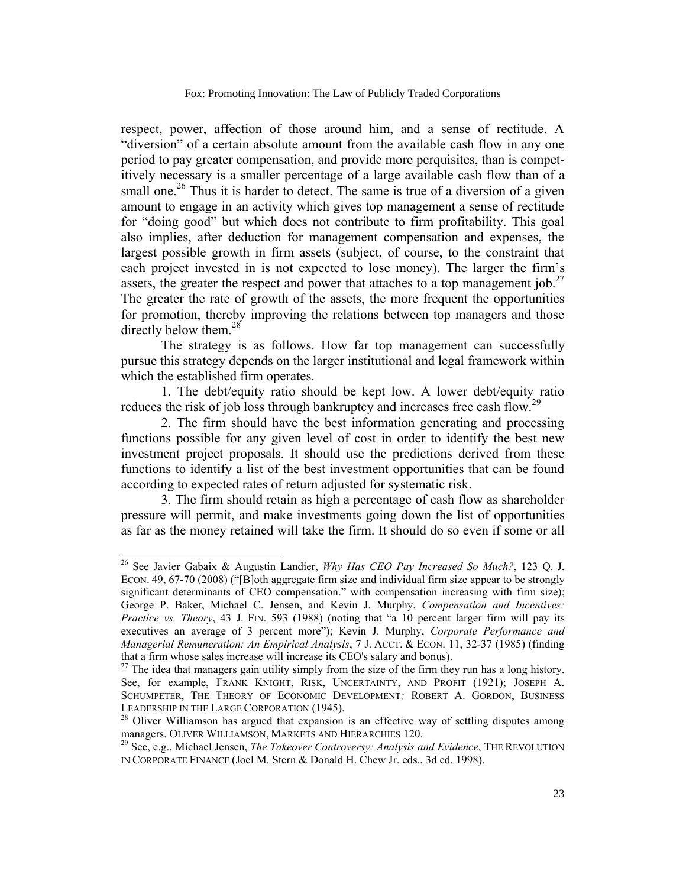respect, power, affection of those around him, and a sense of rectitude. A "diversion" of a certain absolute amount from the available cash flow in any one period to pay greater compensation, and provide more perquisites, than is competitively necessary is a smaller percentage of a large available cash flow than of a small one.[26] Thus it is harder to detect. The same is true of a diversion of a given amount to engage in an activity which gives top management a sense of rectitude for "doing good" but which does not contribute to firm profitability. This goal also implies, after deduction for management compensation and expenses, the largest possible growth in firm assets (subject, of course, to the constraint that each project invested in is not expected to lose money). The larger the firm's assets, the greater the respect and power that attaches to a top management job.[27] The greater the rate of growth of the assets, the more frequent the opportunities for promotion, thereby improving the relations between top managers and those directly below them.[28]

The strategy is as follows. How far top management can successfully pursue this strategy depends on the larger institutional and legal framework within which the established firm operates.

1. The debt/equity ratio should be kept low. A lower debt/equity ratio reduces the risk of job loss through bankruptcy and increases free cash flow.[29]

2. The firm should have the best information generating and processing functions possible for any given level of cost in order to identify the best new investment project proposals. It should use the predictions derived from these functions to identify a list of the best investment opportunities that can be found according to expected rates of return adjusted for systematic risk.

3. The firm should retain as high a percentage of cash flow as shareholder pressure will permit, and make investments going down the list of opportunities as far as the money retained will take the firm. It should do so even if some or all

---

[26] See Javier Gabaix & Augustin Landier, *Why Has CEO Pay Increased So Much?*, 123 Q. J. ECON. 49, 67-70 (2008) ("[B]oth aggregate firm size and individual firm size appear to be strongly significant determinants of CEO compensation." with compensation increasing with firm size); George P. Baker, Michael C. Jensen, and Kevin J. Murphy, *Compensation and Incentives: Practice vs. Theory*, 43 J. FIN. 593 (1988) (noting that "a 10 percent larger firm will pay its executives an average of 3 percent more"); Kevin J. Murphy, *Corporate Performance and Managerial Remuneration: An Empirical Analysis*, 7 J. ACCT. & ECON. 11, 32-37 (1985) (finding that a firm whose sales increase will increase its CEO's salary and bonus).

[27] The idea that managers gain utility simply from the size of the firm they run has a long history. See, for example, FRANK KNIGHT, RISK, UNCERTAINTY, AND PROFIT (1921); JOSEPH A. SCHUMPETER, THE THEORY OF ECONOMIC DEVELOPMENT; ROBERT A. GORDON, BUSINESS LEADERSHIP IN THE LARGE CORPORATION (1945).

[28] Oliver Williamson has argued that expansion is an effective way of settling disputes among managers. OLIVER WILLIAMSON, MARKETS AND HIERARCHIES 120.

[29] See, e.g., Michael Jensen, *The Takeover Controversy: Analysis and Evidence*, THE REVOLUTION IN CORPORATE FINANCE (Joel M. Stern & Donald H. Chew Jr. eds., 3d ed. 1998).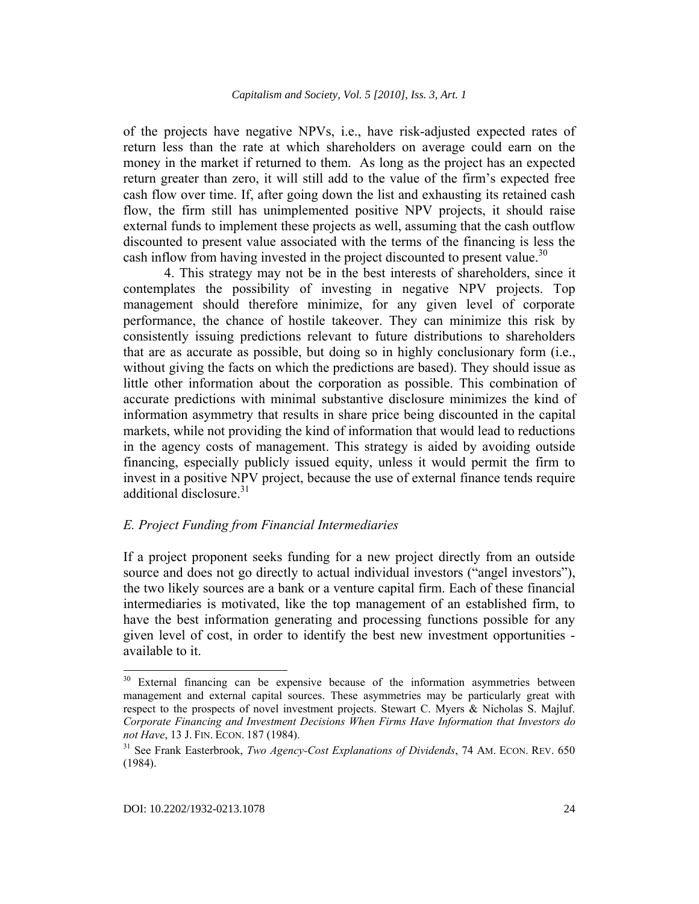of the projects have negative NPVs, i.e., have risk-adjusted expected rates of return less than the rate at which shareholders on average could earn on the money in the market if returned to them. As long as the project has an expected return greater than zero, it will still add to the value of the firm's expected free cash flow over time. If, after going down the list and exhausting its retained cash flow, the firm still has unimplemented positive NPV projects, it should raise external funds to implement these projects as well, assuming that the cash outflow discounted to present value associated with the terms of the financing is less the cash inflow from having invested in the project discounted to present value.[30]

4. This strategy may not be in the best interests of shareholders, since it contemplates the possibility of investing in negative NPV projects. Top management should therefore minimize, for any given level of corporate performance, the chance of hostile takeover. They can minimize this risk by consistently issuing predictions relevant to future distributions to shareholders that are as accurate as possible, but doing so in highly conclusionary form (i.e., without giving the facts on which the predictions are based). They should issue as little other information about the corporation as possible. This combination of accurate predictions with minimal substantive disclosure minimizes the kind of information asymmetry that results in share price being discounted in the capital markets, while not providing the kind of information that would lead to reductions in the agency costs of management. This strategy is aided by avoiding outside financing, especially publicly issued equity, unless it would permit the firm to invest in a positive NPV project, because the use of external finance tends require additional disclosure.[31]

### *E. Project Funding from Financial Intermediaries*

If a project proponent seeks funding for a new project directly from an outside source and does not go directly to actual individual investors ("angel investors"), the two likely sources are a bank or a venture capital firm. Each of these financial intermediaries is motivated, like the top management of an established firm, to have the best information generating and processing functions possible for any given level of cost, in order to identify the best new investment opportunities - available to it.

---

[30] External financing can be expensive because of the information asymmetries between management and external capital sources. These asymmetries may be particularly great with respect to the prospects of novel investment projects. Stewart C. Myers & Nicholas S. Majluf. *Corporate Financing and Investment Decisions When Firms Have Information that Investors do not Have*, 13 J. FIN. ECON. 187 (1984).

[31] See Frank Easterbrook, *Two Agency-Cost Explanations of Dividends*, 74 AM. ECON. REV. 650 (1984).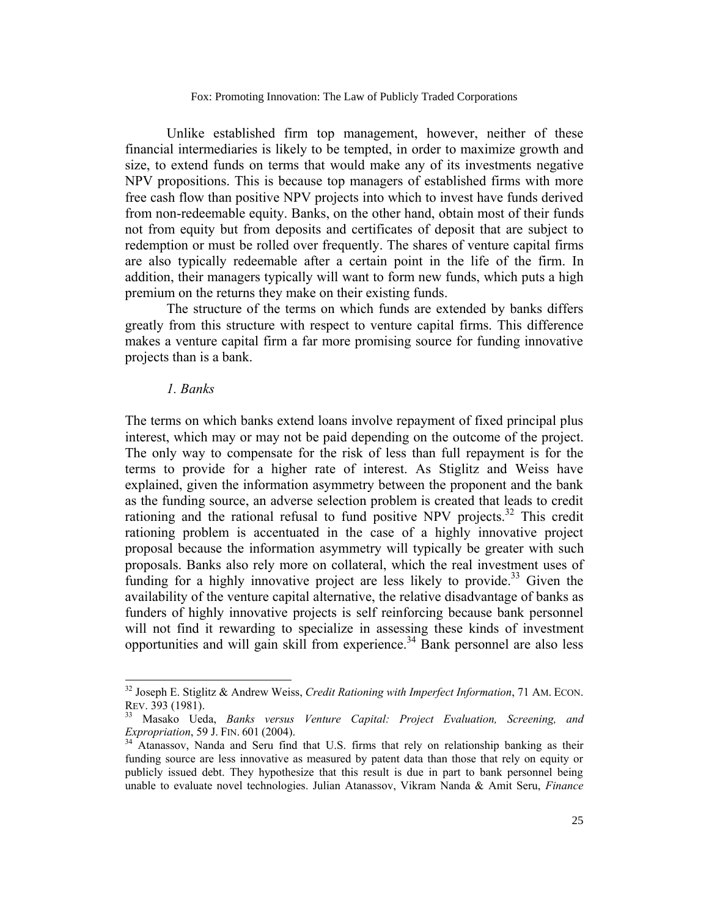Unlike established firm top management, however, neither of these financial intermediaries is likely to be tempted, in order to maximize growth and size, to extend funds on terms that would make any of its investments negative NPV propositions. This is because top managers of established firms with more free cash flow than positive NPV projects into which to invest have funds derived from non-redeemable equity. Banks, on the other hand, obtain most of their funds not from equity but from deposits and certificates of deposit that are subject to redemption or must be rolled over frequently. The shares of venture capital firms are also typically redeemable after a certain point in the life of the firm. In addition, their managers typically will want to form new funds, which puts a high premium on the returns they make on their existing funds.

The structure of the terms on which funds are extended by banks differs greatly from this structure with respect to venture capital firms. This difference makes a venture capital firm a far more promising source for funding innovative projects than is a bank.

*1. Banks*

The terms on which banks extend loans involve repayment of fixed principal plus interest, which may or may not be paid depending on the outcome of the project. The only way to compensate for the risk of less than full repayment is for the terms to provide for a higher rate of interest. As Stiglitz and Weiss have explained, given the information asymmetry between the proponent and the bank as the funding source, an adverse selection problem is created that leads to credit rationing and the rational refusal to fund positive NPV projects.[32] This credit rationing problem is accentuated in the case of a highly innovative project proposal because the information asymmetry will typically be greater with such proposals. Banks also rely more on collateral, which the real investment uses of funding for a highly innovative project are less likely to provide.[33] Given the availability of the venture capital alternative, the relative disadvantage of banks as funders of highly innovative projects is self reinforcing because bank personnel will not find it rewarding to specialize in assessing these kinds of investment opportunities and will gain skill from experience.[34] Bank personnel are also less

[32] Joseph E. Stiglitz & Andrew Weiss, *Credit Rationing with Imperfect Information*, 71 AM. ECON. REV. 393 (1981).

[33] Masako Ueda, *Banks versus Venture Capital: Project Evaluation, Screening, and Expropriation*, 59 J. FIN. 601 (2004).

[34] Atanassov, Nanda and Seru find that U.S. firms that rely on relationship banking as their funding source are less innovative as measured by patent data than those that rely on equity or publicly issued debt. They hypothesize that this result is due in part to bank personnel being unable to evaluate novel technologies. Julian Atanassov, Vikram Nanda & Amit Seru, *Finance*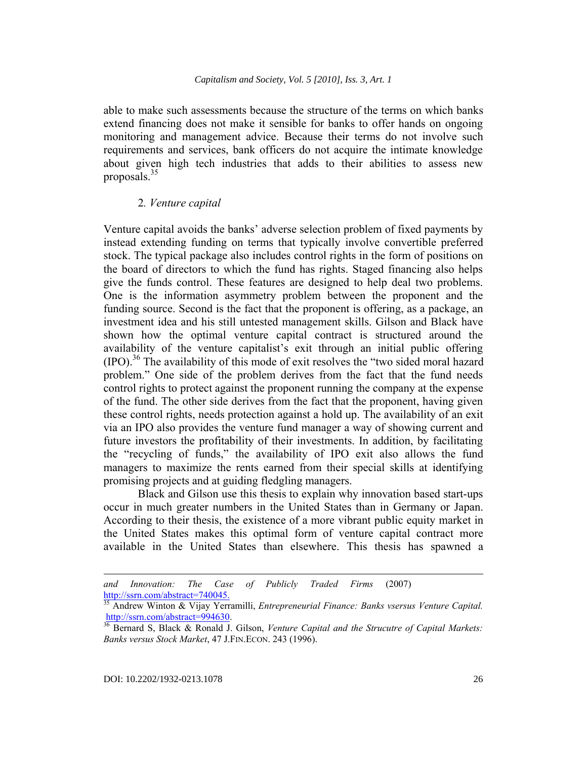able to make such assessments because the structure of the terms on which banks extend financing does not make it sensible for banks to offer hands on ongoing monitoring and management advice. Because their terms do not involve such requirements and services, bank officers do not acquire the intimate knowledge about given high tech industries that adds to their abilities to assess new proposals.[35]

### 2. *Venture capital*

Venture capital avoids the banks' adverse selection problem of fixed payments by instead extending funding on terms that typically involve convertible preferred stock. The typical package also includes control rights in the form of positions on the board of directors to which the fund has rights. Staged financing also helps give the funds control. These features are designed to help deal two problems. One is the information asymmetry problem between the proponent and the funding source. Second is the fact that the proponent is offering, as a package, an investment idea and his still untested management skills. Gilson and Black have shown how the optimal venture capital contract is structured around the availability of the venture capitalist's exit through an initial public offering (IPO).[36] The availability of this mode of exit resolves the "two sided moral hazard problem." One side of the problem derives from the fact that the fund needs control rights to protect against the proponent running the company at the expense of the fund. The other side derives from the fact that the proponent, having given these control rights, needs protection against a hold up. The availability of an exit via an IPO also provides the venture fund manager a way of showing current and future investors the profitability of their investments. In addition, by facilitating the "recycling of funds," the availability of IPO exit also allows the fund managers to maximize the rents earned from their special skills at identifying promising projects and at guiding fledgling managers.

Black and Gilson use this thesis to explain why innovation based start-ups occur in much greater numbers in the United States than in Germany or Japan. According to their thesis, the existence of a more vibrant public equity market in the United States makes this optimal form of venture capital contract more available in the United States than elsewhere. This thesis has spawned a

---

*and Innovation: The Case of Publicly Traded Firms* (2007) http://ssrn.com/abstract=740045.

[35] Andrew Winton & Vijay Yerramilli, *Entrepreneurial Finance: Banks vsersus Venture Capital.* http://ssrn.com/abstract=994630.

[36] Bernard S, Black & Ronald J. Gilson, *Venture Capital and the Strucutre of Capital Markets: Banks versus Stock Market*, 47 J.FIN.ECON. 243 (1996).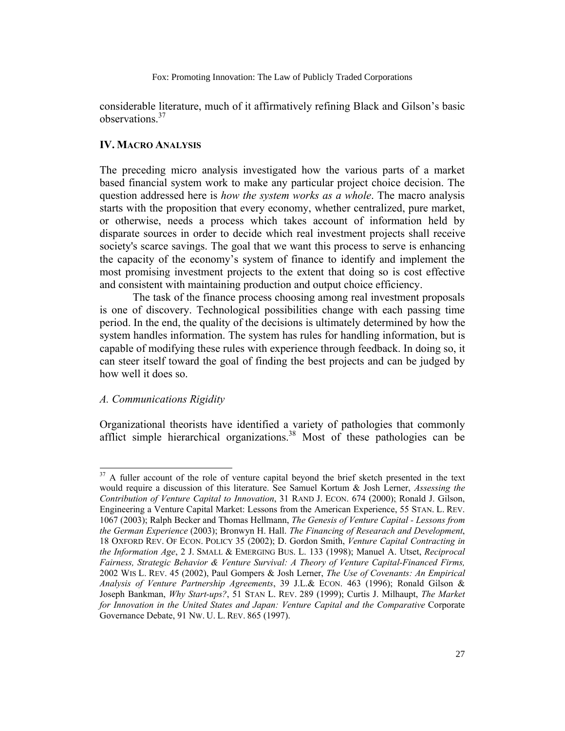considerable literature, much of it affirmatively refining Black and Gilson's basic observations.[37]

## IV. MACRO ANALYSIS

The preceding micro analysis investigated how the various parts of a market based financial system work to make any particular project choice decision. The question addressed here is *how the system works as a whole*. The macro analysis starts with the proposition that every economy, whether centralized, pure market, or otherwise, needs a process which takes account of information held by disparate sources in order to decide which real investment projects shall receive society's scarce savings. The goal that we want this process to serve is enhancing the capacity of the economy's system of finance to identify and implement the most promising investment projects to the extent that doing so is cost effective and consistent with maintaining production and output choice efficiency.

The task of the finance process choosing among real investment proposals is one of discovery. Technological possibilities change with each passing time period. In the end, the quality of the decisions is ultimately determined by how the system handles information. The system has rules for handling information, but is capable of modifying these rules with experience through feedback. In doing so, it can steer itself toward the goal of finding the best projects and can be judged by how well it does so.

### *A. Communications Rigidity*

Organizational theorists have identified a variety of pathologies that commonly afflict simple hierarchical organizations.[38] Most of these pathologies can be

---

[37] A fuller account of the role of venture capital beyond the brief sketch presented in the text would require a discussion of this literature. See Samuel Kortum & Josh Lerner, *Assessing the Contribution of Venture Capital to Innovation*, 31 RAND J. ECON. 674 (2000); Ronald J. Gilson, Engineering a Venture Capital Market: Lessons from the American Experience, 55 STAN. L. REV. 1067 (2003); Ralph Becker and Thomas Hellmann, *The Genesis of Venture Capital - Lessons from the German Experience* (2003); Bronwyn H. Hall. *The Financing of Researach and Development*, 18 OXFORD REV. OF ECON. POLICY 35 (2002); D. Gordon Smith, *Venture Capital Contracting in the Information Age*, 2 J. SMALL & EMERGING BUS. L. 133 (1998); Manuel A. Utset, *Reciprocal Fairness, Strategic Behavior & Venture Survival: A Theory of Venture Capital-Financed Firms,* 2002 WIS L. REV. 45 (2002), Paul Gompers & Josh Lerner, *The Use of Covenants: An Empirical Analysis of Venture Partnership Agreements*, 39 J.L.& ECON. 463 (1996); Ronald Gilson & Joseph Bankman, *Why Start-ups?*, 51 STAN L. REV. 289 (1999); Curtis J. Milhaupt, *The Market for Innovation in the United States and Japan: Venture Capital and the Comparative* Corporate Governance Debate, 91 NW. U. L. REV. 865 (1997).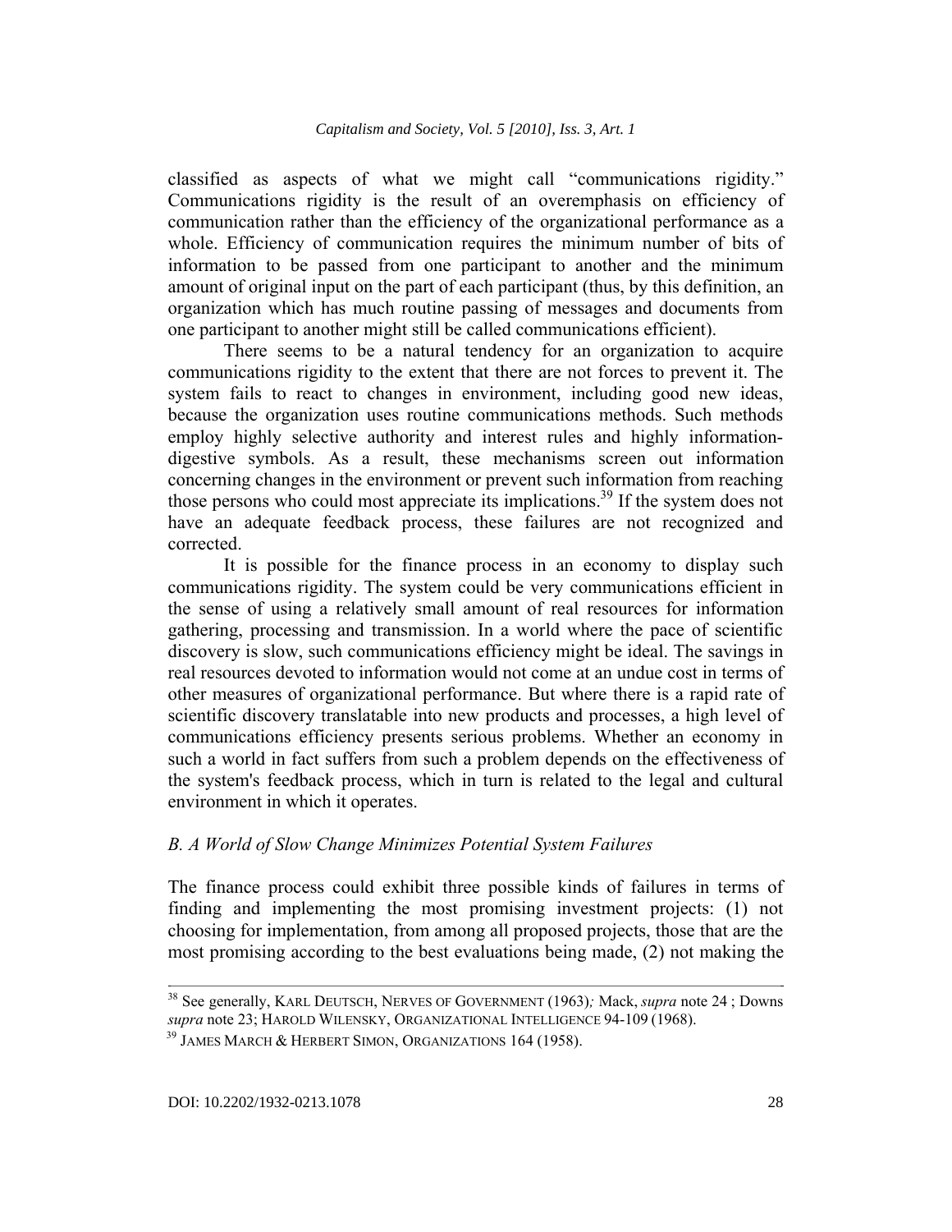classified as aspects of what we might call "communications rigidity." Communications rigidity is the result of an overemphasis on efficiency of communication rather than the efficiency of the organizational performance as a whole. Efficiency of communication requires the minimum number of bits of information to be passed from one participant to another and the minimum amount of original input on the part of each participant (thus, by this definition, an organization which has much routine passing of messages and documents from one participant to another might still be called communications efficient).

There seems to be a natural tendency for an organization to acquire communications rigidity to the extent that there are not forces to prevent it. The system fails to react to changes in environment, including good new ideas, because the organization uses routine communications methods. Such methods employ highly selective authority and interest rules and highly information-digestive symbols. As a result, these mechanisms screen out information concerning changes in the environment or prevent such information from reaching those persons who could most appreciate its implications.[39] If the system does not have an adequate feedback process, these failures are not recognized and corrected.

It is possible for the finance process in an economy to display such communications rigidity. The system could be very communications efficient in the sense of using a relatively small amount of real resources for information gathering, processing and transmission. In a world where the pace of scientific discovery is slow, such communications efficiency might be ideal. The savings in real resources devoted to information would not come at an undue cost in terms of other measures of organizational performance. But where there is a rapid rate of scientific discovery translatable into new products and processes, a high level of communications efficiency presents serious problems. Whether an economy in such a world in fact suffers from such a problem depends on the effectiveness of the system's feedback process, which in turn is related to the legal and cultural environment in which it operates.

### *B. A World of Slow Change Minimizes Potential System Failures*

The finance process could exhibit three possible kinds of failures in terms of finding and implementing the most promising investment projects: (1) not choosing for implementation, from among all proposed projects, those that are the most promising according to the best evaluations being made, (2) not making the

---

[38] See generally, KARL DEUTSCH, NERVES OF GOVERNMENT (1963); Mack, *supra* note 24 ; Downs *supra* note 23; HAROLD WILENSKY, ORGANIZATIONAL INTELLIGENCE 94-109 (1968).

[39] JAMES MARCH & HERBERT SIMON, ORGANIZATIONS 164 (1958).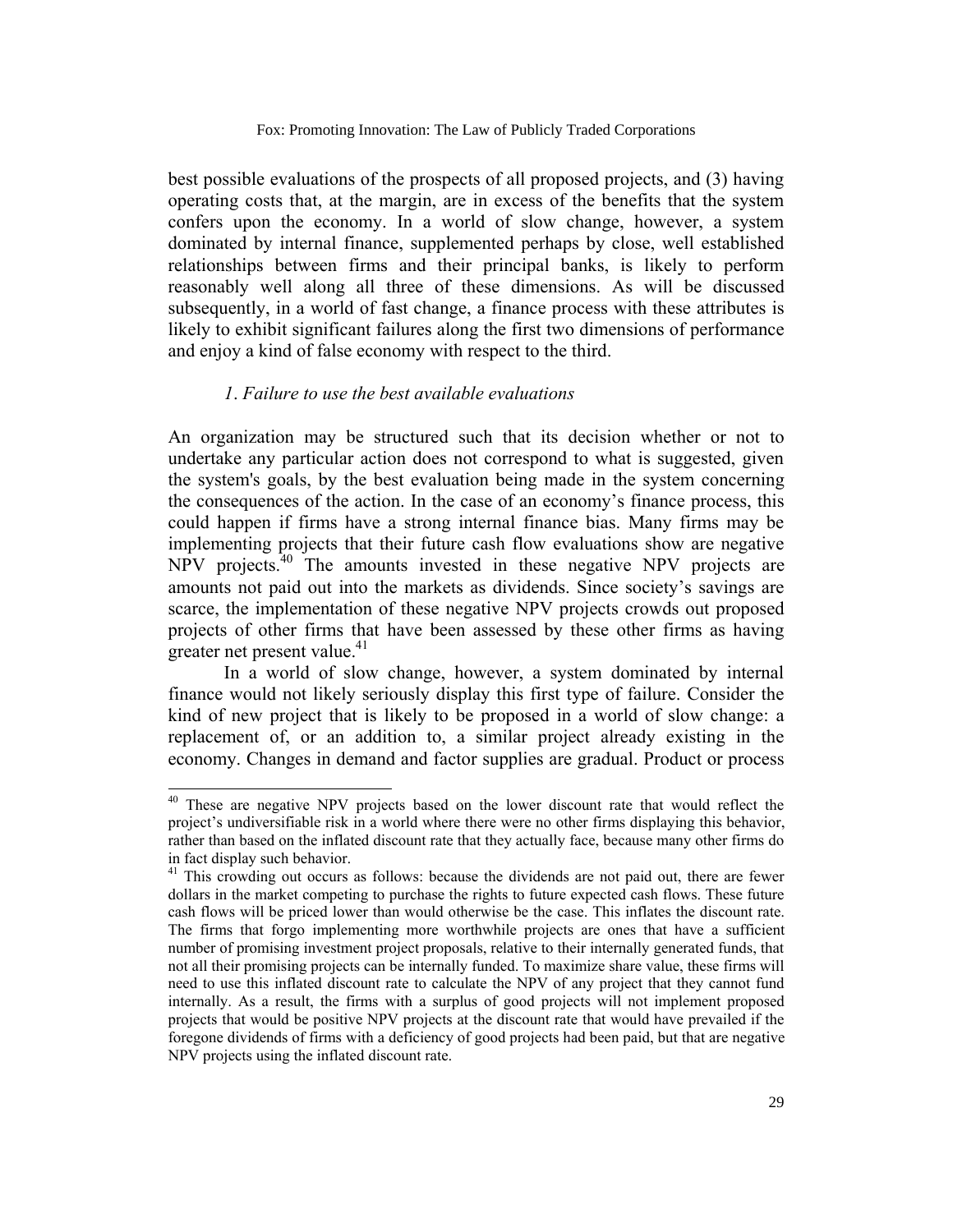best possible evaluations of the prospects of all proposed projects, and (3) having operating costs that, at the margin, are in excess of the benefits that the system confers upon the economy. In a world of slow change, however, a system dominated by internal finance, supplemented perhaps by close, well established relationships between firms and their principal banks, is likely to perform reasonably well along all three of these dimensions. As will be discussed subsequently, in a world of fast change, a finance process with these attributes is likely to exhibit significant failures along the first two dimensions of performance and enjoy a kind of false economy with respect to the third.

### *1. Failure to use the best available evaluations*

An organization may be structured such that its decision whether or not to undertake any particular action does not correspond to what is suggested, given the system's goals, by the best evaluation being made in the system concerning the consequences of the action. In the case of an economy's finance process, this could happen if firms have a strong internal finance bias. Many firms may be implementing projects that their future cash flow evaluations show are negative NPV projects.[40] The amounts invested in these negative NPV projects are amounts not paid out into the markets as dividends. Since society's savings are scarce, the implementation of these negative NPV projects crowds out proposed projects of other firms that have been assessed by these other firms as having greater net present value.[41]

In a world of slow change, however, a system dominated by internal finance would not likely seriously display this first type of failure. Consider the kind of new project that is likely to be proposed in a world of slow change: a replacement of, or an addition to, a similar project already existing in the economy. Changes in demand and factor supplies are gradual. Product or process

---

[40] These are negative NPV projects based on the lower discount rate that would reflect the project's undiversifiable risk in a world where there were no other firms displaying this behavior, rather than based on the inflated discount rate that they actually face, because many other firms do in fact display such behavior.

[41] This crowding out occurs as follows: because the dividends are not paid out, there are fewer dollars in the market competing to purchase the rights to future expected cash flows. These future cash flows will be priced lower than would otherwise be the case. This inflates the discount rate. The firms that forgo implementing more worthwhile projects are ones that have a sufficient number of promising investment project proposals, relative to their internally generated funds, that not all their promising projects can be internally funded. To maximize share value, these firms will need to use this inflated discount rate to calculate the NPV of any project that they cannot fund internally. As a result, the firms with a surplus of good projects will not implement proposed projects that would be positive NPV projects at the discount rate that would have prevailed if the foregone dividends of firms with a deficiency of good projects had been paid, but that are negative NPV projects using the inflated discount rate.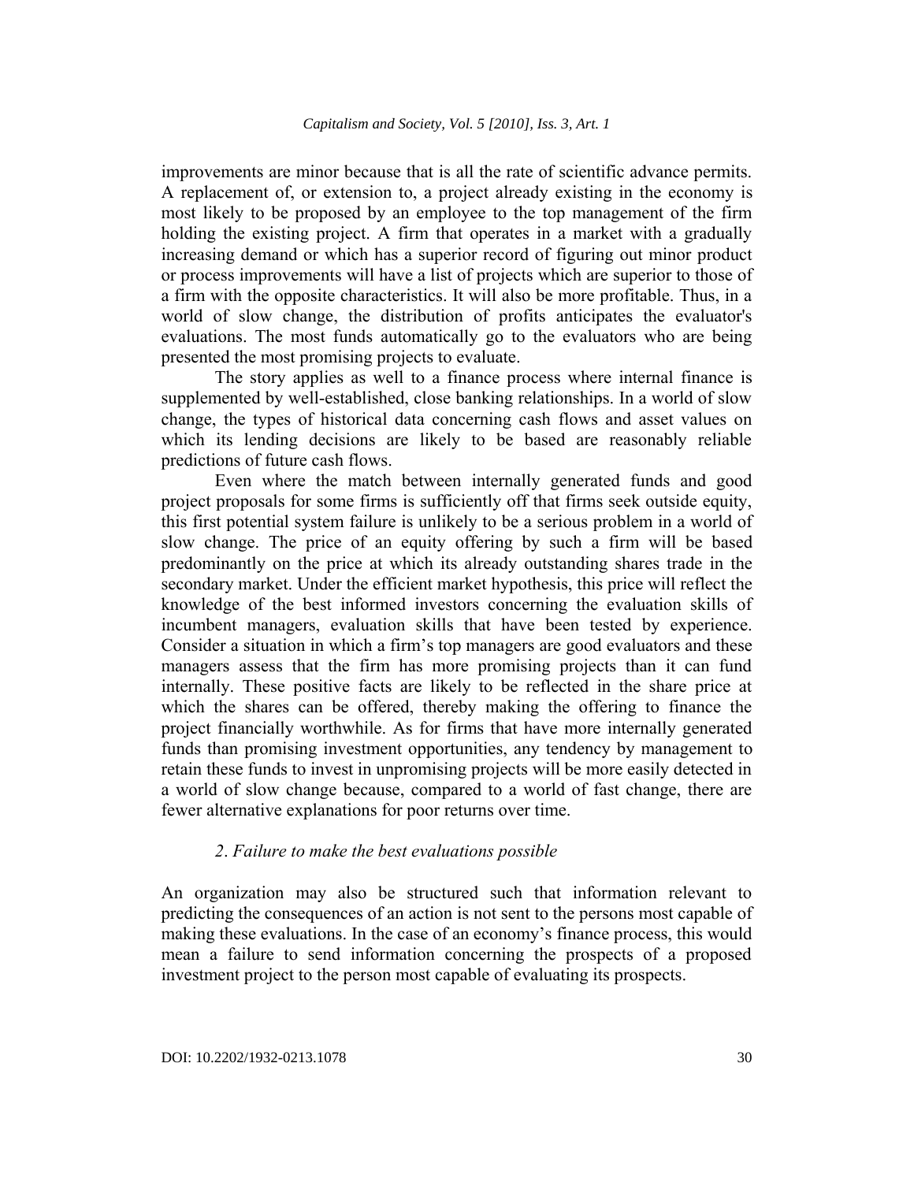improvements are minor because that is all the rate of scientific advance permits. A replacement of, or extension to, a project already existing in the economy is most likely to be proposed by an employee to the top management of the firm holding the existing project. A firm that operates in a market with a gradually increasing demand or which has a superior record of figuring out minor product or process improvements will have a list of projects which are superior to those of a firm with the opposite characteristics. It will also be more profitable. Thus, in a world of slow change, the distribution of profits anticipates the evaluator's evaluations. The most funds automatically go to the evaluators who are being presented the most promising projects to evaluate.

The story applies as well to a finance process where internal finance is supplemented by well-established, close banking relationships. In a world of slow change, the types of historical data concerning cash flows and asset values on which its lending decisions are likely to be based are reasonably reliable predictions of future cash flows.

Even where the match between internally generated funds and good project proposals for some firms is sufficiently off that firms seek outside equity, this first potential system failure is unlikely to be a serious problem in a world of slow change. The price of an equity offering by such a firm will be based predominantly on the price at which its already outstanding shares trade in the secondary market. Under the efficient market hypothesis, this price will reflect the knowledge of the best informed investors concerning the evaluation skills of incumbent managers, evaluation skills that have been tested by experience. Consider a situation in which a firm's top managers are good evaluators and these managers assess that the firm has more promising projects than it can fund internally. These positive facts are likely to be reflected in the share price at which the shares can be offered, thereby making the offering to finance the project financially worthwhile. As for firms that have more internally generated funds than promising investment opportunities, any tendency by management to retain these funds to invest in unpromising projects will be more easily detected in a world of slow change because, compared to a world of fast change, there are fewer alternative explanations for poor returns over time.

### *2. Failure to make the best evaluations possible*

An organization may also be structured such that information relevant to predicting the consequences of an action is not sent to the persons most capable of making these evaluations. In the case of an economy's finance process, this would mean a failure to send information concerning the prospects of a proposed investment project to the person most capable of evaluating its prospects.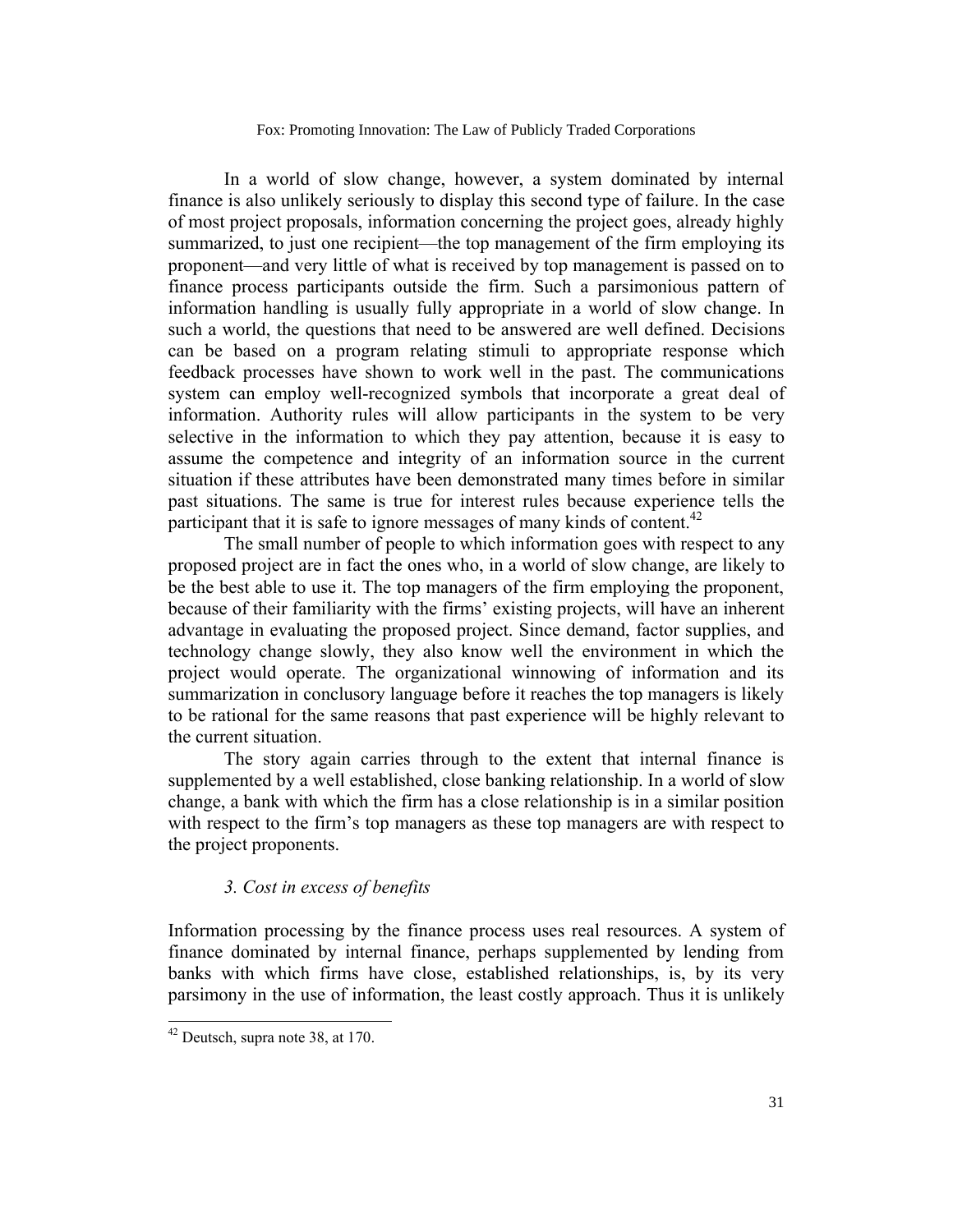In a world of slow change, however, a system dominated by internal finance is also unlikely seriously to display this second type of failure. In the case of most project proposals, information concerning the project goes, already highly summarized, to just one recipient—the top management of the firm employing its proponent—and very little of what is received by top management is passed on to finance process participants outside the firm. Such a parsimonious pattern of information handling is usually fully appropriate in a world of slow change. In such a world, the questions that need to be answered are well defined. Decisions can be based on a program relating stimuli to appropriate response which feedback processes have shown to work well in the past. The communications system can employ well-recognized symbols that incorporate a great deal of information. Authority rules will allow participants in the system to be very selective in the information to which they pay attention, because it is easy to assume the competence and integrity of an information source in the current situation if these attributes have been demonstrated many times before in similar past situations. The same is true for interest rules because experience tells the participant that it is safe to ignore messages of many kinds of content.[42]

The small number of people to which information goes with respect to any proposed project are in fact the ones who, in a world of slow change, are likely to be the best able to use it. The top managers of the firm employing the proponent, because of their familiarity with the firms' existing projects, will have an inherent advantage in evaluating the proposed project. Since demand, factor supplies, and technology change slowly, they also know well the environment in which the project would operate. The organizational winnowing of information and its summarization in conclusory language before it reaches the top managers is likely to be rational for the same reasons that past experience will be highly relevant to the current situation.

The story again carries through to the extent that internal finance is supplemented by a well established, close banking relationship. In a world of slow change, a bank with which the firm has a close relationship is in a similar position with respect to the firm's top managers as these top managers are with respect to the project proponents.

### *3. Cost in excess of benefits*

Information processing by the finance process uses real resources. A system of finance dominated by internal finance, perhaps supplemented by lending from banks with which firms have close, established relationships, is, by its very parsimony in the use of information, the least costly approach. Thus it is unlikely

[42] Deutsch, supra note 38, at 170.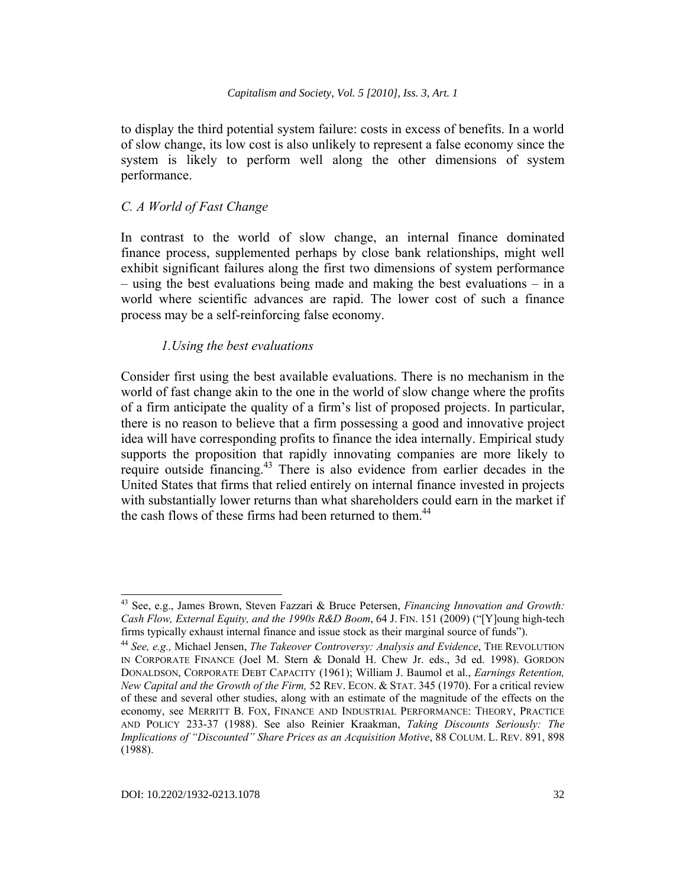to display the third potential system failure: costs in excess of benefits. In a world of slow change, its low cost is also unlikely to represent a false economy since the system is likely to perform well along the other dimensions of system performance.

### *C. A World of Fast Change*

In contrast to the world of slow change, an internal finance dominated finance process, supplemented perhaps by close bank relationships, might well exhibit significant failures along the first two dimensions of system performance – using the best evaluations being made and making the best evaluations – in a world where scientific advances are rapid. The lower cost of such a finance process may be a self-reinforcing false economy.

#### *1. Using the best evaluations*

Consider first using the best available evaluations. There is no mechanism in the world of fast change akin to the one in the world of slow change where the profits of a firm anticipate the quality of a firm's list of proposed projects. In particular, there is no reason to believe that a firm possessing a good and innovative project idea will have corresponding profits to finance the idea internally. Empirical study supports the proposition that rapidly innovating companies are more likely to require outside financing.[43] There is also evidence from earlier decades in the United States that firms that relied entirely on internal finance invested in projects with substantially lower returns than what shareholders could earn in the market if the cash flows of these firms had been returned to them.[44]

---

[43] See, e.g., James Brown, Steven Fazzari & Bruce Petersen, *Financing Innovation and Growth: Cash Flow, External Equity, and the 1990s R&D Boom*, 64 J. FIN. 151 (2009) ("[Y]oung high-tech firms typically exhaust internal finance and issue stock as their marginal source of funds").

[44] *See, e.g.,* Michael Jensen, *The Takeover Controversy: Analysis and Evidence*, THE REVOLUTION IN CORPORATE FINANCE (Joel M. Stern & Donald H. Chew Jr. eds., 3d ed. 1998). GORDON DONALDSON, CORPORATE DEBT CAPACITY (1961); William J. Baumol et al., *Earnings Retention, New Capital and the Growth of the Firm,* 52 REV. ECON. & STAT. 345 (1970). For a critical review of these and several other studies, along with an estimate of the magnitude of the effects on the economy, see MERRITT B. FOX, FINANCE AND INDUSTRIAL PERFORMANCE: THEORY, PRACTICE AND POLICY 233-37 (1988). See also Reinier Kraakman, *Taking Discounts Seriously: The Implications of "Discounted" Share Prices as an Acquisition Motive*, 88 COLUM. L. REV. 891, 898 (1988).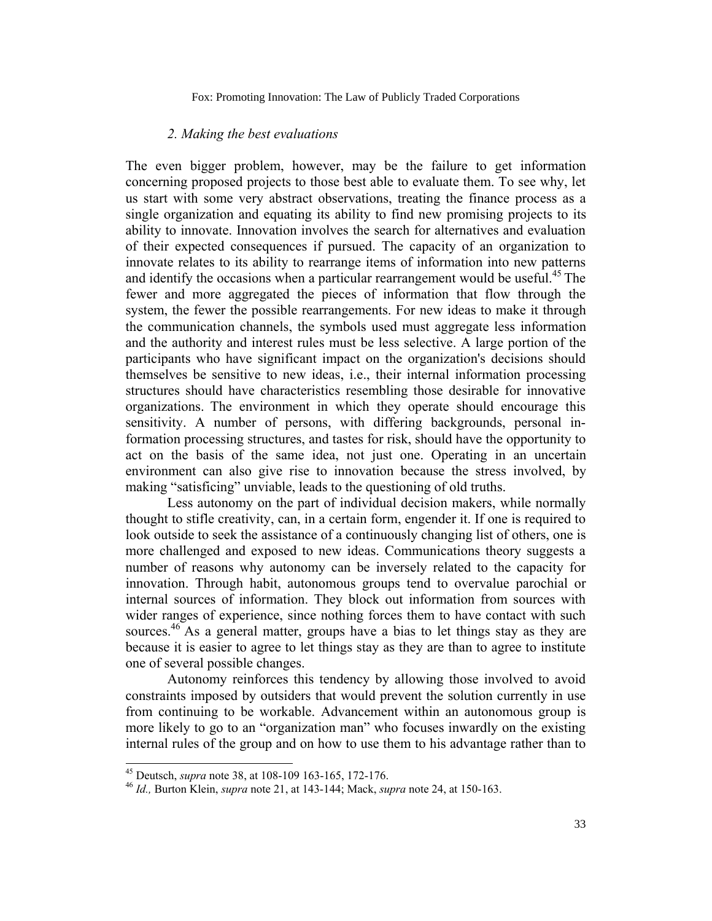### *2. Making the best evaluations*

The even bigger problem, however, may be the failure to get information concerning proposed projects to those best able to evaluate them. To see why, let us start with some very abstract observations, treating the finance process as a single organization and equating its ability to find new promising projects to its ability to innovate. Innovation involves the search for alternatives and evaluation of their expected consequences if pursued. The capacity of an organization to innovate relates to its ability to rearrange items of information into new patterns and identify the occasions when a particular rearrangement would be useful.[45] The fewer and more aggregated the pieces of information that flow through the system, the fewer the possible rearrangements. For new ideas to make it through the communication channels, the symbols used must aggregate less information and the authority and interest rules must be less selective. A large portion of the participants who have significant impact on the organization's decisions should themselves be sensitive to new ideas, i.e., their internal information processing structures should have characteristics resembling those desirable for innovative organizations. The environment in which they operate should encourage this sensitivity. A number of persons, with differing backgrounds, personal information processing structures, and tastes for risk, should have the opportunity to act on the basis of the same idea, not just one. Operating in an uncertain environment can also give rise to innovation because the stress involved, by making "satisficing" unviable, leads to the questioning of old truths.

Less autonomy on the part of individual decision makers, while normally thought to stifle creativity, can, in a certain form, engender it. If one is required to look outside to seek the assistance of a continuously changing list of others, one is more challenged and exposed to new ideas. Communications theory suggests a number of reasons why autonomy can be inversely related to the capacity for innovation. Through habit, autonomous groups tend to overvalue parochial or internal sources of information. They block out information from sources with wider ranges of experience, since nothing forces them to have contact with such sources.[46] As a general matter, groups have a bias to let things stay as they are because it is easier to agree to let things stay as they are than to agree to institute one of several possible changes.

Autonomy reinforces this tendency by allowing those involved to avoid constraints imposed by outsiders that would prevent the solution currently in use from continuing to be workable. Advancement within an autonomous group is more likely to go to an "organization man" who focuses inwardly on the existing internal rules of the group and on how to use them to his advantage rather than to

---

[45] Deutsch, *supra* note 38, at 108-109 163-165, 172-176.

[46] *Id.,* Burton Klein, *supra* note 21, at 143-144; Mack, *supra* note 24, at 150-163.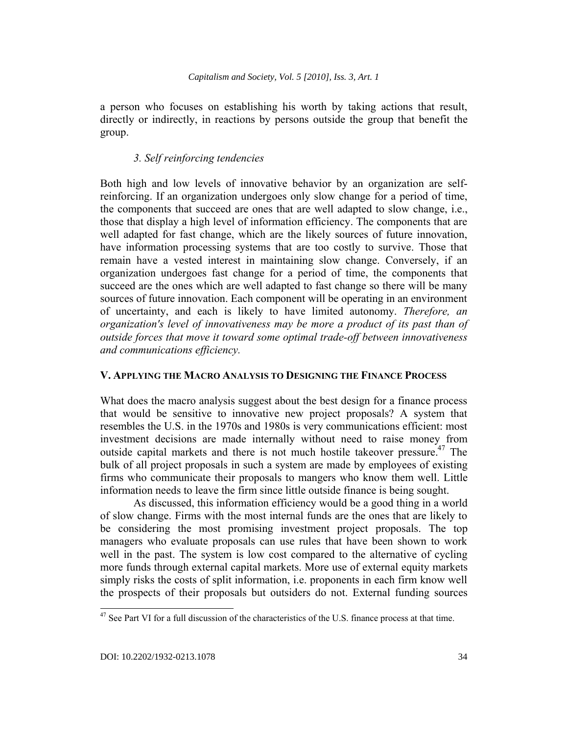a person who focuses on establishing his worth by taking actions that result, directly or indirectly, in reactions by persons outside the group that benefit the group.

### *3. Self reinforcing tendencies*

Both high and low levels of innovative behavior by an organization are self-reinforcing. If an organization undergoes only slow change for a period of time, the components that succeed are ones that are well adapted to slow change, i.e., those that display a high level of information efficiency. The components that are well adapted for fast change, which are the likely sources of future innovation, have information processing systems that are too costly to survive. Those that remain have a vested interest in maintaining slow change. Conversely, if an organization undergoes fast change for a period of time, the components that succeed are the ones which are well adapted to fast change so there will be many sources of future innovation. Each component will be operating in an environment of uncertainty, and each is likely to have limited autonomy. *Therefore, an organization's level of innovativeness may be more a product of its past than of outside forces that move it toward some optimal trade-off between innovativeness and communications efficiency.*

## V. Applying the Macro Analysis to Designing the Finance Process

What does the macro analysis suggest about the best design for a finance process that would be sensitive to innovative new project proposals? A system that resembles the U.S. in the 1970s and 1980s is very communications efficient: most investment decisions are made internally without need to raise money from outside capital markets and there is not much hostile takeover pressure.[47] The bulk of all project proposals in such a system are made by employees of existing firms who communicate their proposals to mangers who know them well. Little information needs to leave the firm since little outside finance is being sought.

As discussed, this information efficiency would be a good thing in a world of slow change. Firms with the most internal funds are the ones that are likely to be considering the most promising investment project proposals. The top managers who evaluate proposals can use rules that have been shown to work well in the past. The system is low cost compared to the alternative of cycling more funds through external capital markets. More use of external equity markets simply risks the costs of split information, i.e. proponents in each firm know well the prospects of their proposals but outsiders do not. External funding sources

[47] See Part VI for a full discussion of the characteristics of the U.S. finance process at that time.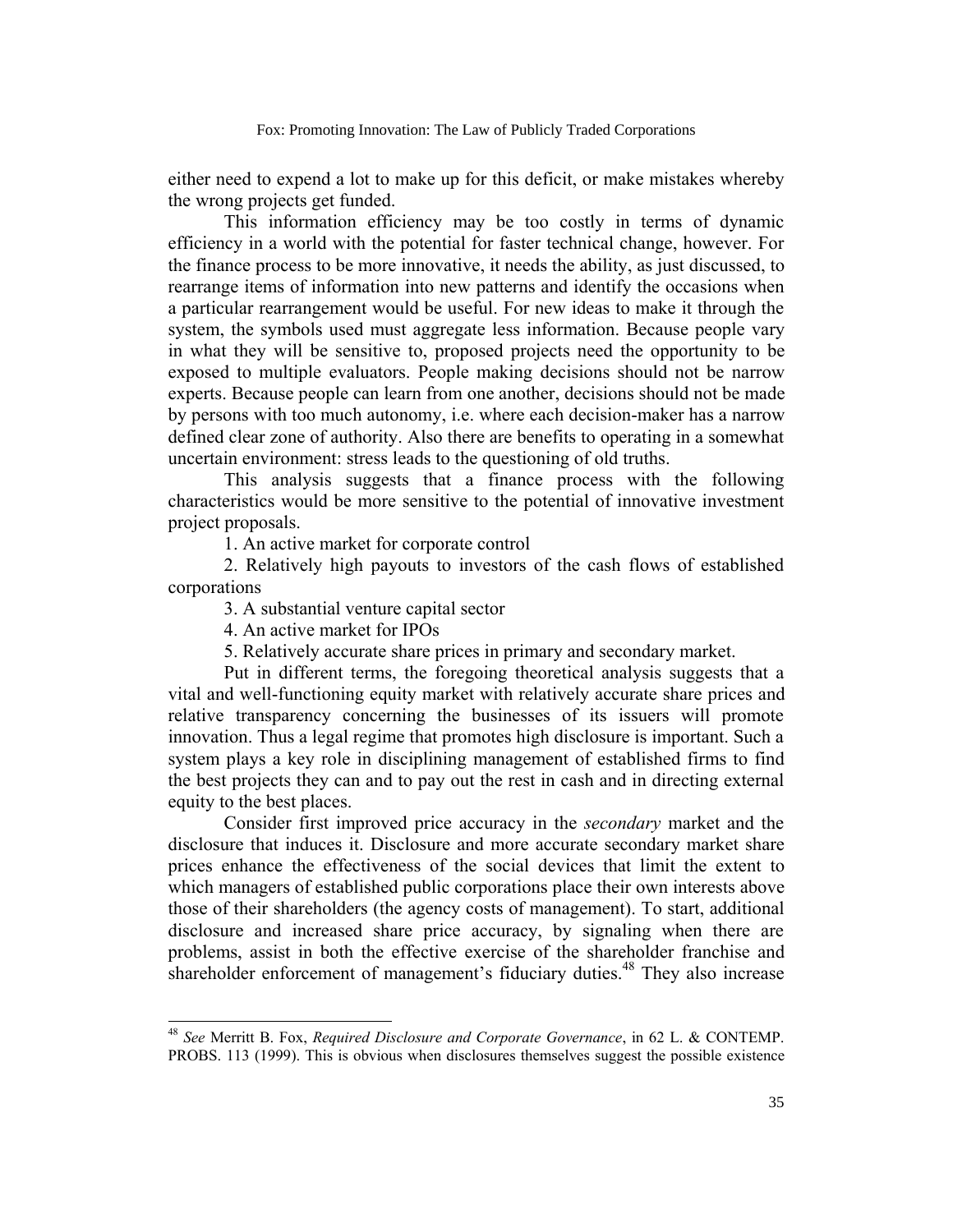either need to expend a lot to make up for this deficit, or make mistakes whereby the wrong projects get funded.

This information efficiency may be too costly in terms of dynamic efficiency in a world with the potential for faster technical change, however. For the finance process to be more innovative, it needs the ability, as just discussed, to rearrange items of information into new patterns and identify the occasions when a particular rearrangement would be useful. For new ideas to make it through the system, the symbols used must aggregate less information. Because people vary in what they will be sensitive to, proposed projects need the opportunity to be exposed to multiple evaluators. People making decisions should not be narrow experts. Because people can learn from one another, decisions should not be made by persons with too much autonomy, i.e. where each decision-maker has a narrow defined clear zone of authority. Also there are benefits to operating in a somewhat uncertain environment: stress leads to the questioning of old truths.

This analysis suggests that a finance process with the following characteristics would be more sensitive to the potential of innovative investment project proposals.

1. An active market for corporate control
2. Relatively high payouts to investors of the cash flows of established corporations
3. A substantial venture capital sector
4. An active market for IPOs
5. Relatively accurate share prices in primary and secondary market.

Put in different terms, the foregoing theoretical analysis suggests that a vital and well-functioning equity market with relatively accurate share prices and relative transparency concerning the businesses of its issuers will promote innovation. Thus a legal regime that promotes high disclosure is important. Such a system plays a key role in disciplining management of established firms to find the best projects they can and to pay out the rest in cash and in directing external equity to the best places.

Consider first improved price accuracy in the *secondary* market and the disclosure that induces it. Disclosure and more accurate secondary market share prices enhance the effectiveness of the social devices that limit the extent to which managers of established public corporations place their own interests above those of their shareholders (the agency costs of management). To start, additional disclosure and increased share price accuracy, by signaling when there are problems, assist in both the effective exercise of the shareholder franchise and shareholder enforcement of management's fiduciary duties.[48] They also increase

[48] *See* Merritt B. Fox, *Required Disclosure and Corporate Governance*, in 62 L. & CONTEMP. PROBS. 113 (1999). This is obvious when disclosures themselves suggest the possible existence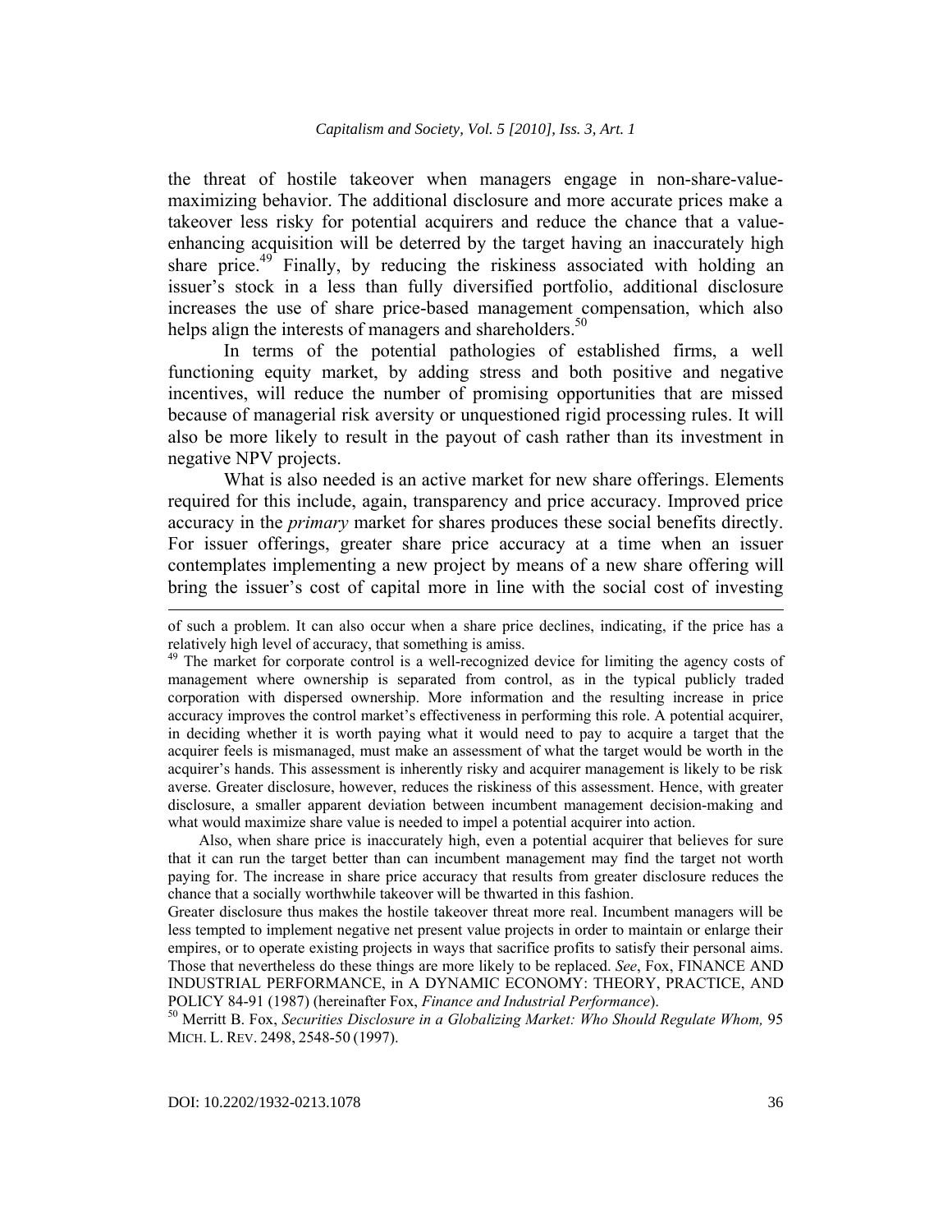the threat of hostile takeover when managers engage in non-share-value-maximizing behavior. The additional disclosure and more accurate prices make a takeover less risky for potential acquirers and reduce the chance that a value-enhancing acquisition will be deterred by the target having an inaccurately high share price.[49] Finally, by reducing the riskiness associated with holding an issuer's stock in a less than fully diversified portfolio, additional disclosure increases the use of share price-based management compensation, which also helps align the interests of managers and shareholders.[50]

In terms of the potential pathologies of established firms, a well functioning equity market, by adding stress and both positive and negative incentives, will reduce the number of promising opportunities that are missed because of managerial risk aversity or unquestioned rigid processing rules. It will also be more likely to result in the payout of cash rather than its investment in negative NPV projects.

What is also needed is an active market for new share offerings. Elements required for this include, again, transparency and price accuracy. Improved price accuracy in the *primary* market for shares produces these social benefits directly. For issuer offerings, greater share price accuracy at a time when an issuer contemplates implementing a new project by means of a new share offering will bring the issuer's cost of capital more in line with the social cost of investing

---

of such a problem. It can also occur when a share price declines, indicating, if the price has a relatively high level of accuracy, that something is amiss.

[49] The market for corporate control is a well-recognized device for limiting the agency costs of management where ownership is separated from control, as in the typical publicly traded corporation with dispersed ownership. More information and the resulting increase in price accuracy improves the control market's effectiveness in performing this role. A potential acquirer, in deciding whether it is worth paying what it would need to pay to acquire a target that the acquirer feels is mismanaged, must make an assessment of what the target would be worth in the acquirer's hands. This assessment is inherently risky and acquirer management is likely to be risk averse. Greater disclosure, however, reduces the riskiness of this assessment. Hence, with greater disclosure, a smaller apparent deviation between incumbent management decision-making and what would maximize share value is needed to impel a potential acquirer into action.

Also, when share price is inaccurately high, even a potential acquirer that believes for sure that it can run the target better than can incumbent management may find the target not worth paying for. The increase in share price accuracy that results from greater disclosure reduces the chance that a socially worthwhile takeover will be thwarted in this fashion.

Greater disclosure thus makes the hostile takeover threat more real. Incumbent managers will be less tempted to implement negative net present value projects in order to maintain or enlarge their empires, or to operate existing projects in ways that sacrifice profits to satisfy their personal aims. Those that nevertheless do these things are more likely to be replaced. *See*, Fox, FINANCE AND INDUSTRIAL PERFORMANCE, in A DYNAMIC ECONOMY: THEORY, PRACTICE, AND POLICY 84-91 (1987) (hereinafter Fox, *Finance and Industrial Performance*).

[50] Merritt B. Fox, *Securities Disclosure in a Globalizing Market: Who Should Regulate Whom,* 95 MICH. L. REV. 2498, 2548-50 (1997).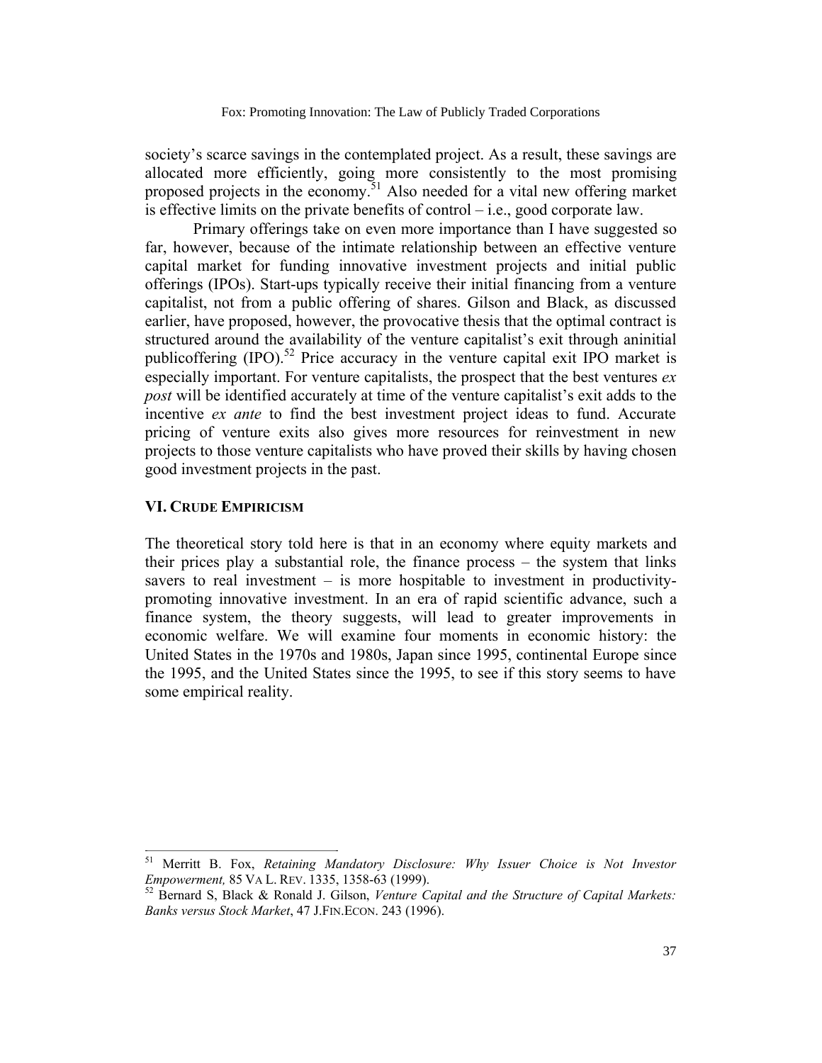society's scarce savings in the contemplated project. As a result, these savings are allocated more efficiently, going more consistently to the most promising proposed projects in the economy.[51] Also needed for a vital new offering market is effective limits on the private benefits of control – i.e., good corporate law.

Primary offerings take on even more importance than I have suggested so far, however, because of the intimate relationship between an effective venture capital market for funding innovative investment projects and initial public offerings (IPOs). Start-ups typically receive their initial financing from a venture capitalist, not from a public offering of shares. Gilson and Black, as discussed earlier, have proposed, however, the provocative thesis that the optimal contract is structured around the availability of the venture capitalist's exit through aninitial publicoffering (IPO).[52] Price accuracy in the venture capital exit IPO market is especially important. For venture capitalists, the prospect that the best ventures *ex post* will be identified accurately at time of the venture capitalist's exit adds to the incentive *ex ante* to find the best investment project ideas to fund. Accurate pricing of venture exits also gives more resources for reinvestment in new projects to those venture capitalists who have proved their skills by having chosen good investment projects in the past.

## VI. CRUDE EMPIRICISM

The theoretical story told here is that in an economy where equity markets and their prices play a substantial role, the finance process – the system that links savers to real investment – is more hospitable to investment in productivity-promoting innovative investment. In an era of rapid scientific advance, such a finance system, the theory suggests, will lead to greater improvements in economic welfare. We will examine four moments in economic history: the United States in the 1970s and 1980s, Japan since 1995, continental Europe since the 1995, and the United States since the 1995, to see if this story seems to have some empirical reality.

---

[51] Merritt B. Fox, *Retaining Mandatory Disclosure: Why Issuer Choice is Not Investor Empowerment,* 85 VA L. REV. 1335, 1358-63 (1999).

[52] Bernard S, Black & Ronald J. Gilson, *Venture Capital and the Structure of Capital Markets: Banks versus Stock Market*, 47 J.FIN.ECON. 243 (1996).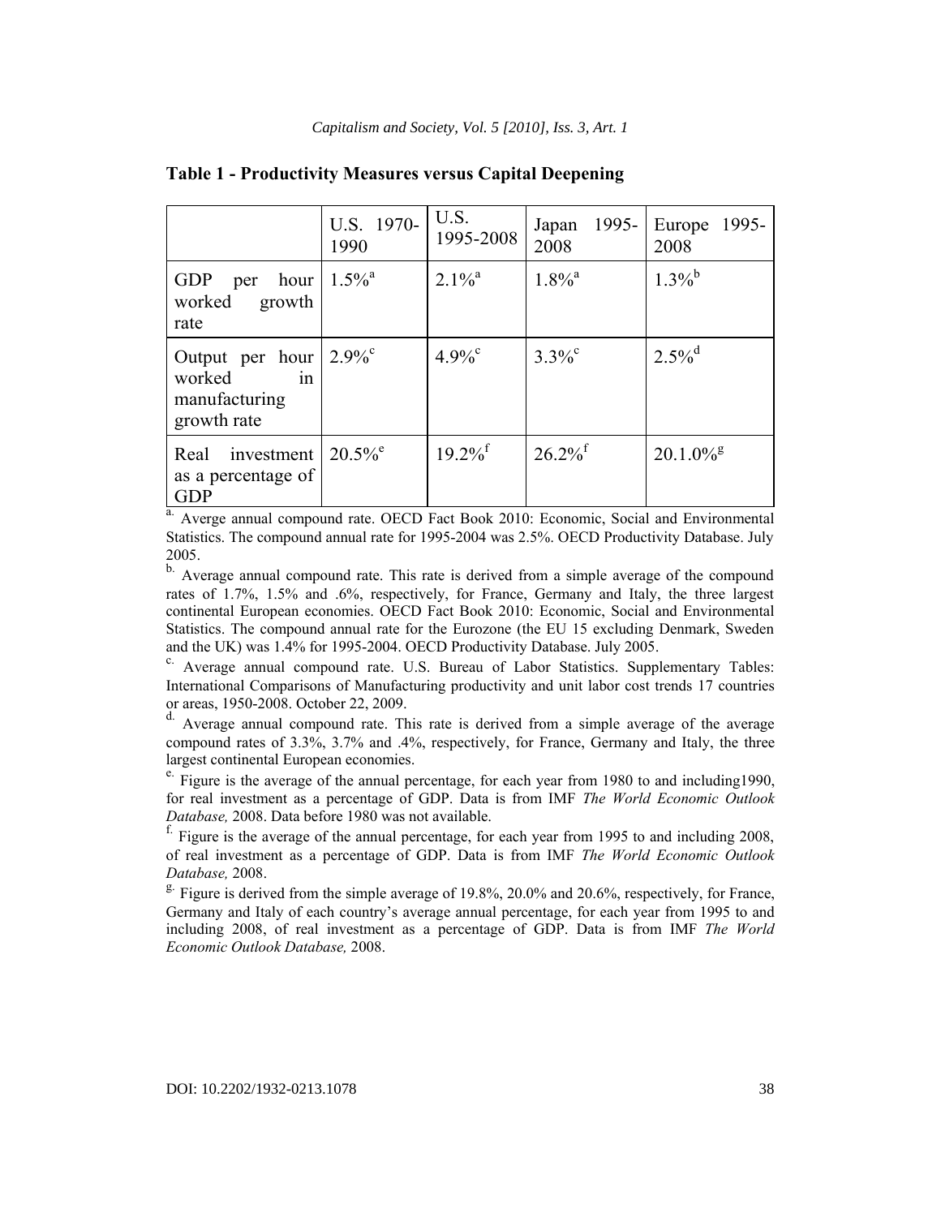**Table 1 - Productivity Measures versus Capital Deepening**

| | U.S. 1970-1990 | U.S. 1995-2008 | Japan 1995-2008 | Europe 1995-2008 |
|---|---|---|---|---|
| GDP per hour worked growth rate | 1.5%[a] | 2.1%[a] | 1.8%[a] | 1.3%[b] |
| Output per hour worked in manufacturing growth rate | 2.9%[c] | 4.9%[c] | 3.3%[c] | 2.5%[d] |
| Real investment as a percentage of GDP | 20.5%[e] | 19.2%[f] | 26.2%[f] | 20.1.0%[g] |

[a.] Averge annual compound rate. OECD Fact Book 2010: Economic, Social and Environmental Statistics. The compound annual rate for 1995-2004 was 2.5%. OECD Productivity Database. July 2005.

[b.] Average annual compound rate. This rate is derived from a simple average of the compound rates of 1.7%, 1.5% and .6%, respectively, for France, Germany and Italy, the three largest continental European economies. OECD Fact Book 2010: Economic, Social and Environmental Statistics. The compound annual rate for the Eurozone (the EU 15 excluding Denmark, Sweden and the UK) was 1.4% for 1995-2004. OECD Productivity Database. July 2005.

[c.] Average annual compound rate. U.S. Bureau of Labor Statistics. Supplementary Tables: International Comparisons of Manufacturing productivity and unit labor cost trends 17 countries or areas, 1950-2008. October 22, 2009.

[d.] Average annual compound rate. This rate is derived from a simple average of the average compound rates of 3.3%, 3.7% and .4%, respectively, for France, Germany and Italy, the three largest continental European economies.

[e.] Figure is the average of the annual percentage, for each year from 1980 to and including1990, for real investment as a percentage of GDP. Data is from IMF *The World Economic Outlook Database,* 2008. Data before 1980 was not available.

[f.] Figure is the average of the annual percentage, for each year from 1995 to and including 2008, of real investment as a percentage of GDP. Data is from IMF *The World Economic Outlook Database,* 2008.

[g.] Figure is derived from the simple average of 19.8%, 20.0% and 20.6%, respectively, for France, Germany and Italy of each country's average annual percentage, for each year from 1995 to and including 2008, of real investment as a percentage of GDP. Data is from IMF *The World Economic Outlook Database,* 2008.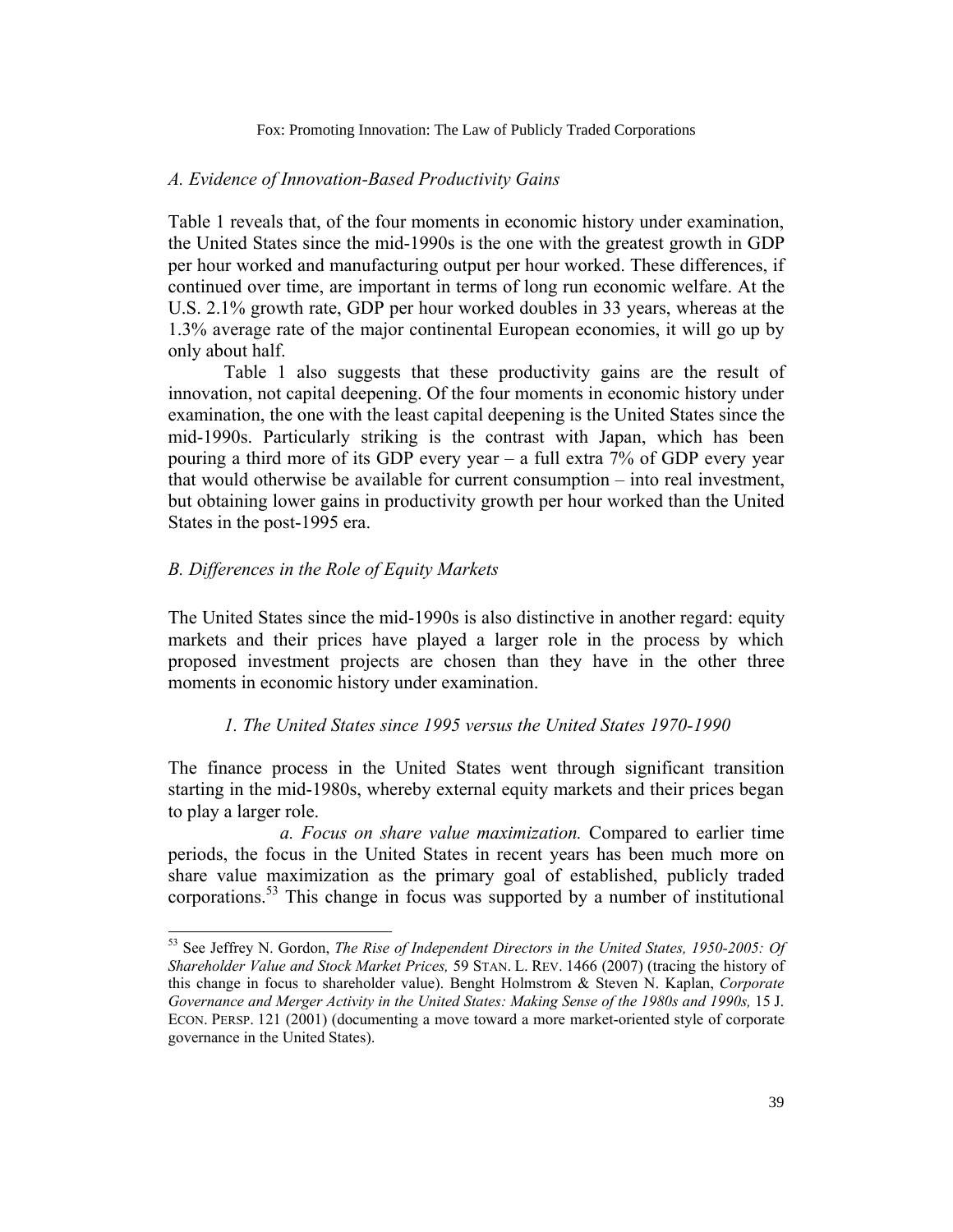### *A. Evidence of Innovation-Based Productivity Gains*

Table 1 reveals that, of the four moments in economic history under examination, the United States since the mid-1990s is the one with the greatest growth in GDP per hour worked and manufacturing output per hour worked. These differences, if continued over time, are important in terms of long run economic welfare. At the U.S. 2.1% growth rate, GDP per hour worked doubles in 33 years, whereas at the 1.3% average rate of the major continental European economies, it will go up by only about half.

Table 1 also suggests that these productivity gains are the result of innovation, not capital deepening. Of the four moments in economic history under examination, the one with the least capital deepening is the United States since the mid-1990s. Particularly striking is the contrast with Japan, which has been pouring a third more of its GDP every year – a full extra 7% of GDP every year that would otherwise be available for current consumption – into real investment, but obtaining lower gains in productivity growth per hour worked than the United States in the post-1995 era.

### *B. Differences in the Role of Equity Markets*

The United States since the mid-1990s is also distinctive in another regard: equity markets and their prices have played a larger role in the process by which proposed investment projects are chosen than they have in the other three moments in economic history under examination.

#### *1. The United States since 1995 versus the United States 1970-1990*

The finance process in the United States went through significant transition starting in the mid-1980s, whereby external equity markets and their prices began to play a larger role.

*a. Focus on share value maximization.* Compared to earlier time periods, the focus in the United States in recent years has been much more on share value maximization as the primary goal of established, publicly traded corporations.[53] This change in focus was supported by a number of institutional

---

[53] See Jeffrey N. Gordon, *The Rise of Independent Directors in the United States, 1950-2005: Of Shareholder Value and Stock Market Prices,* 59 STAN. L. REV. 1466 (2007) (tracing the history of this change in focus to shareholder value). Benght Holmstrom & Steven N. Kaplan, *Corporate Governance and Merger Activity in the United States: Making Sense of the 1980s and 1990s,* 15 J. ECON. PERSP. 121 (2001) (documenting a move toward a more market-oriented style of corporate governance in the United States).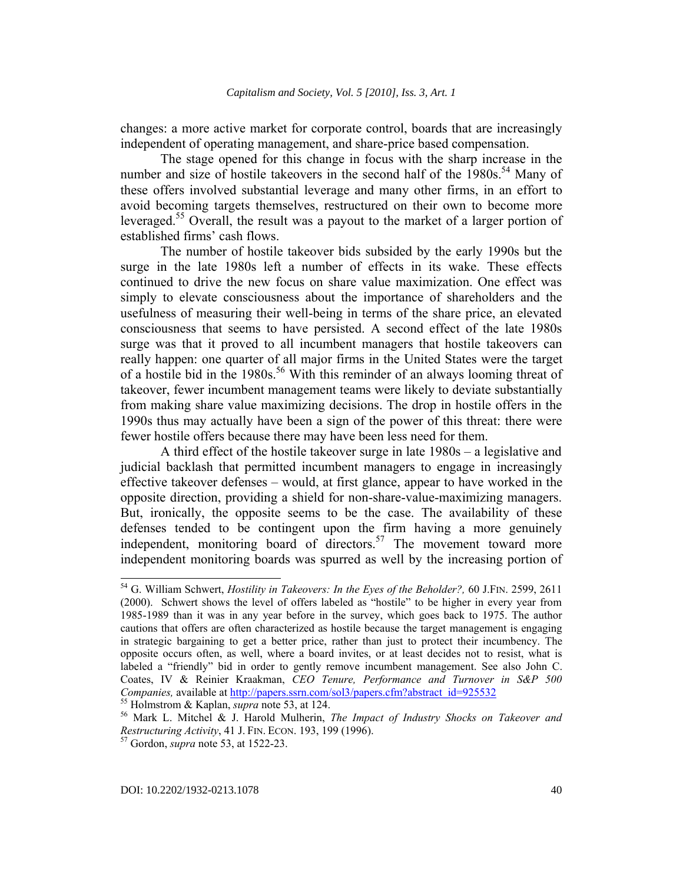changes: a more active market for corporate control, boards that are increasingly independent of operating management, and share-price based compensation.

The stage opened for this change in focus with the sharp increase in the number and size of hostile takeovers in the second half of the 1980s.[54] Many of these offers involved substantial leverage and many other firms, in an effort to avoid becoming targets themselves, restructured on their own to become more leveraged.[55] Overall, the result was a payout to the market of a larger portion of established firms' cash flows.

The number of hostile takeover bids subsided by the early 1990s but the surge in the late 1980s left a number of effects in its wake. These effects continued to drive the new focus on share value maximization. One effect was simply to elevate consciousness about the importance of shareholders and the usefulness of measuring their well-being in terms of the share price, an elevated consciousness that seems to have persisted. A second effect of the late 1980s surge was that it proved to all incumbent managers that hostile takeovers can really happen: one quarter of all major firms in the United States were the target of a hostile bid in the 1980s.[56] With this reminder of an always looming threat of takeover, fewer incumbent management teams were likely to deviate substantially from making share value maximizing decisions. The drop in hostile offers in the 1990s thus may actually have been a sign of the power of this threat: there were fewer hostile offers because there may have been less need for them.

A third effect of the hostile takeover surge in late 1980s – a legislative and judicial backlash that permitted incumbent managers to engage in increasingly effective takeover defenses – would, at first glance, appear to have worked in the opposite direction, providing a shield for non-share-value-maximizing managers. But, ironically, the opposite seems to be the case. The availability of these defenses tended to be contingent upon the firm having a more genuinely independent, monitoring board of directors.[57] The movement toward more independent monitoring boards was spurred as well by the increasing portion of

---

[54] G. William Schwert, *Hostility in Takeovers: In the Eyes of the Beholder?,* 60 J.FIN. 2599, 2611 (2000). Schwert shows the level of offers labeled as "hostile" to be higher in every year from 1985-1989 than it was in any year before in the survey, which goes back to 1975. The author cautions that offers are often characterized as hostile because the target management is engaging in strategic bargaining to get a better price, rather than just to protect their incumbency. The opposite occurs often, as well, where a board invites, or at least decides not to resist, what is labeled a "friendly" bid in order to gently remove incumbent management. See also John C. Coates, IV & Reinier Kraakman, *CEO Tenure, Performance and Turnover in S&P 500 Companies,* available at http://papers.ssrn.com/sol3/papers.cfm?abstract_id=925532

[55] Holmstrom & Kaplan, *supra* note 53, at 124.

[56] Mark L. Mitchel & J. Harold Mulherin, *The Impact of Industry Shocks on Takeover and Restructuring Activity*, 41 J. FIN. ECON. 193, 199 (1996).

[57] Gordon, *supra* note 53, at 1522-23.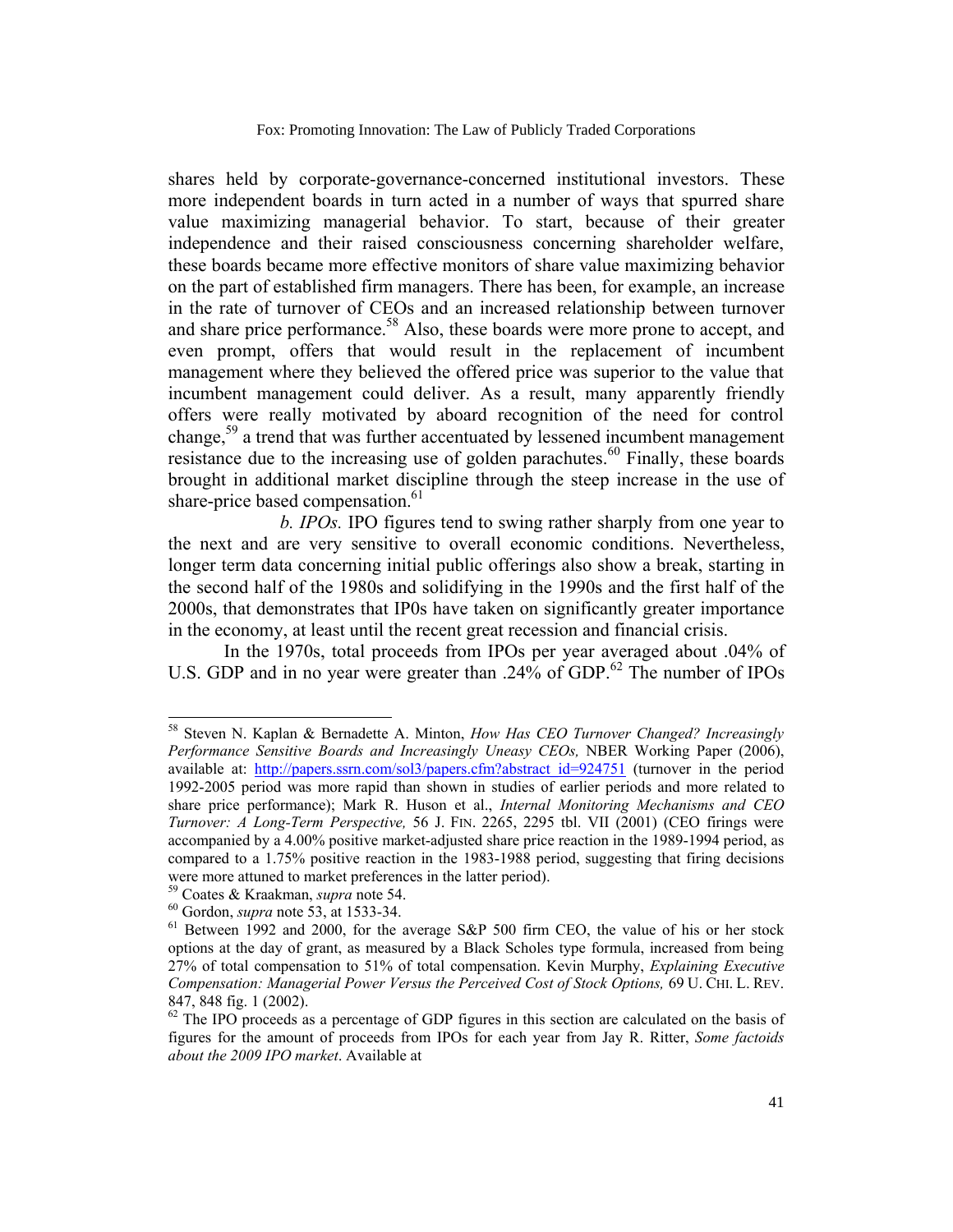shares held by corporate-governance-concerned institutional investors. These more independent boards in turn acted in a number of ways that spurred share value maximizing managerial behavior. To start, because of their greater independence and their raised consciousness concerning shareholder welfare, these boards became more effective monitors of share value maximizing behavior on the part of established firm managers. There has been, for example, an increase in the rate of turnover of CEOs and an increased relationship between turnover and share price performance.[58] Also, these boards were more prone to accept, and even prompt, offers that would result in the replacement of incumbent management where they believed the offered price was superior to the value that incumbent management could deliver. As a result, many apparently friendly offers were really motivated by aboard recognition of the need for control change,[59] a trend that was further accentuated by lessened incumbent management resistance due to the increasing use of golden parachutes.[60] Finally, these boards brought in additional market discipline through the steep increase in the use of share-price based compensation.[61]

*b. IPOs.* IPO figures tend to swing rather sharply from one year to the next and are very sensitive to overall economic conditions. Nevertheless, longer term data concerning initial public offerings also show a break, starting in the second half of the 1980s and solidifying in the 1990s and the first half of the 2000s, that demonstrates that IP0s have taken on significantly greater importance in the economy, at least until the recent great recession and financial crisis.

In the 1970s, total proceeds from IPOs per year averaged about .04% of U.S. GDP and in no year were greater than .24% of GDP.[62] The number of IPOs

---

[58] Steven N. Kaplan & Bernadette A. Minton, *How Has CEO Turnover Changed? Increasingly Performance Sensitive Boards and Increasingly Uneasy CEOs,* NBER Working Paper (2006), available at: http://papers.ssrn.com/sol3/papers.cfm?abstract_id=924751 (turnover in the period 1992-2005 period was more rapid than shown in studies of earlier periods and more related to share price performance); Mark R. Huson et al., *Internal Monitoring Mechanisms and CEO Turnover: A Long-Term Perspective,* 56 J. FIN. 2265, 2295 tbl. VII (2001) (CEO firings were accompanied by a 4.00% positive market-adjusted share price reaction in the 1989-1994 period, as compared to a 1.75% positive reaction in the 1983-1988 period, suggesting that firing decisions were more attuned to market preferences in the latter period).

[59] Coates & Kraakman, *supra* note 54.

[60] Gordon, *supra* note 53, at 1533-34.

[61] Between 1992 and 2000, for the average S&P 500 firm CEO, the value of his or her stock options at the day of grant, as measured by a Black Scholes type formula, increased from being 27% of total compensation to 51% of total compensation. Kevin Murphy, *Explaining Executive Compensation: Managerial Power Versus the Perceived Cost of Stock Options,* 69 U. CHI. L. REV. 847, 848 fig. 1 (2002).

[62] The IPO proceeds as a percentage of GDP figures in this section are calculated on the basis of figures for the amount of proceeds from IPOs for each year from Jay R. Ritter, *Some factoids about the 2009 IPO market*. Available at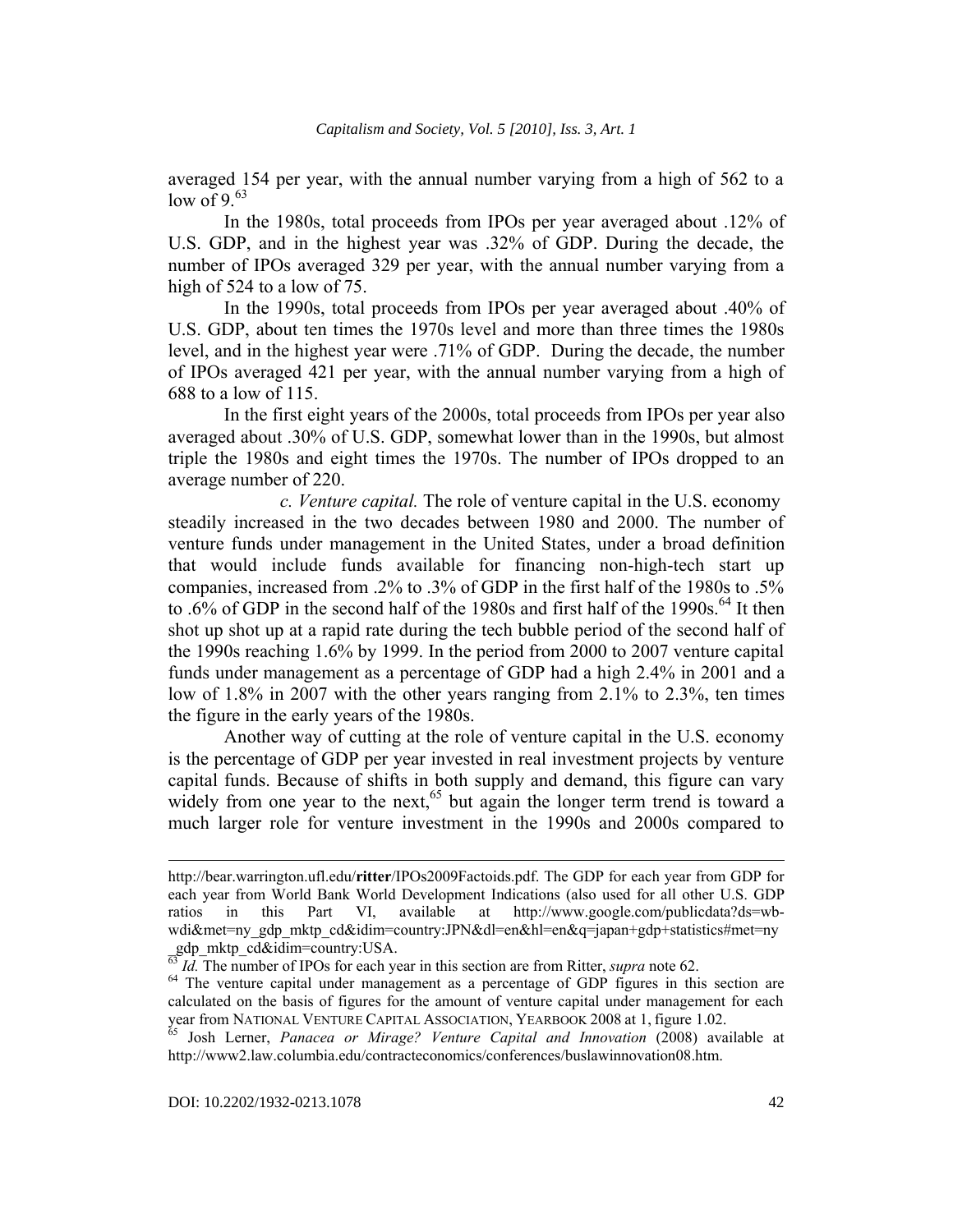averaged 154 per year, with the annual number varying from a high of 562 to a low of 9.[63]

In the 1980s, total proceeds from IPOs per year averaged about .12% of U.S. GDP, and in the highest year was .32% of GDP. During the decade, the number of IPOs averaged 329 per year, with the annual number varying from a high of 524 to a low of 75.

In the 1990s, total proceeds from IPOs per year averaged about .40% of U.S. GDP, about ten times the 1970s level and more than three times the 1980s level, and in the highest year were .71% of GDP. During the decade, the number of IPOs averaged 421 per year, with the annual number varying from a high of 688 to a low of 115.

In the first eight years of the 2000s, total proceeds from IPOs per year also averaged about .30% of U.S. GDP, somewhat lower than in the 1990s, but almost triple the 1980s and eight times the 1970s. The number of IPOs dropped to an average number of 220.

*c. Venture capital.* The role of venture capital in the U.S. economy steadily increased in the two decades between 1980 and 2000. The number of venture funds under management in the United States, under a broad definition that would include funds available for financing non-high-tech start up companies, increased from .2% to .3% of GDP in the first half of the 1980s to .5% to .6% of GDP in the second half of the 1980s and first half of the 1990s.[64] It then shot up shot up at a rapid rate during the tech bubble period of the second half of the 1990s reaching 1.6% by 1999. In the period from 2000 to 2007 venture capital funds under management as a percentage of GDP had a high 2.4% in 2001 and a low of 1.8% in 2007 with the other years ranging from 2.1% to 2.3%, ten times the figure in the early years of the 1980s.

Another way of cutting at the role of venture capital in the U.S. economy is the percentage of GDP per year invested in real investment projects by venture capital funds. Because of shifts in both supply and demand, this figure can vary widely from one year to the next,[65] but again the longer term trend is toward a much larger role for venture investment in the 1990s and 2000s compared to

---

http://bear.warrington.ufl.edu/**ritter**/IPOs2009Factoids.pdf. The GDP for each year from GDP for each year from World Bank World Development Indications (also used for all other U.S. GDP ratios in this Part VI, available at http://www.google.com/publicdata?ds=wb-wdi&met=ny_gdp_mktp_cd&idim=country:JPN&dl=en&hl=en&q=japan+gdp+statistics#met=ny_gdp_mktp_cd&idim=country:USA.

[63] *Id.* The number of IPOs for each year in this section are from Ritter, *supra* note 62.

[64] The venture capital under management as a percentage of GDP figures in this section are calculated on the basis of figures for the amount of venture capital under management for each year from NATIONAL VENTURE CAPITAL ASSOCIATION, YEARBOOK 2008 at 1, figure 1.02.

[65] Josh Lerner, *Panacea or Mirage? Venture Capital and Innovation* (2008) available at http://www2.law.columbia.edu/contracteconomics/conferences/buslawinnovation08.htm.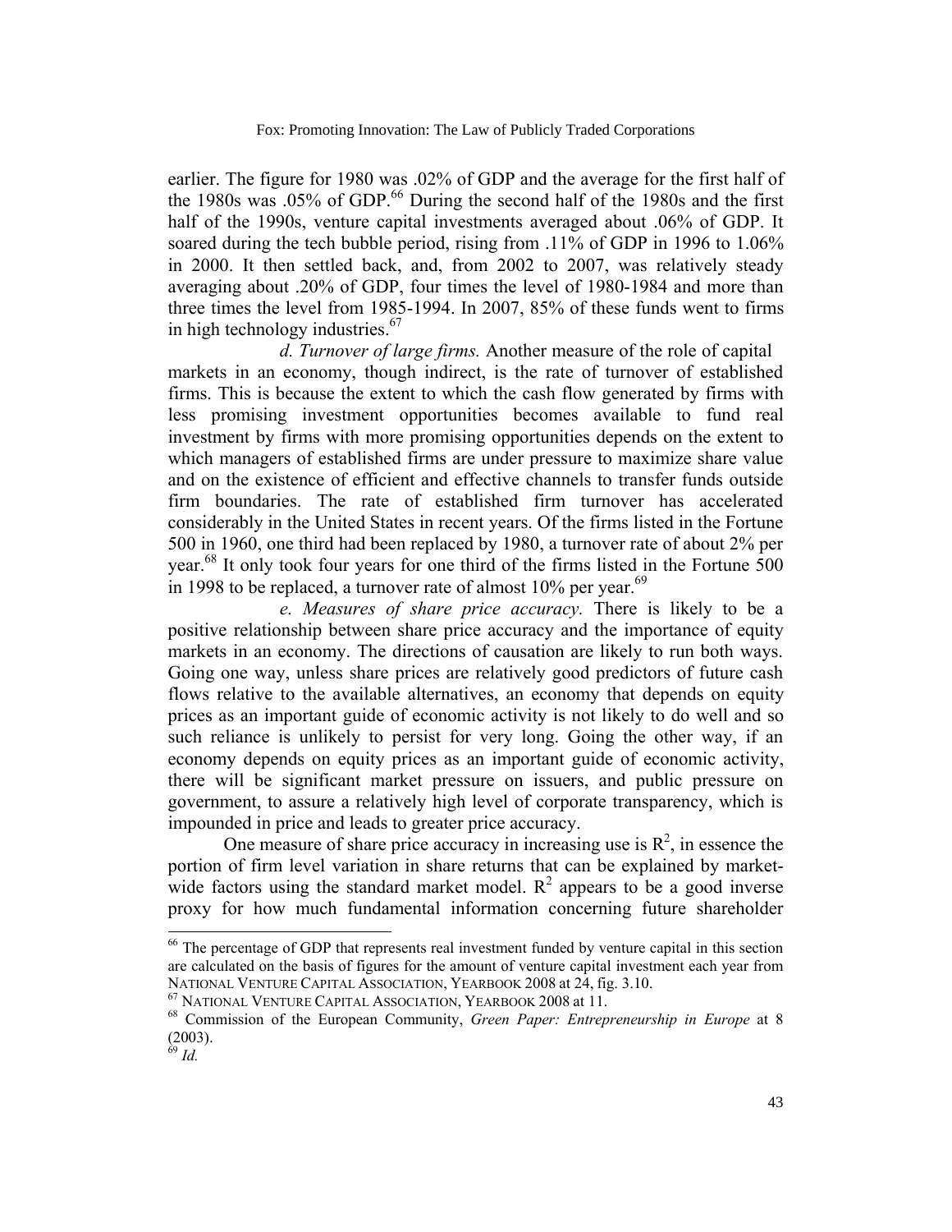earlier. The figure for 1980 was .02% of GDP and the average for the first half of the 1980s was .05% of GDP.[66] During the second half of the 1980s and the first half of the 1990s, venture capital investments averaged about .06% of GDP. It soared during the tech bubble period, rising from .11% of GDP in 1996 to 1.06% in 2000. It then settled back, and, from 2002 to 2007, was relatively steady averaging about .20% of GDP, four times the level of 1980-1984 and more than three times the level from 1985-1994. In 2007, 85% of these funds went to firms in high technology industries.[67]

*d. Turnover of large firms.* Another measure of the role of capital markets in an economy, though indirect, is the rate of turnover of established firms. This is because the extent to which the cash flow generated by firms with less promising investment opportunities becomes available to fund real investment by firms with more promising opportunities depends on the extent to which managers of established firms are under pressure to maximize share value and on the existence of efficient and effective channels to transfer funds outside firm boundaries. The rate of established firm turnover has accelerated considerably in the United States in recent years. Of the firms listed in the Fortune 500 in 1960, one third had been replaced by 1980, a turnover rate of about 2% per year.[68] It only took four years for one third of the firms listed in the Fortune 500 in 1998 to be replaced, a turnover rate of almost 10% per year.[69]

*e. Measures of share price accuracy.* There is likely to be a positive relationship between share price accuracy and the importance of equity markets in an economy. The directions of causation are likely to run both ways. Going one way, unless share prices are relatively good predictors of future cash flows relative to the available alternatives, an economy that depends on equity prices as an important guide of economic activity is not likely to do well and so such reliance is unlikely to persist for very long. Going the other way, if an economy depends on equity prices as an important guide of economic activity, there will be significant market pressure on issuers, and public pressure on government, to assure a relatively high level of corporate transparency, which is impounded in price and leads to greater price accuracy.

One measure of share price accuracy in increasing use is $R^2$, in essence the portion of firm level variation in share returns that can be explained by market-wide factors using the standard market model. $R^2$ appears to be a good inverse proxy for how much fundamental information concerning future shareholder

---

[66] The percentage of GDP that represents real investment funded by venture capital in this section are calculated on the basis of figures for the amount of venture capital investment each year from NATIONAL VENTURE CAPITAL ASSOCIATION, YEARBOOK 2008 at 24, fig. 3.10.

[67] NATIONAL VENTURE CAPITAL ASSOCIATION, YEARBOOK 2008 at 11.

[68] Commission of the European Community, *Green Paper: Entrepreneurship in Europe* at 8 (2003).

[69] *Id.*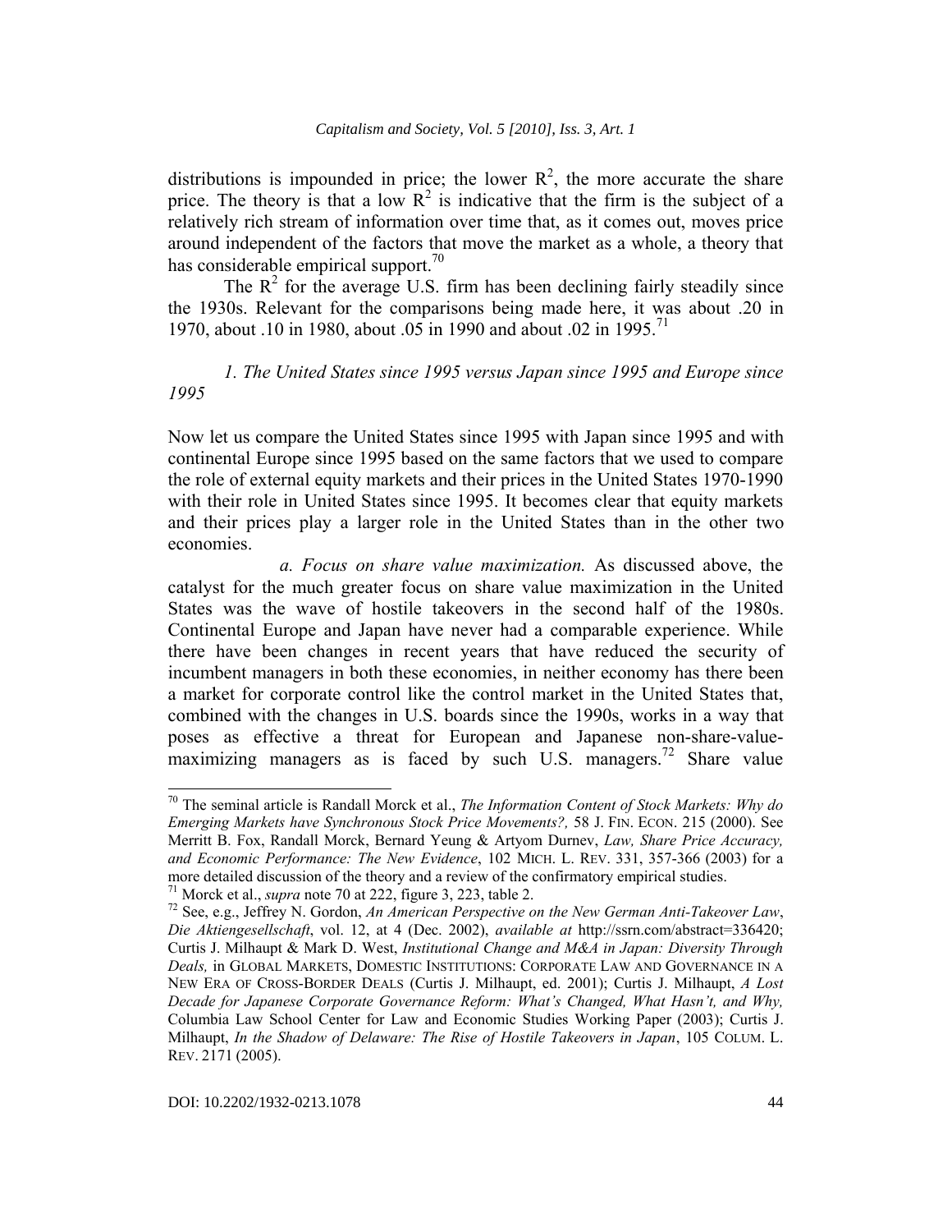distributions is impounded in price; the lower $R^2$, the more accurate the share price. The theory is that a low $R^2$ is indicative that the firm is the subject of a relatively rich stream of information over time that, as it comes out, moves price around independent of the factors that move the market as a whole, a theory that has considerable empirical support.[70]

The $R^2$ for the average U.S. firm has been declining fairly steadily since the 1930s. Relevant for the comparisons being made here, it was about .20 in 1970, about .10 in 1980, about .05 in 1990 and about .02 in 1995.[71]

### *1. The United States since 1995 versus Japan since 1995 and Europe since 1995*

Now let us compare the United States since 1995 with Japan since 1995 and with continental Europe since 1995 based on the same factors that we used to compare the role of external equity markets and their prices in the United States 1970-1990 with their role in United States since 1995. It becomes clear that equity markets and their prices play a larger role in the United States than in the other two economies.

*a. Focus on share value maximization.* As discussed above, the catalyst for the much greater focus on share value maximization in the United States was the wave of hostile takeovers in the second half of the 1980s. Continental Europe and Japan have never had a comparable experience. While there have been changes in recent years that have reduced the security of incumbent managers in both these economies, in neither economy has there been a market for corporate control like the control market in the United States that, combined with the changes in U.S. boards since the 1990s, works in a way that poses as effective a threat for European and Japanese non-share-value-maximizing managers as is faced by such U.S. managers.[72] Share value

---

[70] The seminal article is Randall Morck et al., *The Information Content of Stock Markets: Why do Emerging Markets have Synchronous Stock Price Movements?,* 58 J. FIN. ECON. 215 (2000). See Merritt B. Fox, Randall Morck, Bernard Yeung & Artyom Durnev, *Law, Share Price Accuracy, and Economic Performance: The New Evidence*, 102 MICH. L. REV. 331, 357-366 (2003) for a more detailed discussion of the theory and a review of the confirmatory empirical studies.

[71] Morck et al., *supra* note 70 at 222, figure 3, 223, table 2.

[72] See, e.g., Jeffrey N. Gordon, *An American Perspective on the New German Anti-Takeover Law*, *Die Aktiengesellschaft*, vol. 12, at 4 (Dec. 2002), *available at* http://ssrn.com/abstract=336420; Curtis J. Milhaupt & Mark D. West, *Institutional Change and M&A in Japan: Diversity Through Deals,* in GLOBAL MARKETS, DOMESTIC INSTITUTIONS: CORPORATE LAW AND GOVERNANCE IN A NEW ERA OF CROSS-BORDER DEALS (Curtis J. Milhaupt, ed. 2001); Curtis J. Milhaupt, *A Lost Decade for Japanese Corporate Governance Reform: What's Changed, What Hasn't, and Why,* Columbia Law School Center for Law and Economic Studies Working Paper (2003); Curtis J. Milhaupt, *In the Shadow of Delaware: The Rise of Hostile Takeovers in Japan*, 105 COLUM. L. REV. 2171 (2005).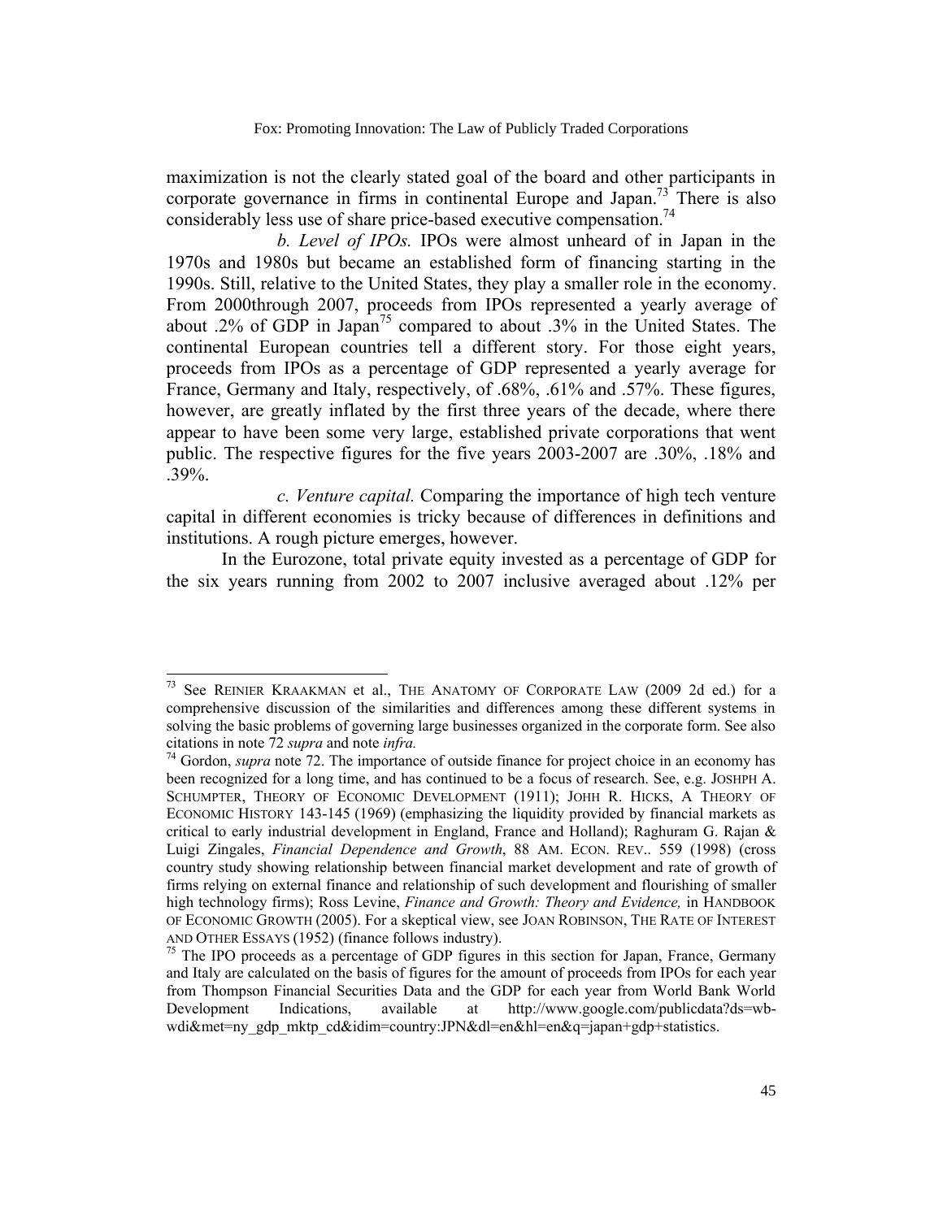maximization is not the clearly stated goal of the board and other participants in corporate governance in firms in continental Europe and Japan.[73] There is also considerably less use of share price-based executive compensation.[74]

*b. Level of IPOs.* IPOs were almost unheard of in Japan in the 1970s and 1980s but became an established form of financing starting in the 1990s. Still, relative to the United States, they play a smaller role in the economy. From 2000through 2007, proceeds from IPOs represented a yearly average of about .2% of GDP in Japan[75] compared to about .3% in the United States. The continental European countries tell a different story. For those eight years, proceeds from IPOs as a percentage of GDP represented a yearly average for France, Germany and Italy, respectively, of .68%, .61% and .57%. These figures, however, are greatly inflated by the first three years of the decade, where there appear to have been some very large, established private corporations that went public. The respective figures for the five years 2003-2007 are .30%, .18% and .39%.

*c. Venture capital.* Comparing the importance of high tech venture capital in different economies is tricky because of differences in definitions and institutions. A rough picture emerges, however.

In the Eurozone, total private equity invested as a percentage of GDP for the six years running from 2002 to 2007 inclusive averaged about .12% per

---

[73] See REINIER KRAAKMAN et al., THE ANATOMY OF CORPORATE LAW (2009 2d ed.) for a comprehensive discussion of the similarities and differences among these different systems in solving the basic problems of governing large businesses organized in the corporate form. See also citations in note 72 *supra* and note *infra.*

[74] Gordon, *supra* note 72. The importance of outside finance for project choice in an economy has been recognized for a long time, and has continued to be a focus of research. See, e.g. JOSHPH A. SCHUMPTER, THEORY OF ECONOMIC DEVELOPMENT (1911); JOHH R. HICKS, A THEORY OF ECONOMIC HISTORY 143-145 (1969) (emphasizing the liquidity provided by financial markets as critical to early industrial development in England, France and Holland); Raghuram G. Rajan & Luigi Zingales, *Financial Dependence and Growth*, 88 AM. ECON. REV.. 559 (1998) (cross country study showing relationship between financial market development and rate of growth of firms relying on external finance and relationship of such development and flourishing of smaller high technology firms); Ross Levine, *Finance and Growth: Theory and Evidence,* in HANDBOOK OF ECONOMIC GROWTH (2005). For a skeptical view, see JOAN ROBINSON, THE RATE OF INTEREST AND OTHER ESSAYS (1952) (finance follows industry).

[75] The IPO proceeds as a percentage of GDP figures in this section for Japan, France, Germany and Italy are calculated on the basis of figures for the amount of proceeds from IPOs for each year from Thompson Financial Securities Data and the GDP for each year from World Bank World Development Indications, available at http://www.google.com/publicdata?ds=wb-wdi&met=ny_gdp_mktp_cd&idim=country:JPN&dl=en&hl=en&q=japan+gdp+statistics.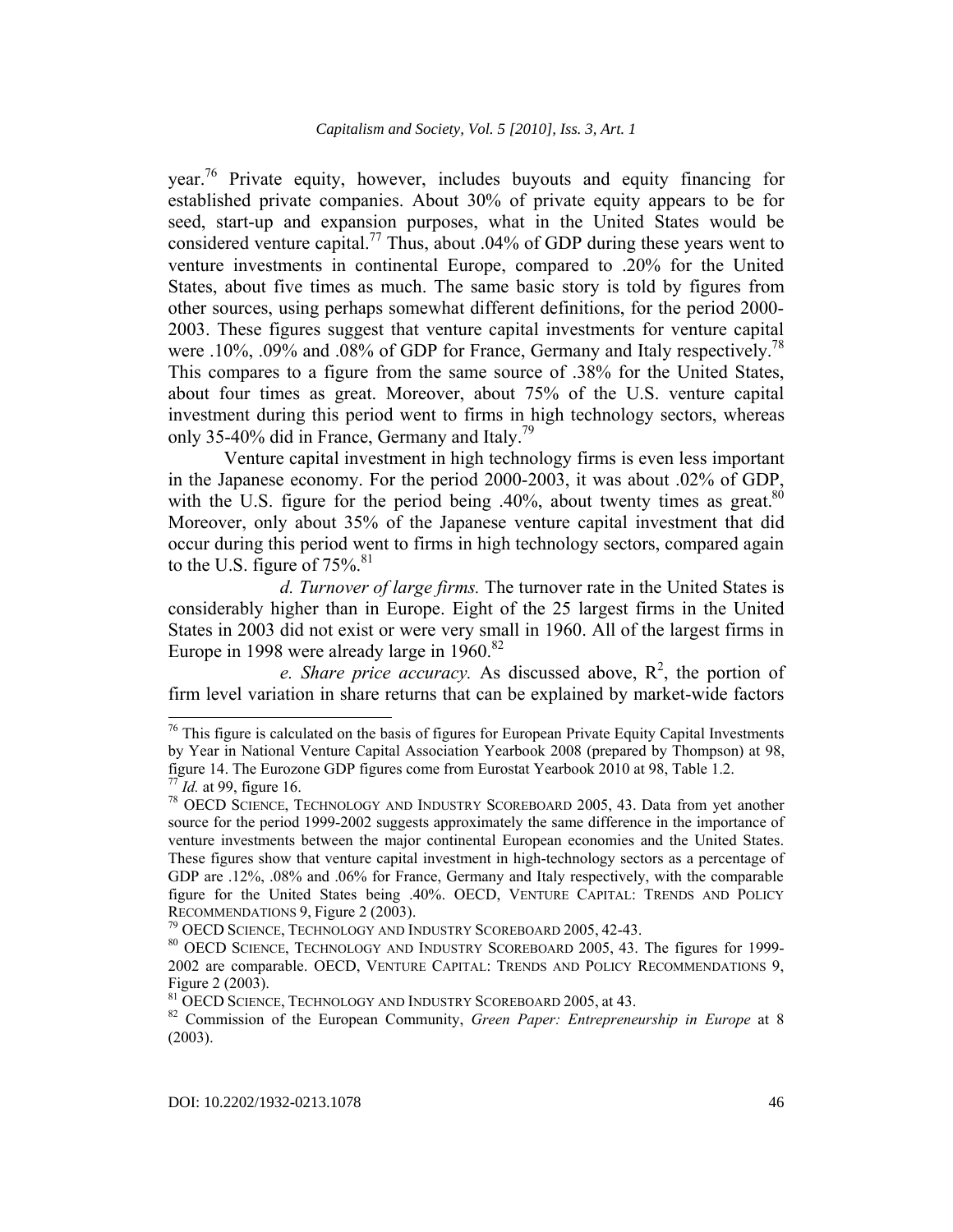year.[76] Private equity, however, includes buyouts and equity financing for established private companies. About 30% of private equity appears to be for seed, start-up and expansion purposes, what in the United States would be considered venture capital.[77] Thus, about .04% of GDP during these years went to venture investments in continental Europe, compared to .20% for the United States, about five times as much. The same basic story is told by figures from other sources, using perhaps somewhat different definitions, for the period 2000-2003. These figures suggest that venture capital investments for venture capital were .10%, .09% and .08% of GDP for France, Germany and Italy respectively.[78] This compares to a figure from the same source of .38% for the United States, about four times as great. Moreover, about 75% of the U.S. venture capital investment during this period went to firms in high technology sectors, whereas only 35-40% did in France, Germany and Italy.[79]

Venture capital investment in high technology firms is even less important in the Japanese economy. For the period 2000-2003, it was about .02% of GDP, with the U.S. figure for the period being .40%, about twenty times as great.[80] Moreover, only about 35% of the Japanese venture capital investment that did occur during this period went to firms in high technology sectors, compared again to the U.S. figure of 75%.[81]

*d. Turnover of large firms.* The turnover rate in the United States is considerably higher than in Europe. Eight of the 25 largest firms in the United States in 2003 did not exist or were very small in 1960. All of the largest firms in Europe in 1998 were already large in 1960.[82]

*e. Share price accuracy.* As discussed above, $R^2$, the portion of firm level variation in share returns that can be explained by market-wide factors

---

[76] This figure is calculated on the basis of figures for European Private Equity Capital Investments by Year in National Venture Capital Association Yearbook 2008 (prepared by Thompson) at 98, figure 14. The Eurozone GDP figures come from Eurostat Yearbook 2010 at 98, Table 1.2.

[77] *Id.* at 99, figure 16.

[78] OECD SCIENCE, TECHNOLOGY AND INDUSTRY SCOREBOARD 2005, 43. Data from yet another source for the period 1999-2002 suggests approximately the same difference in the importance of venture investments between the major continental European economies and the United States. These figures show that venture capital investment in high-technology sectors as a percentage of GDP are .12%, .08% and .06% for France, Germany and Italy respectively, with the comparable figure for the United States being .40%. OECD, VENTURE CAPITAL: TRENDS AND POLICY RECOMMENDATIONS 9, Figure 2 (2003).

[79] OECD SCIENCE, TECHNOLOGY AND INDUSTRY SCOREBOARD 2005, 42-43.

[80] OECD SCIENCE, TECHNOLOGY AND INDUSTRY SCOREBOARD 2005, 43. The figures for 1999-2002 are comparable. OECD, VENTURE CAPITAL: TRENDS AND POLICY RECOMMENDATIONS 9, Figure 2 (2003).

[81] OECD SCIENCE, TECHNOLOGY AND INDUSTRY SCOREBOARD 2005, at 43.

[82] Commission of the European Community, *Green Paper: Entrepreneurship in Europe* at 8 (2003).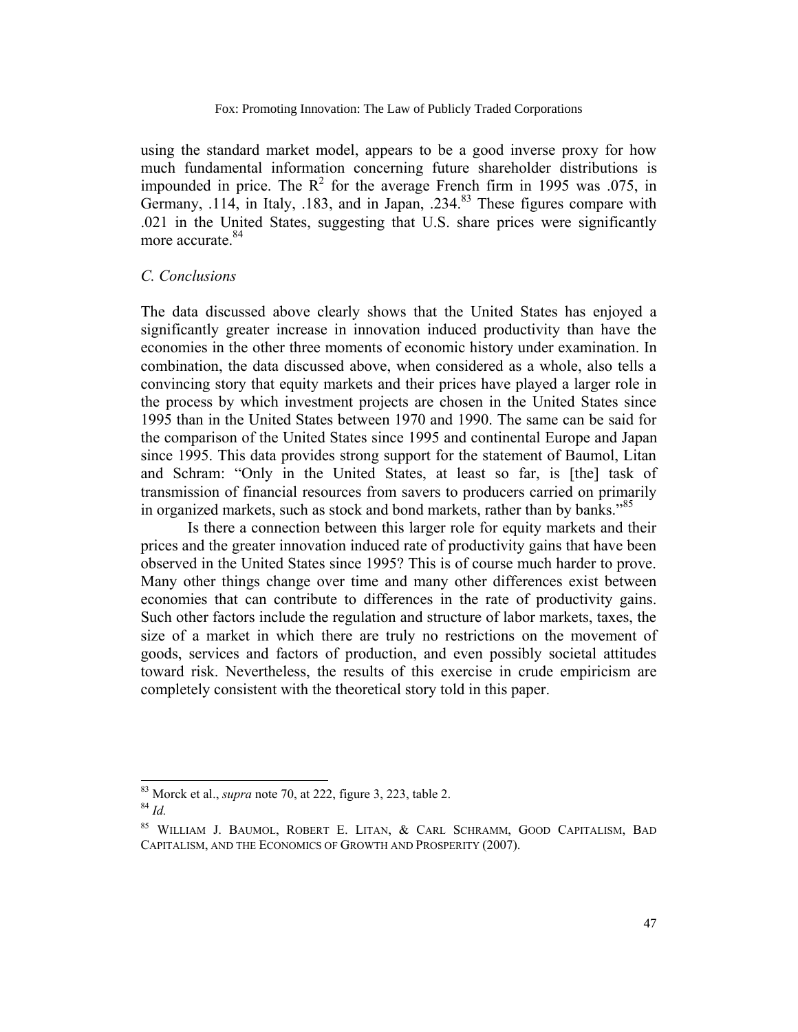using the standard market model, appears to be a good inverse proxy for how much fundamental information concerning future shareholder distributions is impounded in price. The $R^2$ for the average French firm in 1995 was .075, in Germany, .114, in Italy, .183, and in Japan, .234.[83] These figures compare with .021 in the United States, suggesting that U.S. share prices were significantly more accurate.[84]

### *C. Conclusions*

The data discussed above clearly shows that the United States has enjoyed a significantly greater increase in innovation induced productivity than have the economies in the other three moments of economic history under examination. In combination, the data discussed above, when considered as a whole, also tells a convincing story that equity markets and their prices have played a larger role in the process by which investment projects are chosen in the United States since 1995 than in the United States between 1970 and 1990. The same can be said for the comparison of the United States since 1995 and continental Europe and Japan since 1995. This data provides strong support for the statement of Baumol, Litan and Schram: "Only in the United States, at least so far, is [the] task of transmission of financial resources from savers to producers carried on primarily in organized markets, such as stock and bond markets, rather than by banks."[85]

Is there a connection between this larger role for equity markets and their prices and the greater innovation induced rate of productivity gains that have been observed in the United States since 1995? This is of course much harder to prove. Many other things change over time and many other differences exist between economies that can contribute to differences in the rate of productivity gains. Such other factors include the regulation and structure of labor markets, taxes, the size of a market in which there are truly no restrictions on the movement of goods, services and factors of production, and even possibly societal attitudes toward risk. Nevertheless, the results of this exercise in crude empiricism are completely consistent with the theoretical story told in this paper.

---

[83] Morck et al., *supra* note 70, at 222, figure 3, 223, table 2.

[84] *Id.*

[85] WILLIAM J. BAUMOL, ROBERT E. LITAN, & CARL SCHRAMM, GOOD CAPITALISM, BAD CAPITALISM, AND THE ECONOMICS OF GROWTH AND PROSPERITY (2007).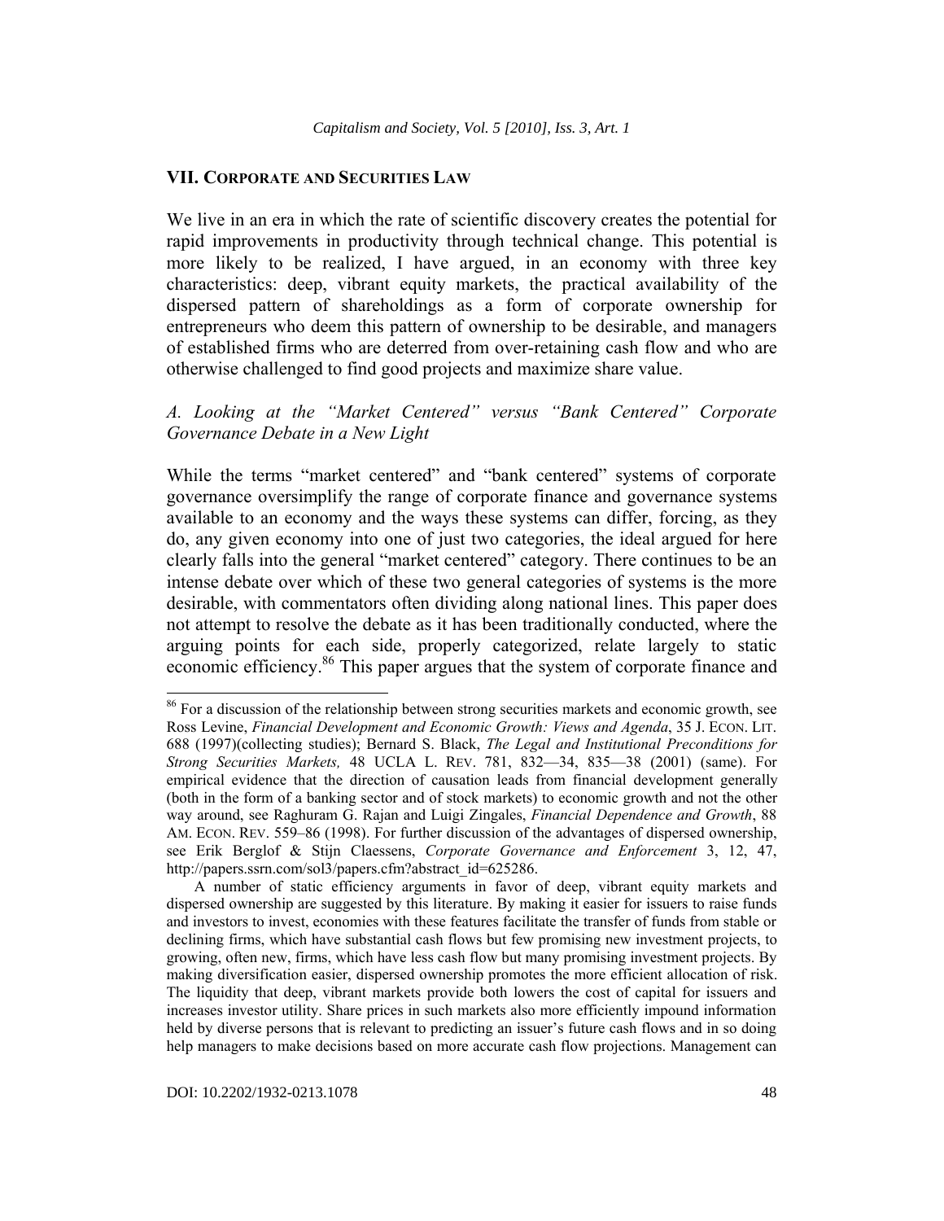## VII. Corporate and Securities Law

We live in an era in which the rate of scientific discovery creates the potential for rapid improvements in productivity through technical change. This potential is more likely to be realized, I have argued, in an economy with three key characteristics: deep, vibrant equity markets, the practical availability of the dispersed pattern of shareholdings as a form of corporate ownership for entrepreneurs who deem this pattern of ownership to be desirable, and managers of established firms who are deterred from over-retaining cash flow and who are otherwise challenged to find good projects and maximize share value.

### *A. Looking at the "Market Centered" versus "Bank Centered" Corporate Governance Debate in a New Light*

While the terms "market centered" and "bank centered" systems of corporate governance oversimplify the range of corporate finance and governance systems available to an economy and the ways these systems can differ, forcing, as they do, any given economy into one of just two categories, the ideal argued for here clearly falls into the general "market centered" category. There continues to be an intense debate over which of these two general categories of systems is the more desirable, with commentators often dividing along national lines. This paper does not attempt to resolve the debate as it has been traditionally conducted, where the arguing points for each side, properly categorized, relate largely to static economic efficiency.[86] This paper argues that the system of corporate finance and

---

[86] For a discussion of the relationship between strong securities markets and economic growth, see Ross Levine, *Financial Development and Economic Growth: Views and Agenda*, 35 J. ECON. LIT. 688 (1997)(collecting studies); Bernard S. Black, *The Legal and Institutional Preconditions for Strong Securities Markets,* 48 UCLA L. REV. 781, 832—34, 835—38 (2001) (same). For empirical evidence that the direction of causation leads from financial development generally (both in the form of a banking sector and of stock markets) to economic growth and not the other way around, see Raghuram G. Rajan and Luigi Zingales, *Financial Dependence and Growth*, 88 AM. ECON. REV. 559–86 (1998). For further discussion of the advantages of dispersed ownership, see Erik Berglof & Stijn Claessens, *Corporate Governance and Enforcement* 3, 12, 47, http://papers.ssrn.com/sol3/papers.cfm?abstract_id=625286.

A number of static efficiency arguments in favor of deep, vibrant equity markets and dispersed ownership are suggested by this literature. By making it easier for issuers to raise funds and investors to invest, economies with these features facilitate the transfer of funds from stable or declining firms, which have substantial cash flows but few promising new investment projects, to growing, often new, firms, which have less cash flow but many promising investment projects. By making diversification easier, dispersed ownership promotes the more efficient allocation of risk. The liquidity that deep, vibrant markets provide both lowers the cost of capital for issuers and increases investor utility. Share prices in such markets also more efficiently impound information held by diverse persons that is relevant to predicting an issuer's future cash flows and in so doing help managers to make decisions based on more accurate cash flow projections. Management can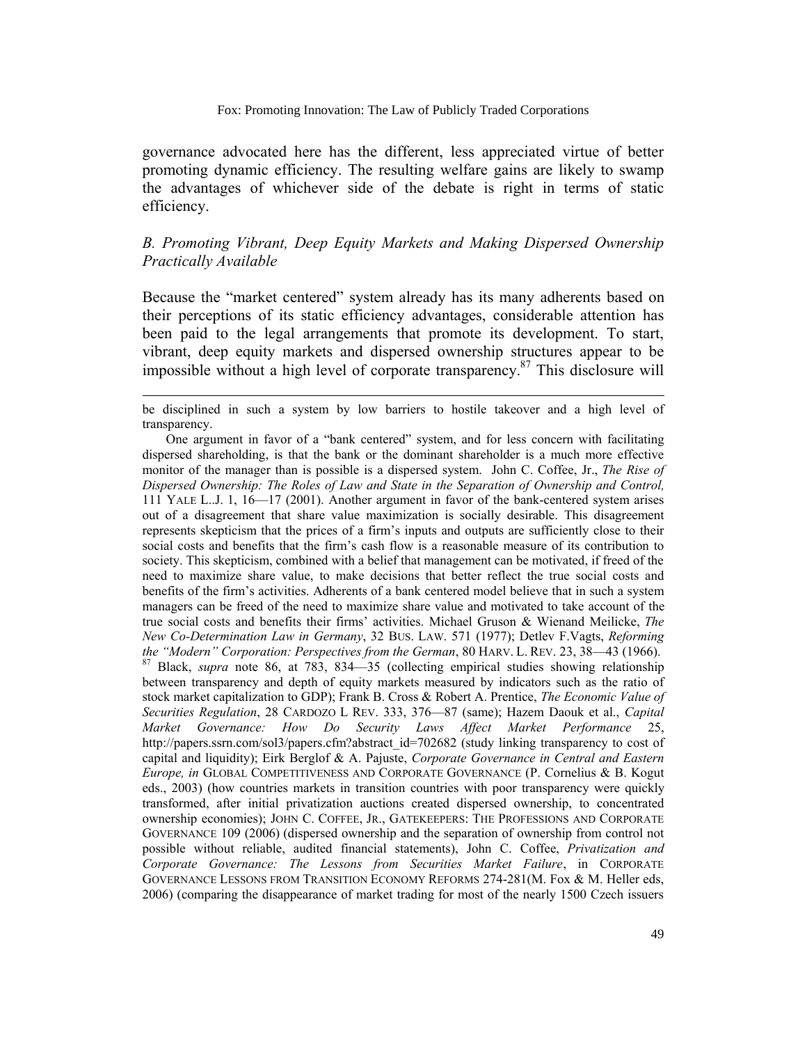governance advocated here has the different, less appreciated virtue of better promoting dynamic efficiency. The resulting welfare gains are likely to swamp the advantages of whichever side of the debate is right in terms of static efficiency.

### *B. Promoting Vibrant, Deep Equity Markets and Making Dispersed Ownership Practically Available*

Because the "market centered" system already has its many adherents based on their perceptions of its static efficiency advantages, considerable attention has been paid to the legal arrangements that promote its development. To start, vibrant, deep equity markets and dispersed ownership structures appear to be impossible without a high level of corporate transparency.[87] This disclosure will

---

be disciplined in such a system by low barriers to hostile takeover and a high level of transparency.

One argument in favor of a "bank centered" system, and for less concern with facilitating dispersed shareholding, is that the bank or the dominant shareholder is a much more effective monitor of the manager than is possible is a dispersed system. John C. Coffee, Jr., *The Rise of Dispersed Ownership: The Roles of Law and State in the Separation of Ownership and Control,* 111 YALE L..J. 1, 16—17 (2001). Another argument in favor of the bank-centered system arises out of a disagreement that share value maximization is socially desirable. This disagreement represents skepticism that the prices of a firm's inputs and outputs are sufficiently close to their social costs and benefits that the firm's cash flow is a reasonable measure of its contribution to society. This skepticism, combined with a belief that management can be motivated, if freed of the need to maximize share value, to make decisions that better reflect the true social costs and benefits of the firm's activities. Adherents of a bank centered model believe that in such a system managers can be freed of the need to maximize share value and motivated to take account of the true social costs and benefits their firms' activities. Michael Gruson & Wienand Meilicke, *The New Co-Determination Law in Germany*, 32 BUS. LAW. 571 (1977); Detlev F.Vagts, *Reforming the "Modern" Corporation: Perspectives from the German*, 80 HARV. L. REV. 23, 38—43 (1966).

[87] Black, *supra* note 86, at 783, 834—35 (collecting empirical studies showing relationship between transparency and depth of equity markets measured by indicators such as the ratio of stock market capitalization to GDP); Frank B. Cross & Robert A. Prentice, *The Economic Value of Securities Regulation*, 28 CARDOZO L REV. 333, 376—87 (same); Hazem Daouk et al., *Capital Market Governance: How Do Security Laws Affect Market Performance* 25, http://papers.ssrn.com/sol3/papers.cfm?abstract_id=702682 (study linking transparency to cost of capital and liquidity); Eirk Berglof & A. Pajuste, *Corporate Governance in Central and Eastern Europe, in* GLOBAL COMPETITIVENESS AND CORPORATE GOVERNANCE (P. Cornelius & B. Kogut eds., 2003) (how countries markets in transition countries with poor transparency were quickly transformed, after initial privatization auctions created dispersed ownership, to concentrated ownership economies); JOHN C. COFFEE, JR., GATEKEEPERS: THE PROFESSIONS AND CORPORATE GOVERNANCE 109 (2006) (dispersed ownership and the separation of ownership from control not possible without reliable, audited financial statements), John C. Coffee, *Privatization and Corporate Governance: The Lessons from Securities Market Failure*, in CORPORATE GOVERNANCE LESSONS FROM TRANSITION ECONOMY REFORMS 274-281(M. Fox & M. Heller eds, 2006) (comparing the disappearance of market trading for most of the nearly 1500 Czech issuers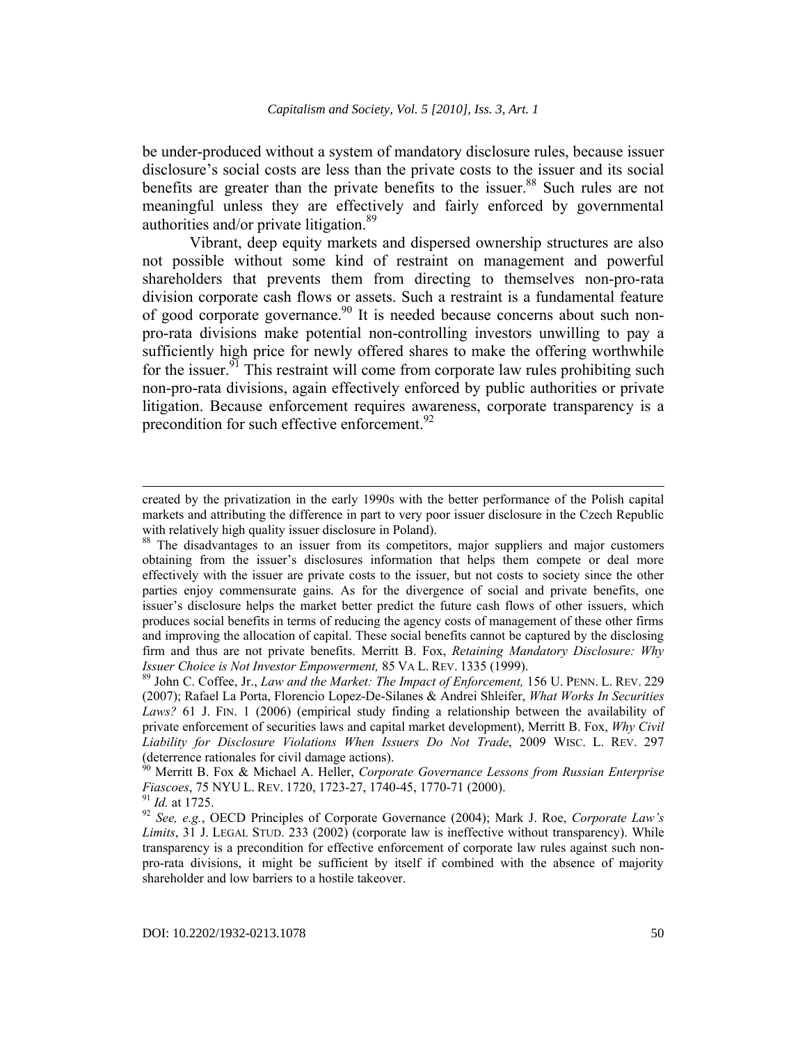be under-produced without a system of mandatory disclosure rules, because issuer disclosure's social costs are less than the private costs to the issuer and its social benefits are greater than the private benefits to the issuer.[88] Such rules are not meaningful unless they are effectively and fairly enforced by governmental authorities and/or private litigation.[89]

Vibrant, deep equity markets and dispersed ownership structures are also not possible without some kind of restraint on management and powerful shareholders that prevents them from directing to themselves non-pro-rata division corporate cash flows or assets. Such a restraint is a fundamental feature of good corporate governance.[90] It is needed because concerns about such non-pro-rata divisions make potential non-controlling investors unwilling to pay a sufficiently high price for newly offered shares to make the offering worthwhile for the issuer.[91] This restraint will come from corporate law rules prohibiting such non-pro-rata divisions, again effectively enforced by public authorities or private litigation. Because enforcement requires awareness, corporate transparency is a precondition for such effective enforcement.[92]

---

created by the privatization in the early 1990s with the better performance of the Polish capital markets and attributing the difference in part to very poor issuer disclosure in the Czech Republic with relatively high quality issuer disclosure in Poland).

[88] The disadvantages to an issuer from its competitors, major suppliers and major customers obtaining from the issuer's disclosures information that helps them compete or deal more effectively with the issuer are private costs to the issuer, but not costs to society since the other parties enjoy commensurate gains. As for the divergence of social and private benefits, one issuer's disclosure helps the market better predict the future cash flows of other issuers, which produces social benefits in terms of reducing the agency costs of management of these other firms and improving the allocation of capital. These social benefits cannot be captured by the disclosing firm and thus are not private benefits. Merritt B. Fox, *Retaining Mandatory Disclosure: Why Issuer Choice is Not Investor Empowerment,* 85 VA L. REV. 1335 (1999).

[89] John C. Coffee, Jr., *Law and the Market: The Impact of Enforcement,* 156 U. PENN. L. REV. 229 (2007); Rafael La Porta, Florencio Lopez-De-Silanes & Andrei Shleifer, *What Works In Securities Laws?* 61 J. FIN. 1 (2006) (empirical study finding a relationship between the availability of private enforcement of securities laws and capital market development), Merritt B. Fox, *Why Civil Liability for Disclosure Violations When Issuers Do Not Trade*, 2009 WISC. L. REV. 297 (deterrence rationales for civil damage actions).

[90] Merritt B. Fox & Michael A. Heller, *Corporate Governance Lessons from Russian Enterprise Fiascoes*, 75 NYU L. REV. 1720, 1723-27, 1740-45, 1770-71 (2000).

[91] *Id.* at 1725.

[92] *See, e.g.*, OECD Principles of Corporate Governance (2004); Mark J. Roe, *Corporate Law's Limits*, 31 J. LEGAL STUD. 233 (2002) (corporate law is ineffective without transparency). While transparency is a precondition for effective enforcement of corporate law rules against such non-pro-rata divisions, it might be sufficient by itself if combined with the absence of majority shareholder and low barriers to a hostile takeover.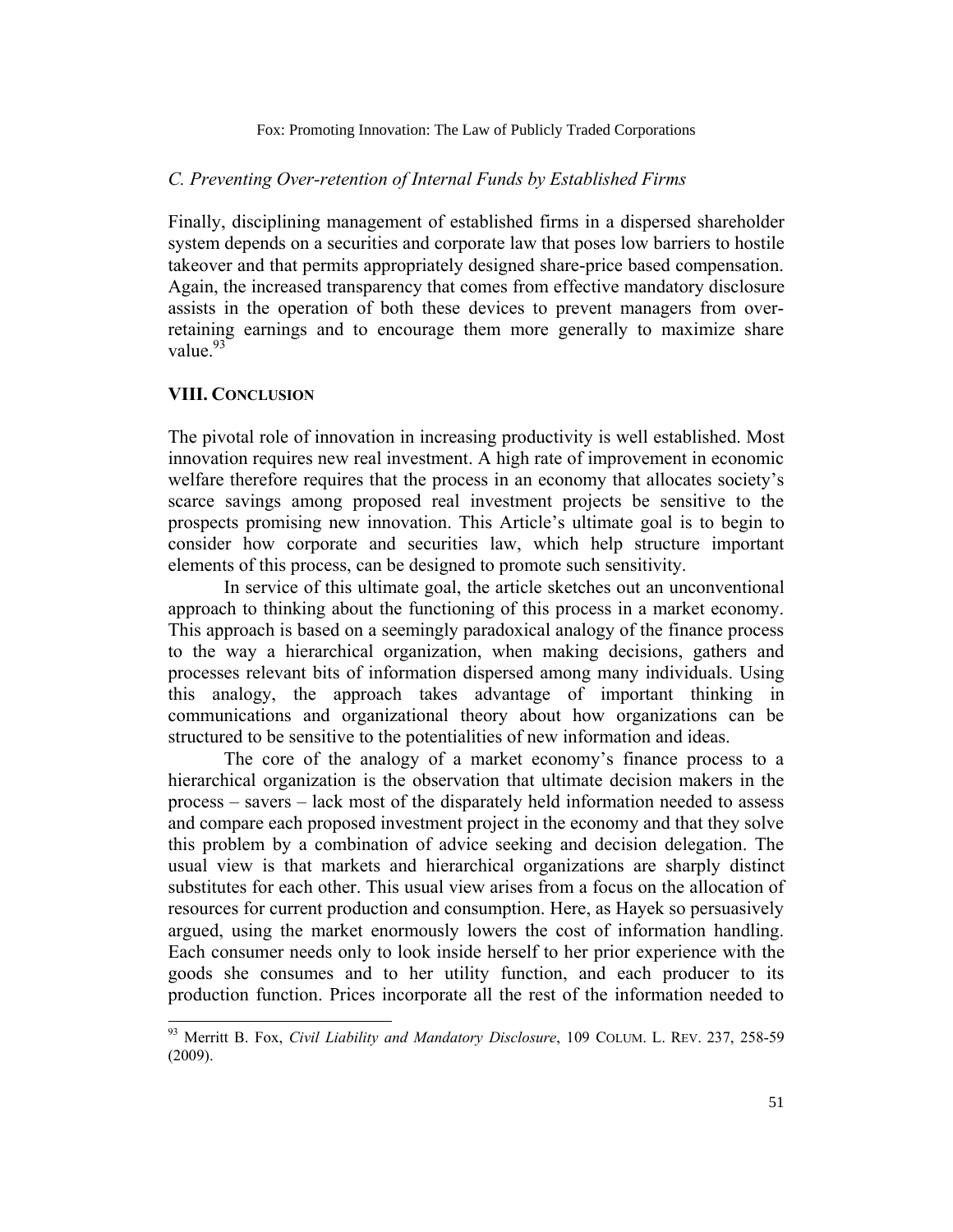### *C. Preventing Over-retention of Internal Funds by Established Firms*

Finally, disciplining management of established firms in a dispersed shareholder system depends on a securities and corporate law that poses low barriers to hostile takeover and that permits appropriately designed share-price based compensation. Again, the increased transparency that comes from effective mandatory disclosure assists in the operation of both these devices to prevent managers from over-retaining earnings and to encourage them more generally to maximize share value.[93]

## VIII. CONCLUSION

The pivotal role of innovation in increasing productivity is well established. Most innovation requires new real investment. A high rate of improvement in economic welfare therefore requires that the process in an economy that allocates society's scarce savings among proposed real investment projects be sensitive to the prospects promising new innovation. This Article's ultimate goal is to begin to consider how corporate and securities law, which help structure important elements of this process, can be designed to promote such sensitivity.

In service of this ultimate goal, the article sketches out an unconventional approach to thinking about the functioning of this process in a market economy. This approach is based on a seemingly paradoxical analogy of the finance process to the way a hierarchical organization, when making decisions, gathers and processes relevant bits of information dispersed among many individuals. Using this analogy, the approach takes advantage of important thinking in communications and organizational theory about how organizations can be structured to be sensitive to the potentialities of new information and ideas.

The core of the analogy of a market economy's finance process to a hierarchical organization is the observation that ultimate decision makers in the process – savers – lack most of the disparately held information needed to assess and compare each proposed investment project in the economy and that they solve this problem by a combination of advice seeking and decision delegation. The usual view is that markets and hierarchical organizations are sharply distinct substitutes for each other. This usual view arises from a focus on the allocation of resources for current production and consumption. Here, as Hayek so persuasively argued, using the market enormously lowers the cost of information handling. Each consumer needs only to look inside herself to her prior experience with the goods she consumes and to her utility function, and each producer to its production function. Prices incorporate all the rest of the information needed to

[93] Merritt B. Fox, *Civil Liability and Mandatory Disclosure*, 109 COLUM. L. REV. 237, 258-59 (2009).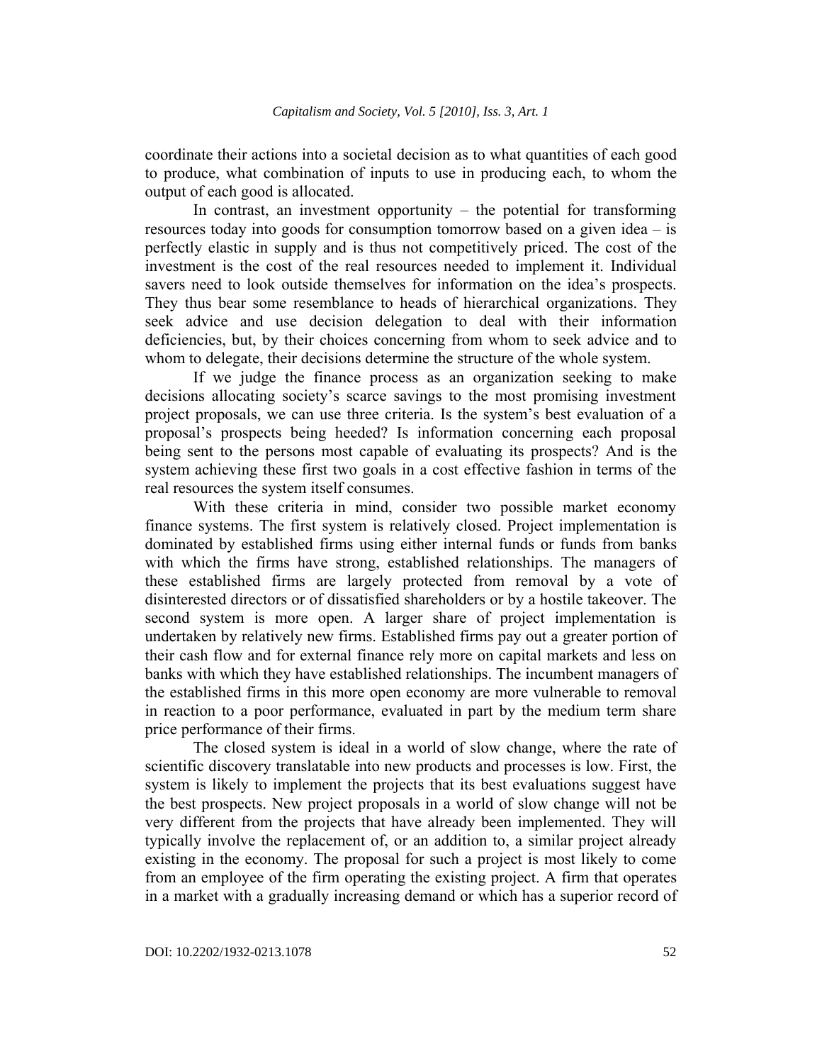coordinate their actions into a societal decision as to what quantities of each good to produce, what combination of inputs to use in producing each, to whom the output of each good is allocated.

In contrast, an investment opportunity – the potential for transforming resources today into goods for consumption tomorrow based on a given idea – is perfectly elastic in supply and is thus not competitively priced. The cost of the investment is the cost of the real resources needed to implement it. Individual savers need to look outside themselves for information on the idea's prospects. They thus bear some resemblance to heads of hierarchical organizations. They seek advice and use decision delegation to deal with their information deficiencies, but, by their choices concerning from whom to seek advice and to whom to delegate, their decisions determine the structure of the whole system.

If we judge the finance process as an organization seeking to make decisions allocating society's scarce savings to the most promising investment project proposals, we can use three criteria. Is the system's best evaluation of a proposal's prospects being heeded? Is information concerning each proposal being sent to the persons most capable of evaluating its prospects? And is the system achieving these first two goals in a cost effective fashion in terms of the real resources the system itself consumes.

With these criteria in mind, consider two possible market economy finance systems. The first system is relatively closed. Project implementation is dominated by established firms using either internal funds or funds from banks with which the firms have strong, established relationships. The managers of these established firms are largely protected from removal by a vote of disinterested directors or of dissatisfied shareholders or by a hostile takeover. The second system is more open. A larger share of project implementation is undertaken by relatively new firms. Established firms pay out a greater portion of their cash flow and for external finance rely more on capital markets and less on banks with which they have established relationships. The incumbent managers of the established firms in this more open economy are more vulnerable to removal in reaction to a poor performance, evaluated in part by the medium term share price performance of their firms.

The closed system is ideal in a world of slow change, where the rate of scientific discovery translatable into new products and processes is low. First, the system is likely to implement the projects that its best evaluations suggest have the best prospects. New project proposals in a world of slow change will not be very different from the projects that have already been implemented. They will typically involve the replacement of, or an addition to, a similar project already existing in the economy. The proposal for such a project is most likely to come from an employee of the firm operating the existing project. A firm that operates in a market with a gradually increasing demand or which has a superior record of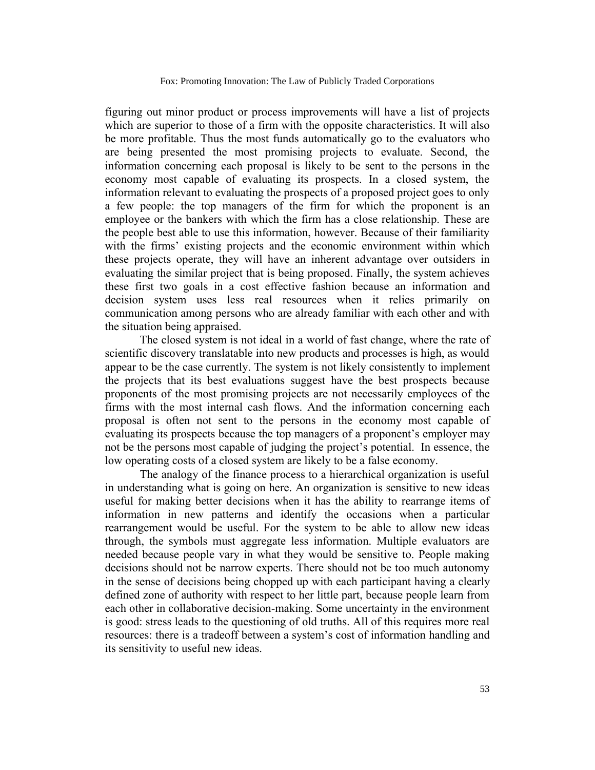figuring out minor product or process improvements will have a list of projects which are superior to those of a firm with the opposite characteristics. It will also be more profitable. Thus the most funds automatically go to the evaluators who are being presented the most promising projects to evaluate. Second, the information concerning each proposal is likely to be sent to the persons in the economy most capable of evaluating its prospects. In a closed system, the information relevant to evaluating the prospects of a proposed project goes to only a few people: the top managers of the firm for which the proponent is an employee or the bankers with which the firm has a close relationship. These are the people best able to use this information, however. Because of their familiarity with the firms' existing projects and the economic environment within which these projects operate, they will have an inherent advantage over outsiders in evaluating the similar project that is being proposed. Finally, the system achieves these first two goals in a cost effective fashion because an information and decision system uses less real resources when it relies primarily on communication among persons who are already familiar with each other and with the situation being appraised.

The closed system is not ideal in a world of fast change, where the rate of scientific discovery translatable into new products and processes is high, as would appear to be the case currently. The system is not likely consistently to implement the projects that its best evaluations suggest have the best prospects because proponents of the most promising projects are not necessarily employees of the firms with the most internal cash flows. And the information concerning each proposal is often not sent to the persons in the economy most capable of evaluating its prospects because the top managers of a proponent's employer may not be the persons most capable of judging the project's potential. In essence, the low operating costs of a closed system are likely to be a false economy.

The analogy of the finance process to a hierarchical organization is useful in understanding what is going on here. An organization is sensitive to new ideas useful for making better decisions when it has the ability to rearrange items of information in new patterns and identify the occasions when a particular rearrangement would be useful. For the system to be able to allow new ideas through, the symbols must aggregate less information. Multiple evaluators are needed because people vary in what they would be sensitive to. People making decisions should not be narrow experts. There should not be too much autonomy in the sense of decisions being chopped up with each participant having a clearly defined zone of authority with respect to her little part, because people learn from each other in collaborative decision-making. Some uncertainty in the environment is good: stress leads to the questioning of old truths. All of this requires more real resources: there is a tradeoff between a system's cost of information handling and its sensitivity to useful new ideas.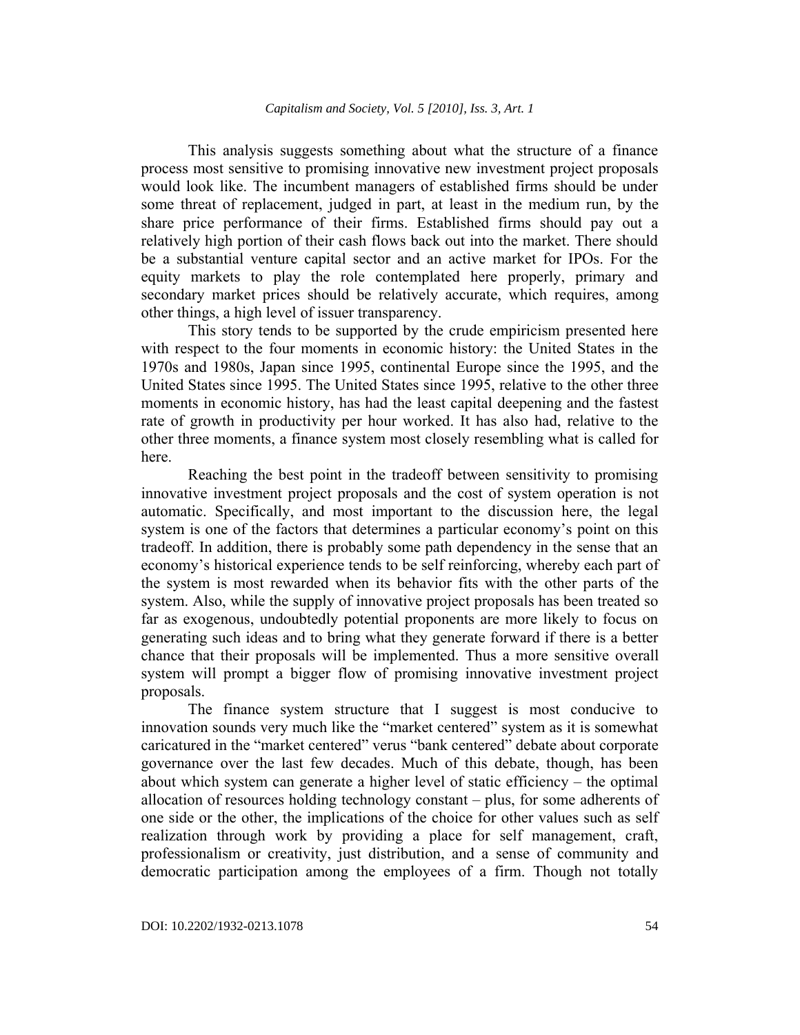This analysis suggests something about what the structure of a finance process most sensitive to promising innovative new investment project proposals would look like. The incumbent managers of established firms should be under some threat of replacement, judged in part, at least in the medium run, by the share price performance of their firms. Established firms should pay out a relatively high portion of their cash flows back out into the market. There should be a substantial venture capital sector and an active market for IPOs. For the equity markets to play the role contemplated here properly, primary and secondary market prices should be relatively accurate, which requires, among other things, a high level of issuer transparency.

This story tends to be supported by the crude empiricism presented here with respect to the four moments in economic history: the United States in the 1970s and 1980s, Japan since 1995, continental Europe since the 1995, and the United States since 1995. The United States since 1995, relative to the other three moments in economic history, has had the least capital deepening and the fastest rate of growth in productivity per hour worked. It has also had, relative to the other three moments, a finance system most closely resembling what is called for here.

Reaching the best point in the tradeoff between sensitivity to promising innovative investment project proposals and the cost of system operation is not automatic. Specifically, and most important to the discussion here, the legal system is one of the factors that determines a particular economy's point on this tradeoff. In addition, there is probably some path dependency in the sense that an economy's historical experience tends to be self reinforcing, whereby each part of the system is most rewarded when its behavior fits with the other parts of the system. Also, while the supply of innovative project proposals has been treated so far as exogenous, undoubtedly potential proponents are more likely to focus on generating such ideas and to bring what they generate forward if there is a better chance that their proposals will be implemented. Thus a more sensitive overall system will prompt a bigger flow of promising innovative investment project proposals.

The finance system structure that I suggest is most conducive to innovation sounds very much like the "market centered" system as it is somewhat caricatured in the "market centered" verus "bank centered" debate about corporate governance over the last few decades. Much of this debate, though, has been about which system can generate a higher level of static efficiency – the optimal allocation of resources holding technology constant – plus, for some adherents of one side or the other, the implications of the choice for other values such as self realization through work by providing a place for self management, craft, professionalism or creativity, just distribution, and a sense of community and democratic participation among the employees of a firm. Though not totally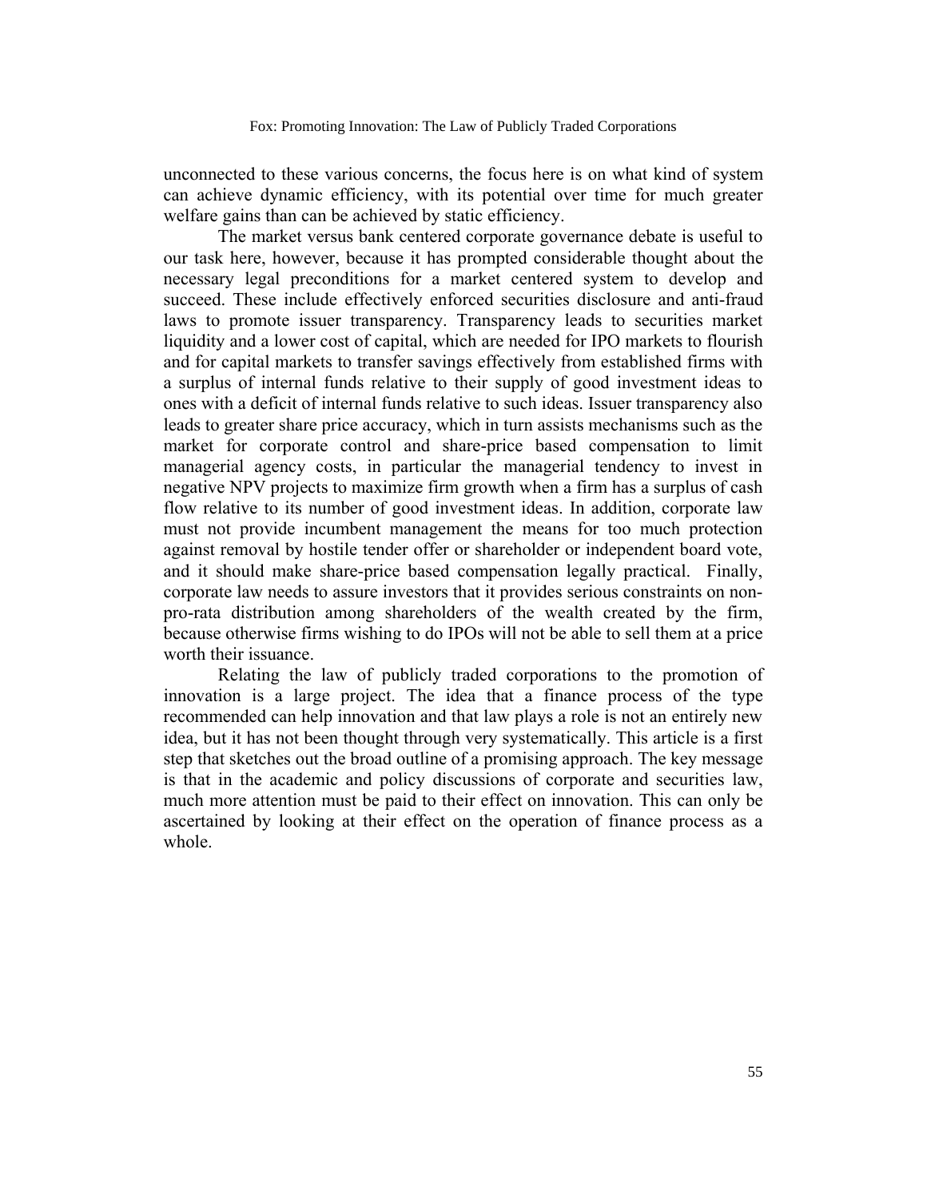unconnected to these various concerns, the focus here is on what kind of system can achieve dynamic efficiency, with its potential over time for much greater welfare gains than can be achieved by static efficiency.

The market versus bank centered corporate governance debate is useful to our task here, however, because it has prompted considerable thought about the necessary legal preconditions for a market centered system to develop and succeed. These include effectively enforced securities disclosure and anti-fraud laws to promote issuer transparency. Transparency leads to securities market liquidity and a lower cost of capital, which are needed for IPO markets to flourish and for capital markets to transfer savings effectively from established firms with a surplus of internal funds relative to their supply of good investment ideas to ones with a deficit of internal funds relative to such ideas. Issuer transparency also leads to greater share price accuracy, which in turn assists mechanisms such as the market for corporate control and share-price based compensation to limit managerial agency costs, in particular the managerial tendency to invest in negative NPV projects to maximize firm growth when a firm has a surplus of cash flow relative to its number of good investment ideas. In addition, corporate law must not provide incumbent management the means for too much protection against removal by hostile tender offer or shareholder or independent board vote, and it should make share-price based compensation legally practical. Finally, corporate law needs to assure investors that it provides serious constraints on non-pro-rata distribution among shareholders of the wealth created by the firm, because otherwise firms wishing to do IPOs will not be able to sell them at a price worth their issuance.

Relating the law of publicly traded corporations to the promotion of innovation is a large project. The idea that a finance process of the type recommended can help innovation and that law plays a role is not an entirely new idea, but it has not been thought through very systematically. This article is a first step that sketches out the broad outline of a promising approach. The key message is that in the academic and policy discussions of corporate and securities law, much more attention must be paid to their effect on innovation. This can only be ascertained by looking at their effect on the operation of finance process as a whole.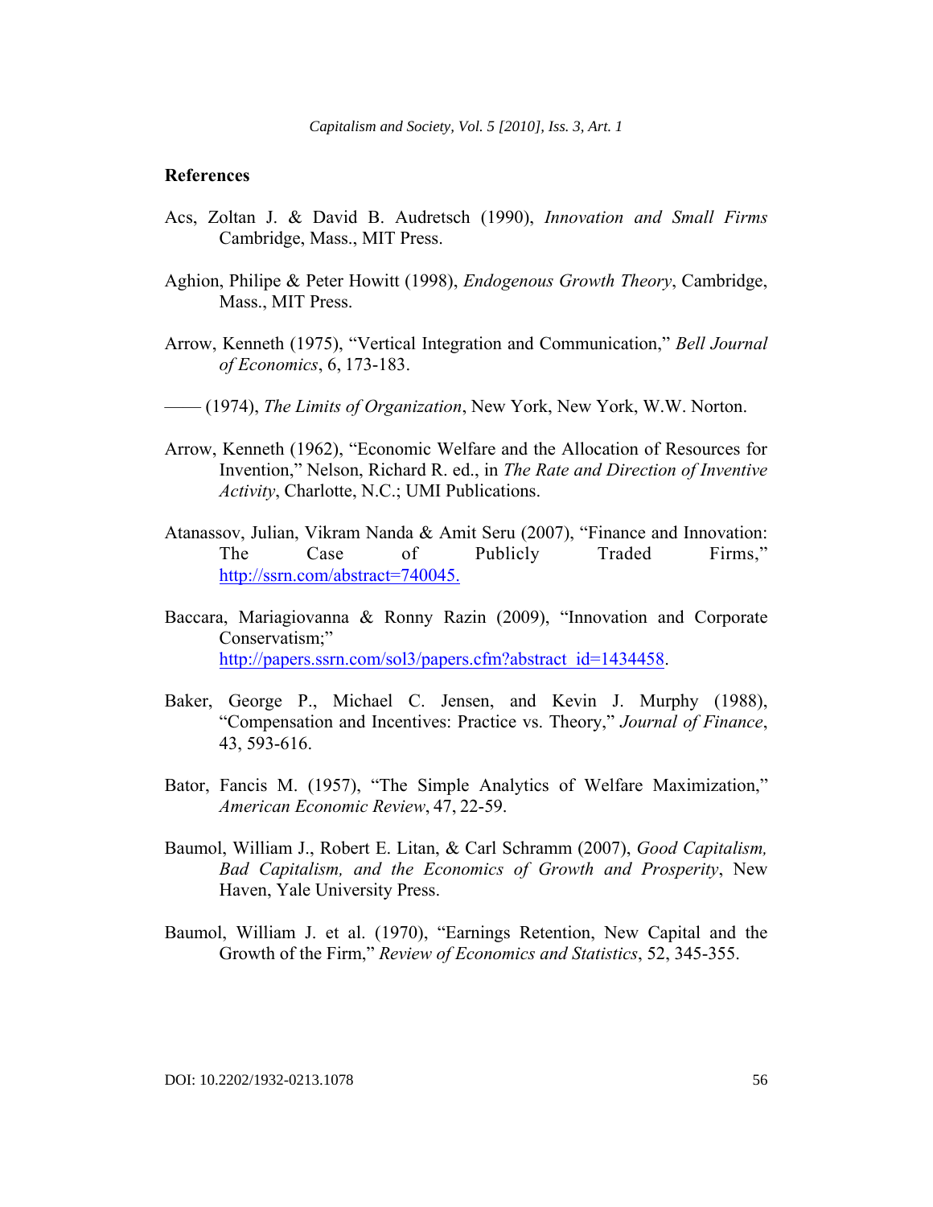## References

Acs, Zoltan J. & David B. Audretsch (1990), *Innovation and Small Firms* Cambridge, Mass., MIT Press.

Aghion, Philipe & Peter Howitt (1998), *Endogenous Growth Theory*, Cambridge, Mass., MIT Press.

Arrow, Kenneth (1975), "Vertical Integration and Communication," *Bell Journal of Economics*, 6, 173-183.

—— (1974), *The Limits of Organization*, New York, New York, W.W. Norton.

Arrow, Kenneth (1962), "Economic Welfare and the Allocation of Resources for Invention," Nelson, Richard R. ed., in *The Rate and Direction of Inventive Activity*, Charlotte, N.C.; UMI Publications.

Atanassov, Julian, Vikram Nanda & Amit Seru (2007), "Finance and Innovation: The Case of Publicly Traded Firms," http://ssrn.com/abstract=740045.

Baccara, Mariagiovanna & Ronny Razin (2009), "Innovation and Corporate Conservatism;" http://papers.ssrn.com/sol3/papers.cfm?abstract_id=1434458.

Baker, George P., Michael C. Jensen, and Kevin J. Murphy (1988), "Compensation and Incentives: Practice vs. Theory," *Journal of Finance*, 43, 593-616.

Bator, Fancis M. (1957), "The Simple Analytics of Welfare Maximization," *American Economic Review*, 47, 22-59.

Baumol, William J., Robert E. Litan, & Carl Schramm (2007), *Good Capitalism, Bad Capitalism, and the Economics of Growth and Prosperity*, New Haven, Yale University Press.

Baumol, William J. et al. (1970), "Earnings Retention, New Capital and the Growth of the Firm," *Review of Economics and Statistics*, 52, 345-355.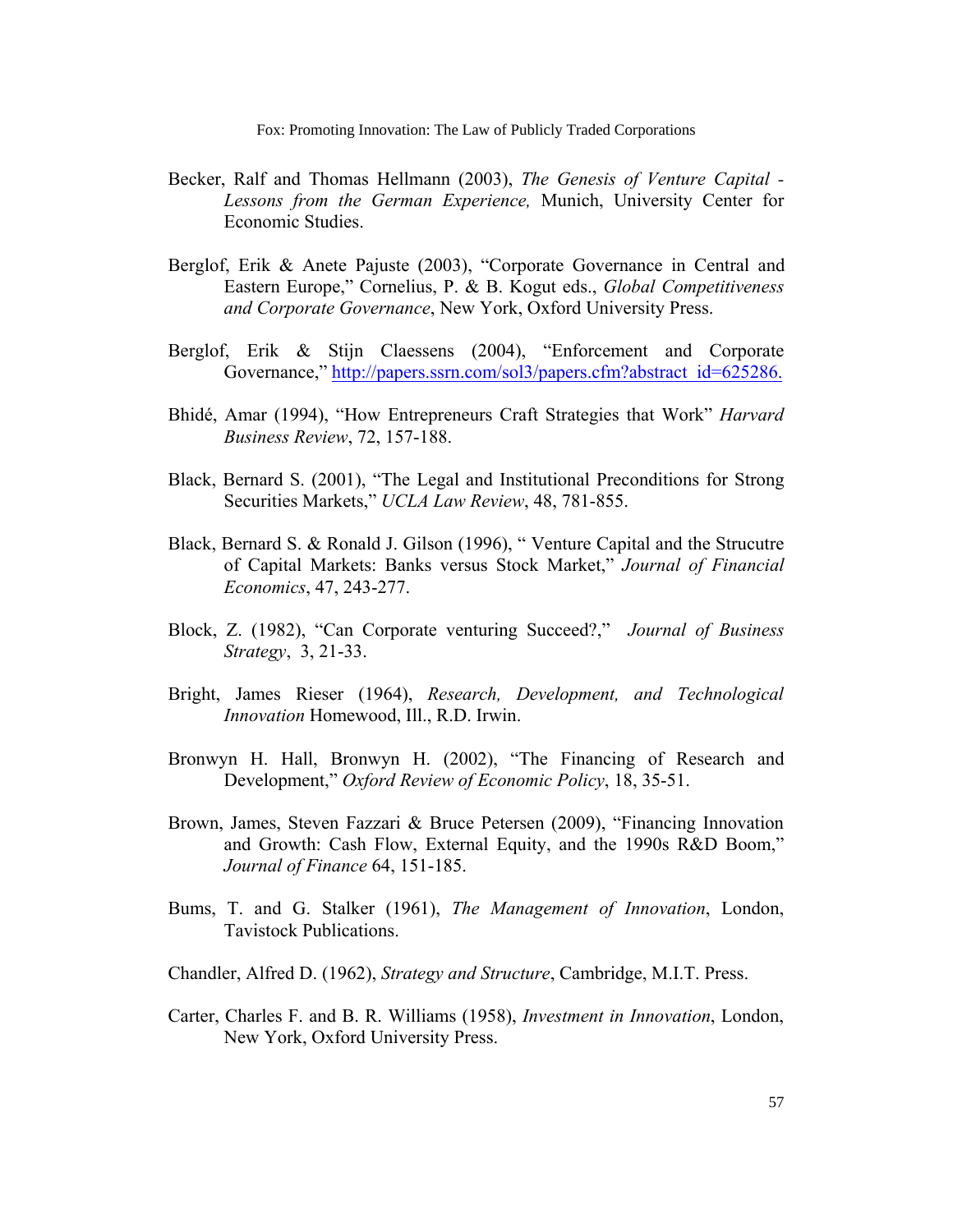Becker, Ralf and Thomas Hellmann (2003), *The Genesis of Venture Capital - Lessons from the German Experience,* Munich, University Center for Economic Studies.

Berglof, Erik & Anete Pajuste (2003), "Corporate Governance in Central and Eastern Europe," Cornelius, P. & B. Kogut eds., *Global Competitiveness and Corporate Governance*, New York, Oxford University Press.

Berglof, Erik & Stijn Claessens (2004), "Enforcement and Corporate Governance," http://papers.ssrn.com/sol3/papers.cfm?abstract_id=625286.

Bhidé, Amar (1994), "How Entrepreneurs Craft Strategies that Work" *Harvard Business Review*, 72, 157-188.

Black, Bernard S. (2001), "The Legal and Institutional Preconditions for Strong Securities Markets," *UCLA Law Review*, 48, 781-855.

Black, Bernard S. & Ronald J. Gilson (1996), " Venture Capital and the Strucutre of Capital Markets: Banks versus Stock Market," *Journal of Financial Economics*, 47, 243-277.

Block, Z. (1982), "Can Corporate venturing Succeed?," *Journal of Business Strategy*, 3, 21-33.

Bright, James Rieser (1964), *Research, Development, and Technological Innovation* Homewood, Ill., R.D. Irwin.

Bronwyn H. Hall, Bronwyn H. (2002), "The Financing of Research and Development," *Oxford Review of Economic Policy*, 18, 35-51.

Brown, James, Steven Fazzari & Bruce Petersen (2009), "Financing Innovation and Growth: Cash Flow, External Equity, and the 1990s R&D Boom," *Journal of Finance* 64, 151-185.

Bums, T. and G. Stalker (1961), *The Management of Innovation*, London, Tavistock Publications.

Chandler, Alfred D. (1962), *Strategy and Structure*, Cambridge, M.I.T. Press.

Carter, Charles F. and B. R. Williams (1958), *Investment in Innovation*, London, New York, Oxford University Press.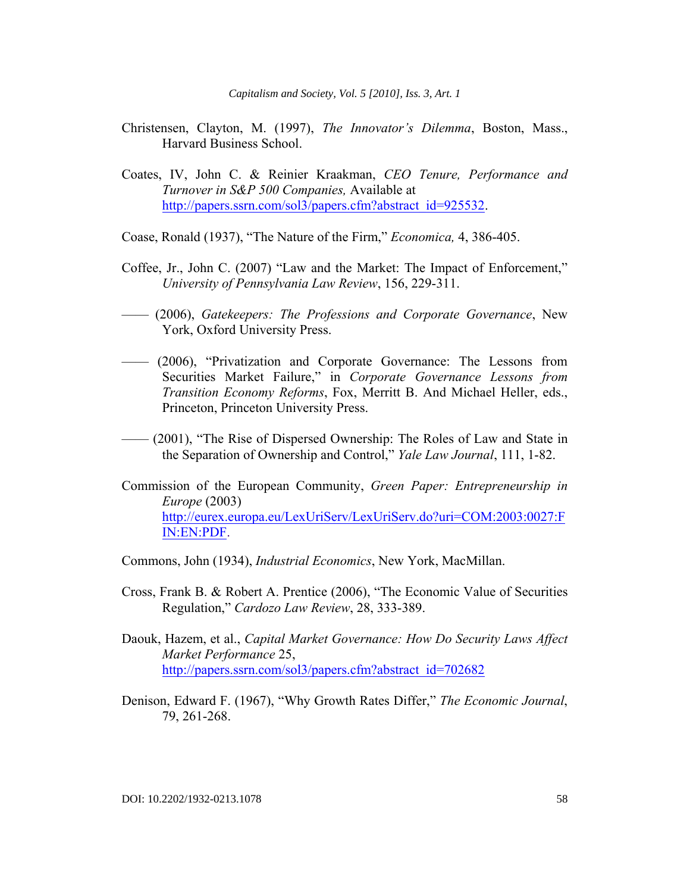Christensen, Clayton, M. (1997), *The Innovator's Dilemma*, Boston, Mass., Harvard Business School.

Coates, IV, John C. & Reinier Kraakman, *CEO Tenure, Performance and Turnover in S&P 500 Companies,* Available at http://papers.ssrn.com/sol3/papers.cfm?abstract_id=925532.

Coase, Ronald (1937), "The Nature of the Firm," *Economica,* 4, 386-405.

Coffee, Jr., John C. (2007) "Law and the Market: The Impact of Enforcement," *University of Pennsylvania Law Review*, 156, 229-311.

—— (2006), *Gatekeepers: The Professions and Corporate Governance*, New York, Oxford University Press.

—— (2006), "Privatization and Corporate Governance: The Lessons from Securities Market Failure," in *Corporate Governance Lessons from Transition Economy Reforms*, Fox, Merritt B. And Michael Heller, eds., Princeton, Princeton University Press.

—— (2001), "The Rise of Dispersed Ownership: The Roles of Law and State in the Separation of Ownership and Control," *Yale Law Journal*, 111, 1-82.

Commission of the European Community, *Green Paper: Entrepreneurship in Europe* (2003) http://eurex.europa.eu/LexUriServ/LexUriServ.do?uri=COM:2003:0027:FIN:EN:PDF.

Commons, John (1934), *Industrial Economics*, New York, MacMillan.

Cross, Frank B. & Robert A. Prentice (2006), "The Economic Value of Securities Regulation," *Cardozo Law Review*, 28, 333-389.

Daouk, Hazem, et al., *Capital Market Governance: How Do Security Laws Affect Market Performance* 25, http://papers.ssrn.com/sol3/papers.cfm?abstract_id=702682

Denison, Edward F. (1967), "Why Growth Rates Differ," *The Economic Journal*, 79, 261-268.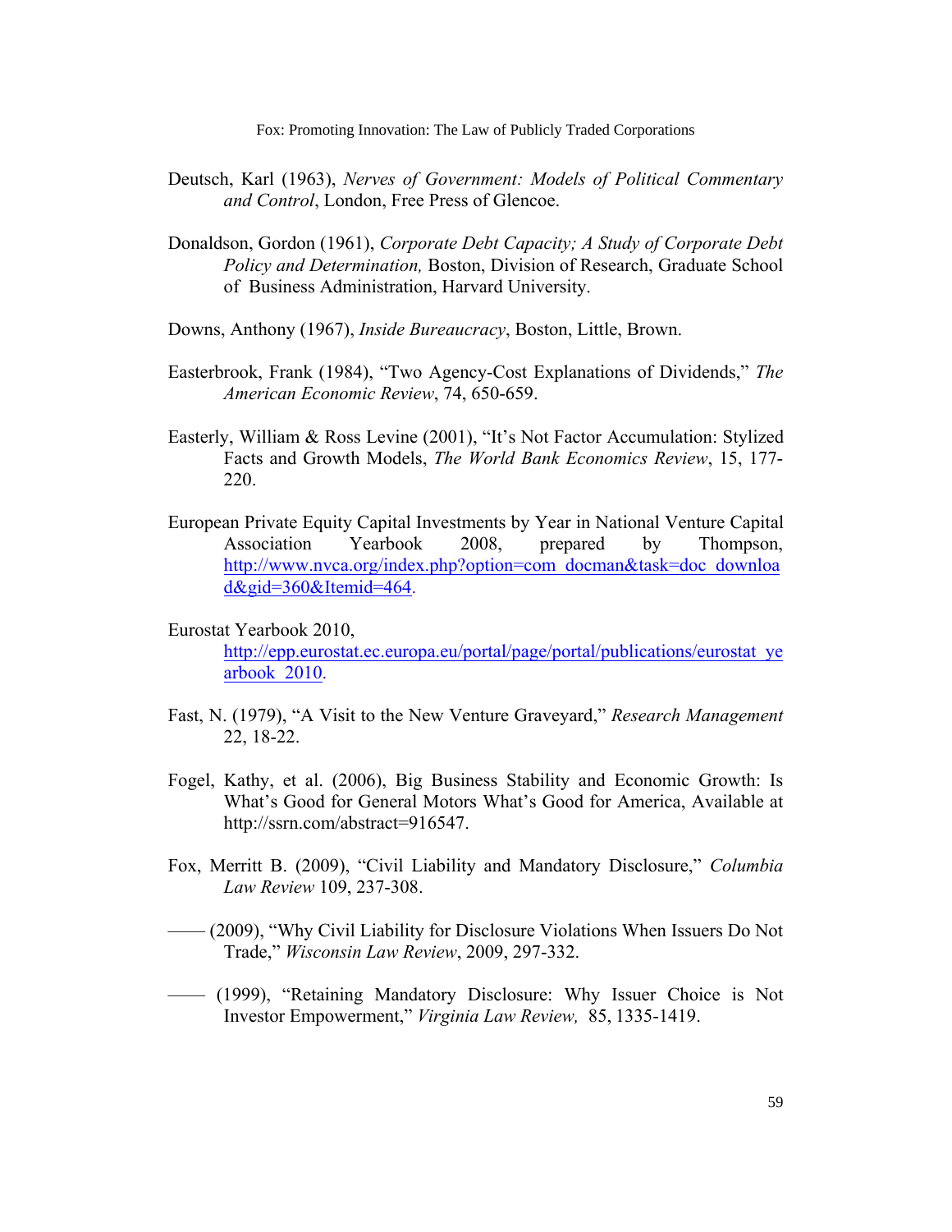Deutsch, Karl (1963), *Nerves of Government: Models of Political Commentary and Control*, London, Free Press of Glencoe.

Donaldson, Gordon (1961), *Corporate Debt Capacity; A Study of Corporate Debt Policy and Determination,* Boston, Division of Research, Graduate School of Business Administration, Harvard University.

Downs, Anthony (1967), *Inside Bureaucracy*, Boston, Little, Brown.

Easterbrook, Frank (1984), "Two Agency-Cost Explanations of Dividends," *The American Economic Review*, 74, 650-659.

Easterly, William & Ross Levine (2001), "It's Not Factor Accumulation: Stylized Facts and Growth Models, *The World Bank Economics Review*, 15, 177-220.

European Private Equity Capital Investments by Year in National Venture Capital Association Yearbook 2008, prepared by Thompson, http://www.nvca.org/index.php?option=com_docman&task=doc_download&gid=360&Itemid=464.

Eurostat Yearbook 2010, http://epp.eurostat.ec.europa.eu/portal/page/portal/publications/eurostat_yearbook_2010.

Fast, N. (1979), "A Visit to the New Venture Graveyard," *Research Management* 22, 18-22.

Fogel, Kathy, et al. (2006), Big Business Stability and Economic Growth: Is What's Good for General Motors What's Good for America, Available at http://ssrn.com/abstract=916547.

Fox, Merritt B. (2009), "Civil Liability and Mandatory Disclosure," *Columbia Law Review* 109, 237-308.

—— (2009), "Why Civil Liability for Disclosure Violations When Issuers Do Not Trade," *Wisconsin Law Review*, 2009, 297-332.

—— (1999), "Retaining Mandatory Disclosure: Why Issuer Choice is Not Investor Empowerment," *Virginia Law Review,* 85, 1335-1419.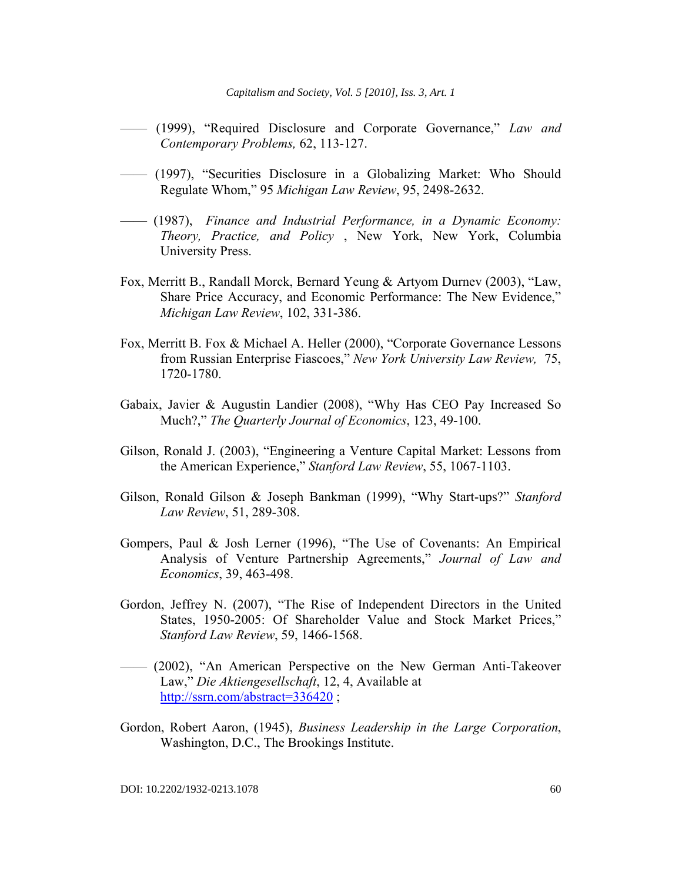—— (1999), "Required Disclosure and Corporate Governance," *Law and Contemporary Problems,* 62, 113-127.

—— (1997), "Securities Disclosure in a Globalizing Market: Who Should Regulate Whom," 95 *Michigan Law Review*, 95, 2498-2632.

—— (1987), *Finance and Industrial Performance, in a Dynamic Economy: Theory, Practice, and Policy* , New York, New York, Columbia University Press.

Fox, Merritt B., Randall Morck, Bernard Yeung & Artyom Durnev (2003), "Law, Share Price Accuracy, and Economic Performance: The New Evidence," *Michigan Law Review*, 102, 331-386.

Fox, Merritt B. Fox & Michael A. Heller (2000), "Corporate Governance Lessons from Russian Enterprise Fiascoes," *New York University Law Review,* 75, 1720-1780.

Gabaix, Javier & Augustin Landier (2008), "Why Has CEO Pay Increased So Much?," *The Quarterly Journal of Economics*, 123, 49-100.

Gilson, Ronald J. (2003), "Engineering a Venture Capital Market: Lessons from the American Experience," *Stanford Law Review*, 55, 1067-1103.

Gilson, Ronald Gilson & Joseph Bankman (1999), "Why Start-ups?" *Stanford Law Review*, 51, 289-308.

Gompers, Paul & Josh Lerner (1996), "The Use of Covenants: An Empirical Analysis of Venture Partnership Agreements," *Journal of Law and Economics*, 39, 463-498.

Gordon, Jeffrey N. (2007), "The Rise of Independent Directors in the United States, 1950-2005: Of Shareholder Value and Stock Market Prices," *Stanford Law Review*, 59, 1466-1568.

—— (2002), "An American Perspective on the New German Anti-Takeover Law," *Die Aktiengesellschaft*, 12, 4, Available at http://ssrn.com/abstract=336420 ;

Gordon, Robert Aaron, (1945), *Business Leadership in the Large Corporation*, Washington, D.C., The Brookings Institute.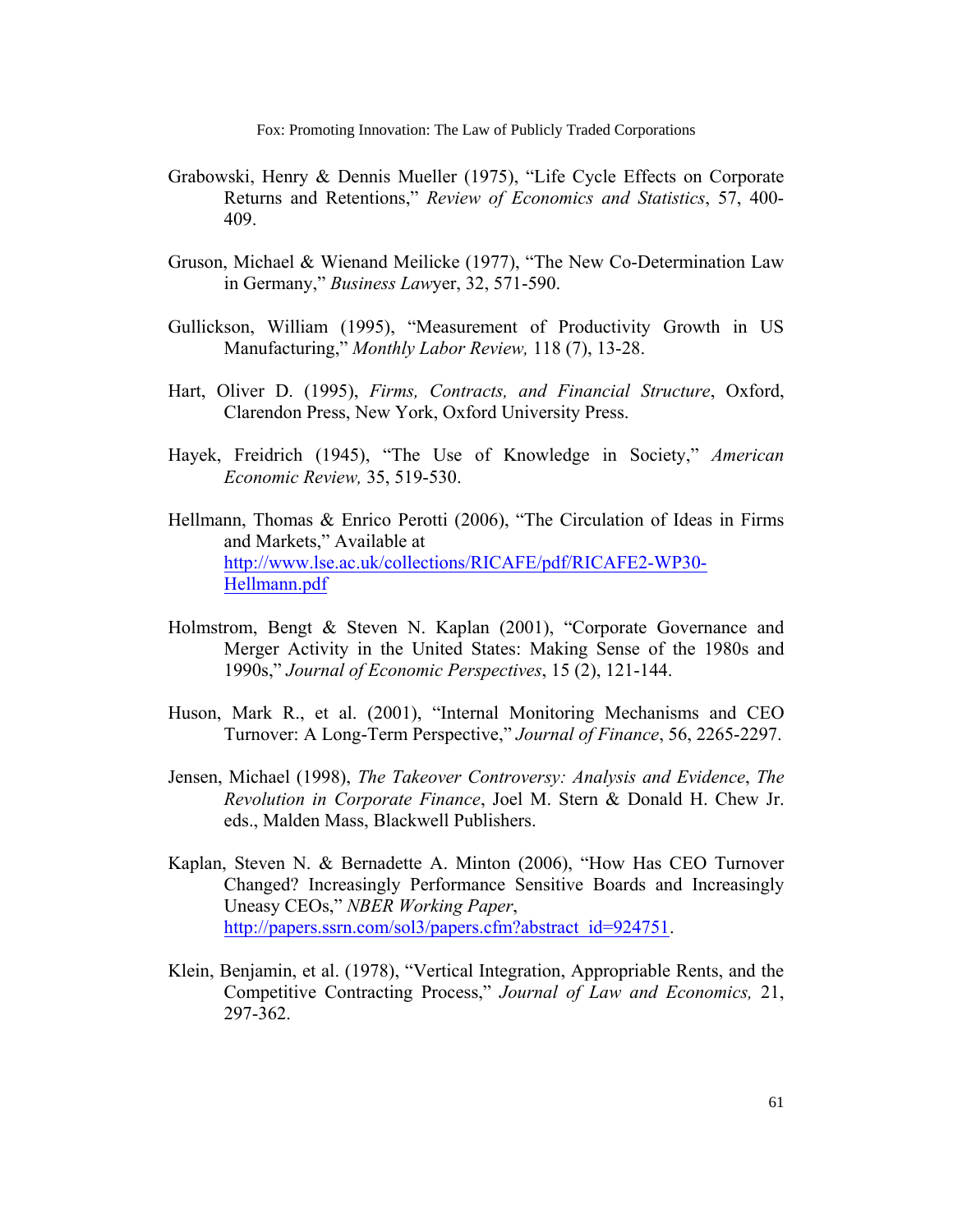Grabowski, Henry & Dennis Mueller (1975), "Life Cycle Effects on Corporate Returns and Retentions," *Review of Economics and Statistics*, 57, 400-409.

Gruson, Michael & Wienand Meilicke (1977), "The New Co-Determination Law in Germany," *Business Law*yer, 32, 571-590.

Gullickson, William (1995), "Measurement of Productivity Growth in US Manufacturing," *Monthly Labor Review,* 118 (7), 13-28.

Hart, Oliver D. (1995), *Firms, Contracts, and Financial Structure*, Oxford, Clarendon Press, New York, Oxford University Press.

Hayek, Freidrich (1945), "The Use of Knowledge in Society," *American Economic Review,* 35, 519-530.

Hellmann, Thomas & Enrico Perotti (2006), "The Circulation of Ideas in Firms and Markets," Available at http://www.lse.ac.uk/collections/RICAFE/pdf/RICAFE2-WP30-Hellmann.pdf

Holmstrom, Bengt & Steven N. Kaplan (2001), "Corporate Governance and Merger Activity in the United States: Making Sense of the 1980s and 1990s," *Journal of Economic Perspectives*, 15 (2), 121-144.

Huson, Mark R., et al. (2001), "Internal Monitoring Mechanisms and CEO Turnover: A Long-Term Perspective," *Journal of Finance*, 56, 2265-2297.

Jensen, Michael (1998), *The Takeover Controversy: Analysis and Evidence*, *The Revolution in Corporate Finance*, Joel M. Stern & Donald H. Chew Jr. eds., Malden Mass, Blackwell Publishers.

Kaplan, Steven N. & Bernadette A. Minton (2006), "How Has CEO Turnover Changed? Increasingly Performance Sensitive Boards and Increasingly Uneasy CEOs," *NBER Working Paper*, http://papers.ssrn.com/sol3/papers.cfm?abstract_id=924751.

Klein, Benjamin, et al. (1978), "Vertical Integration, Appropriable Rents, and the Competitive Contracting Process," *Journal of Law and Economics,* 21, 297-362.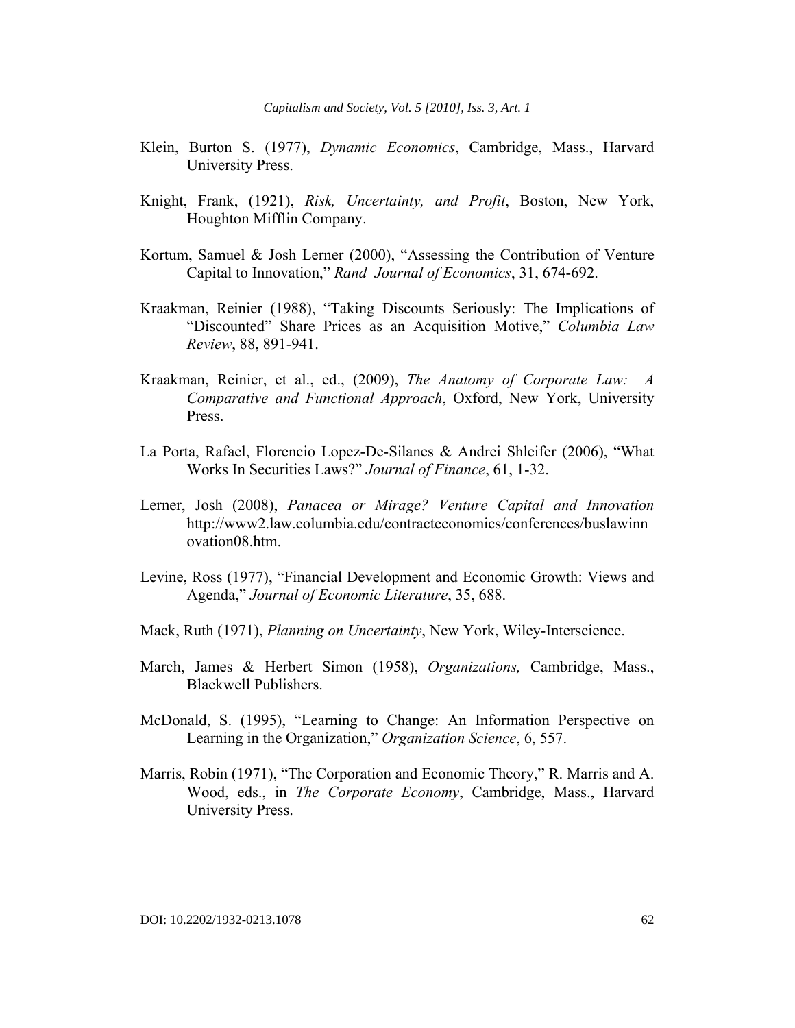Klein, Burton S. (1977), *Dynamic Economics*, Cambridge, Mass., Harvard University Press.

Knight, Frank, (1921), *Risk, Uncertainty, and Profit*, Boston, New York, Houghton Mifflin Company.

Kortum, Samuel & Josh Lerner (2000), "Assessing the Contribution of Venture Capital to Innovation," *Rand Journal of Economics*, 31, 674-692.

Kraakman, Reinier (1988), "Taking Discounts Seriously: The Implications of "Discounted" Share Prices as an Acquisition Motive," *Columbia Law Review*, 88, 891-941.

Kraakman, Reinier, et al., ed., (2009), *The Anatomy of Corporate Law: A Comparative and Functional Approach*, Oxford, New York, University Press.

La Porta, Rafael, Florencio Lopez-De-Silanes & Andrei Shleifer (2006), "What Works In Securities Laws?" *Journal of Finance*, 61, 1-32.

Lerner, Josh (2008), *Panacea or Mirage? Venture Capital and Innovation* http://www2.law.columbia.edu/contracteconomics/conferences/buslawinnovation08.htm.

Levine, Ross (1977), "Financial Development and Economic Growth: Views and Agenda," *Journal of Economic Literature*, 35, 688.

Mack, Ruth (1971), *Planning on Uncertainty*, New York, Wiley-Interscience.

March, James & Herbert Simon (1958), *Organizations,* Cambridge, Mass., Blackwell Publishers.

McDonald, S. (1995), "Learning to Change: An Information Perspective on Learning in the Organization," *Organization Science*, 6, 557.

Marris, Robin (1971), "The Corporation and Economic Theory," R. Marris and A. Wood, eds., in *The Corporate Economy*, Cambridge, Mass., Harvard University Press.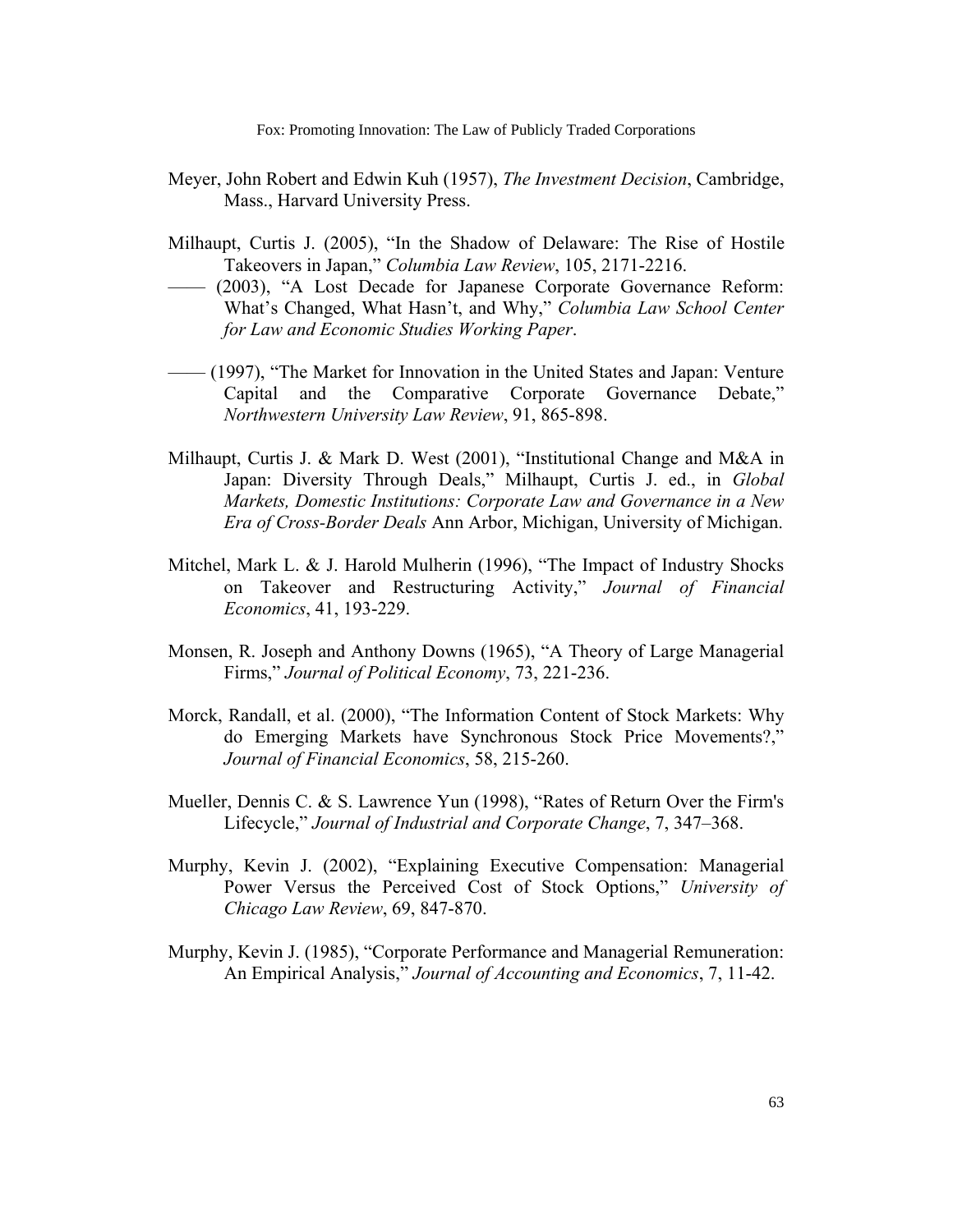Meyer, John Robert and Edwin Kuh (1957), *The Investment Decision*, Cambridge, Mass., Harvard University Press.

Milhaupt, Curtis J. (2005), "In the Shadow of Delaware: The Rise of Hostile Takeovers in Japan," *Columbia Law Review*, 105, 2171-2216.

—— (2003), "A Lost Decade for Japanese Corporate Governance Reform: What's Changed, What Hasn't, and Why," *Columbia Law School Center for Law and Economic Studies Working Paper*.

—— (1997), "The Market for Innovation in the United States and Japan: Venture Capital and the Comparative Corporate Governance Debate," *Northwestern University Law Review*, 91, 865-898.

Milhaupt, Curtis J. & Mark D. West (2001), "Institutional Change and M&A in Japan: Diversity Through Deals," Milhaupt, Curtis J. ed., in *Global Markets, Domestic Institutions: Corporate Law and Governance in a New Era of Cross-Border Deals* Ann Arbor, Michigan, University of Michigan.

Mitchel, Mark L. & J. Harold Mulherin (1996), "The Impact of Industry Shocks on Takeover and Restructuring Activity," *Journal of Financial Economics*, 41, 193-229.

Monsen, R. Joseph and Anthony Downs (1965), "A Theory of Large Managerial Firms," *Journal of Political Economy*, 73, 221-236.

Morck, Randall, et al. (2000), "The Information Content of Stock Markets: Why do Emerging Markets have Synchronous Stock Price Movements?," *Journal of Financial Economics*, 58, 215-260.

Mueller, Dennis C. & S. Lawrence Yun (1998), "Rates of Return Over the Firm's Lifecycle," *Journal of Industrial and Corporate Change*, 7, 347–368.

Murphy, Kevin J. (2002), "Explaining Executive Compensation: Managerial Power Versus the Perceived Cost of Stock Options," *University of Chicago Law Review*, 69, 847-870.

Murphy, Kevin J. (1985), "Corporate Performance and Managerial Remuneration: An Empirical Analysis," *Journal of Accounting and Economics*, 7, 11-42.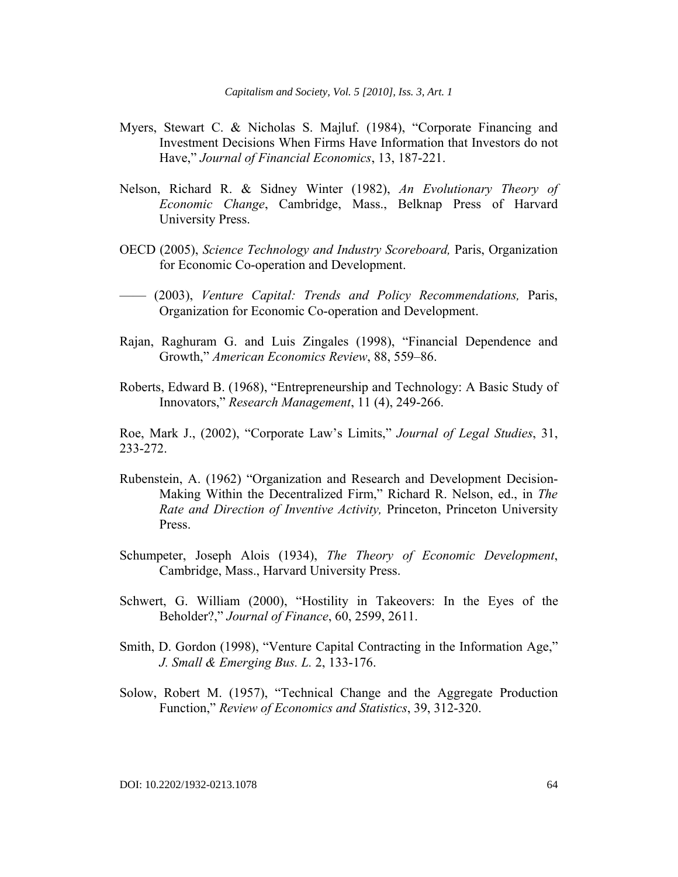Myers, Stewart C. & Nicholas S. Majluf. (1984), "Corporate Financing and Investment Decisions When Firms Have Information that Investors do not Have," *Journal of Financial Economics*, 13, 187-221.

Nelson, Richard R. & Sidney Winter (1982), *An Evolutionary Theory of Economic Change*, Cambridge, Mass., Belknap Press of Harvard University Press.

OECD (2005), *Science Technology and Industry Scoreboard,* Paris, Organization for Economic Co-operation and Development.

—— (2003), *Venture Capital: Trends and Policy Recommendations,* Paris, Organization for Economic Co-operation and Development.

Rajan, Raghuram G. and Luis Zingales (1998), "Financial Dependence and Growth," *American Economics Review*, 88, 559–86.

Roberts, Edward B. (1968), "Entrepreneurship and Technology: A Basic Study of Innovators," *Research Management*, 11 (4), 249-266.

Roe, Mark J., (2002), "Corporate Law's Limits," *Journal of Legal Studies*, 31, 233-272.

Rubenstein, A. (1962) "Organization and Research and Development Decision-Making Within the Decentralized Firm," Richard R. Nelson, ed., in *The Rate and Direction of Inventive Activity,* Princeton, Princeton University Press.

Schumpeter, Joseph Alois (1934), *The Theory of Economic Development*, Cambridge, Mass., Harvard University Press.

Schwert, G. William (2000), "Hostility in Takeovers: In the Eyes of the Beholder?," *Journal of Finance*, 60, 2599, 2611.

Smith, D. Gordon (1998), "Venture Capital Contracting in the Information Age," *J. Small & Emerging Bus. L.* 2, 133-176.

Solow, Robert M. (1957), "Technical Change and the Aggregate Production Function," *Review of Economics and Statistics*, 39, 312-320.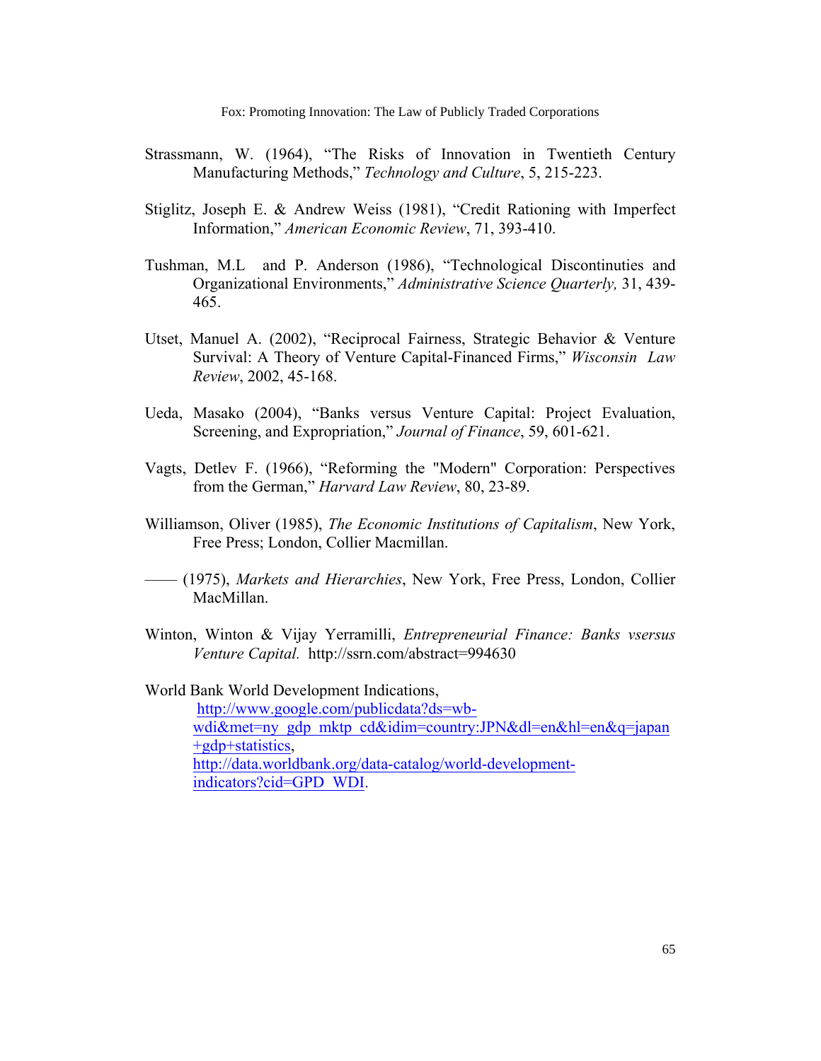Strassmann, W. (1964), "The Risks of Innovation in Twentieth Century Manufacturing Methods," *Technology and Culture*, 5, 215-223.

Stiglitz, Joseph E. & Andrew Weiss (1981), "Credit Rationing with Imperfect Information," *American Economic Review*, 71, 393-410.

Tushman, M.L and P. Anderson (1986), "Technological Discontinuties and Organizational Environments," *Administrative Science Quarterly,* 31, 439-465.

Utset, Manuel A. (2002), "Reciprocal Fairness, Strategic Behavior & Venture Survival: A Theory of Venture Capital-Financed Firms," *Wisconsin Law Review*, 2002, 45-168.

Ueda, Masako (2004), "Banks versus Venture Capital: Project Evaluation, Screening, and Expropriation," *Journal of Finance*, 59, 601-621.

Vagts, Detlev F. (1966), "Reforming the "Modern" Corporation: Perspectives from the German," *Harvard Law Review*, 80, 23-89.

Williamson, Oliver (1985), *The Economic Institutions of Capitalism*, New York, Free Press; London, Collier Macmillan.

—— (1975), *Markets and Hierarchies*, New York, Free Press, London, Collier MacMillan.

Winton, Winton & Vijay Yerramilli, *Entrepreneurial Finance: Banks vsersus Venture Capital.* http://ssrn.com/abstract=994630

World Bank World Development Indications, http://www.google.com/publicdata?ds=wb-wdi&met=ny_gdp_mktp_cd&idim=country:JPN&dl=en&hl=en&q=japan+gdp+statistics, http://data.worldbank.org/data-catalog/world-development-indicators?cid=GPD_WDI.